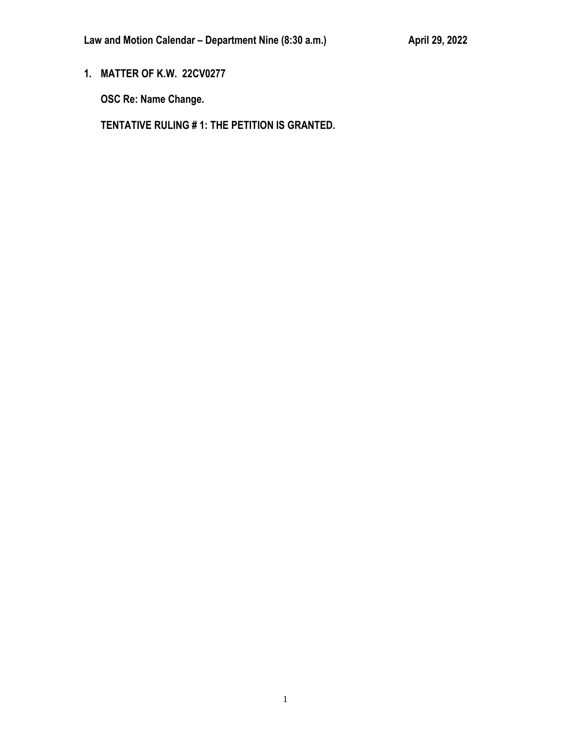**Law and Motion Calendar – Department Nine (8:30 a.m.)** **April 29, 2022**

**1. MATTER OF K.W. 22CV0277**

**OSC Re: Name Change.**

**TENTATIVE RULING # 1: THE PETITION IS GRANTED.**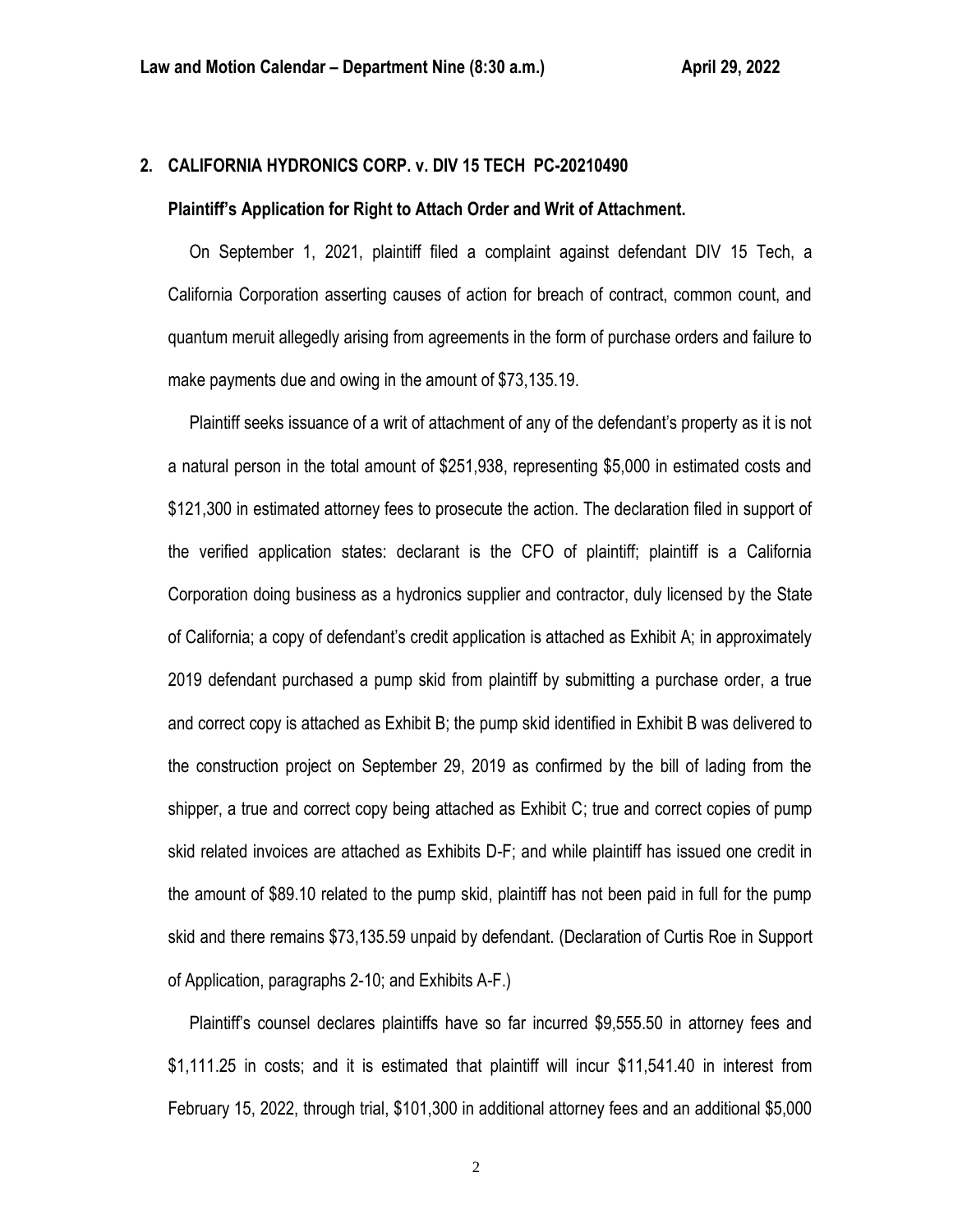**Law and Motion Calendar – Department Nine (8:30 a.m.) April 29, 2022**

**2. CALIFORNIA HYDRONICS CORP. v. DIV 15 TECH PC-20210490**

**Plaintiff's Application for Right to Attach Order and Writ of Attachment.**

On September 1, 2021, plaintiff filed a complaint against defendant DIV 15 Tech, a California Corporation asserting causes of action for breach of contract, common count, and quantum meruit allegedly arising from agreements in the form of purchase orders and failure to make payments due and owing in the amount of $73,135.19.

Plaintiff seeks issuance of a writ of attachment of any of the defendant's property as it is not a natural person in the total amount of $251,938, representing $5,000 in estimated costs and $121,300 in estimated attorney fees to prosecute the action. The declaration filed in support of the verified application states: declarant is the CFO of plaintiff; plaintiff is a California Corporation doing business as a hydronics supplier and contractor, duly licensed by the State of California; a copy of defendant's credit application is attached as Exhibit A; in approximately 2019 defendant purchased a pump skid from plaintiff by submitting a purchase order, a true and correct copy is attached as Exhibit B; the pump skid identified in Exhibit B was delivered to the construction project on September 29, 2019 as confirmed by the bill of lading from the shipper, a true and correct copy being attached as Exhibit C; true and correct copies of pump skid related invoices are attached as Exhibits D-F; and while plaintiff has issued one credit in the amount of $89.10 related to the pump skid, plaintiff has not been paid in full for the pump skid and there remains $73,135.59 unpaid by defendant. (Declaration of Curtis Roe in Support of Application, paragraphs 2-10; and Exhibits A-F.)

Plaintiff's counsel declares plaintiffs have so far incurred $9,555.50 in attorney fees and $1,111.25 in costs; and it is estimated that plaintiff will incur $11,541.40 in interest from February 15, 2022, through trial, $101,300 in additional attorney fees and an additional $5,000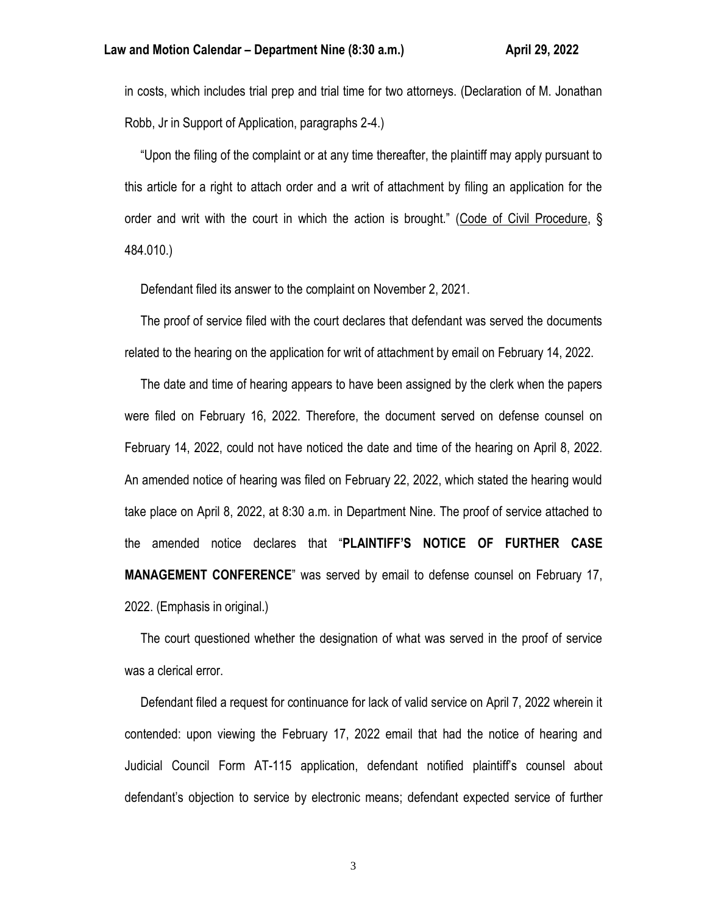in costs, which includes trial prep and trial time for two attorneys. (Declaration of M. Jonathan Robb, Jr in Support of Application, paragraphs 2-4.)

"Upon the filing of the complaint or at any time thereafter, the plaintiff may apply pursuant to this article for a right to attach order and a writ of attachment by filing an application for the order and writ with the court in which the action is brought." (Code of Civil Procedure, § 484.010.)

Defendant filed its answer to the complaint on November 2, 2021.

The proof of service filed with the court declares that defendant was served the documents related to the hearing on the application for writ of attachment by email on February 14, 2022.

The date and time of hearing appears to have been assigned by the clerk when the papers were filed on February 16, 2022. Therefore, the document served on defense counsel on February 14, 2022, could not have noticed the date and time of the hearing on April 8, 2022. An amended notice of hearing was filed on February 22, 2022, which stated the hearing would take place on April 8, 2022, at 8:30 a.m. in Department Nine. The proof of service attached to the amended notice declares that "**PLAINTIFF'S NOTICE OF FURTHER CASE MANAGEMENT CONFERENCE**" was served by email to defense counsel on February 17, 2022. (Emphasis in original.)

The court questioned whether the designation of what was served in the proof of service was a clerical error.

Defendant filed a request for continuance for lack of valid service on April 7, 2022 wherein it contended: upon viewing the February 17, 2022 email that had the notice of hearing and Judicial Council Form AT-115 application, defendant notified plaintiff's counsel about defendant's objection to service by electronic means; defendant expected service of further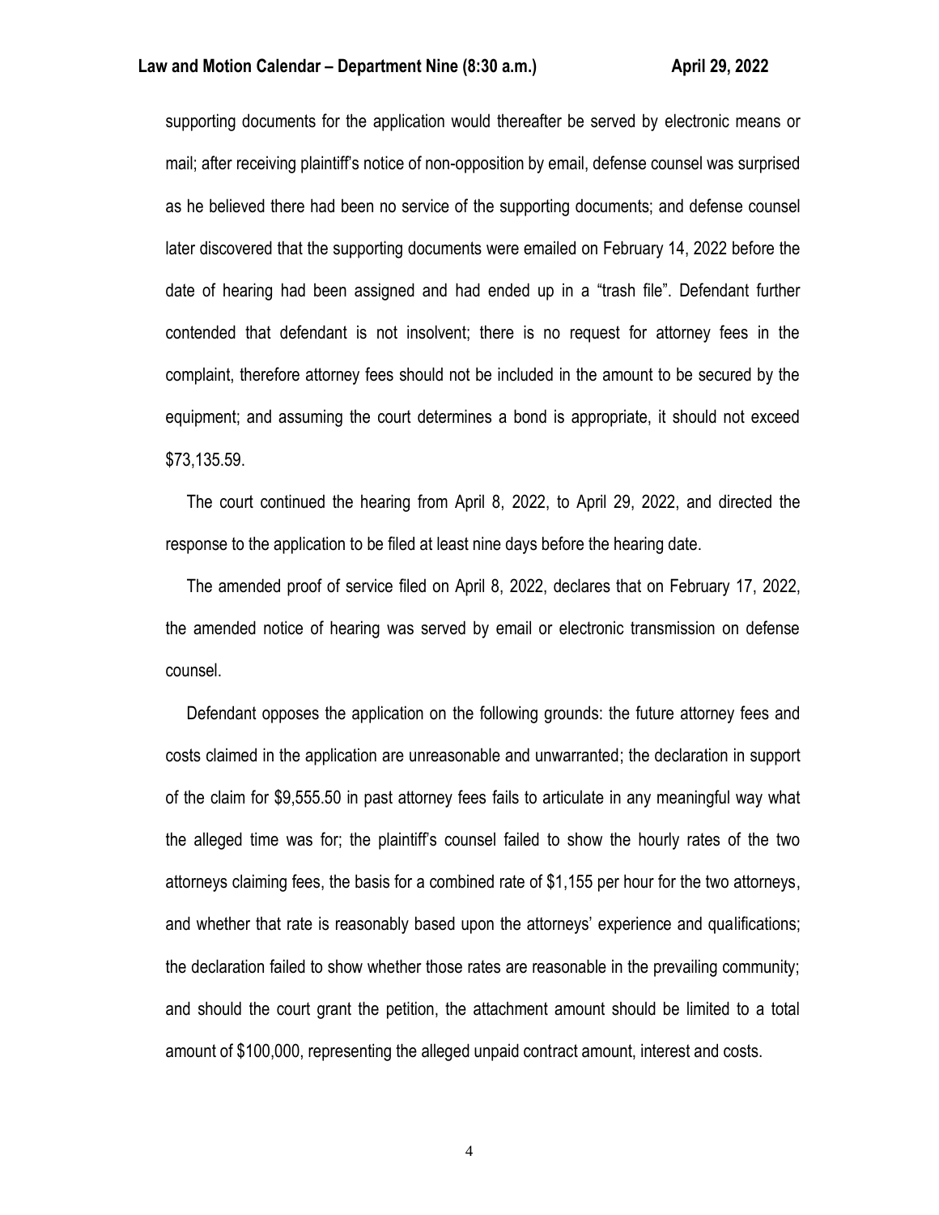supporting documents for the application would thereafter be served by electronic means or mail; after receiving plaintiff's notice of non-opposition by email, defense counsel was surprised as he believed there had been no service of the supporting documents; and defense counsel later discovered that the supporting documents were emailed on February 14, 2022 before the date of hearing had been assigned and had ended up in a "trash file". Defendant further contended that defendant is not insolvent; there is no request for attorney fees in the complaint, therefore attorney fees should not be included in the amount to be secured by the equipment; and assuming the court determines a bond is appropriate, it should not exceed $73,135.59.

The court continued the hearing from April 8, 2022, to April 29, 2022, and directed the response to the application to be filed at least nine days before the hearing date.

The amended proof of service filed on April 8, 2022, declares that on February 17, 2022, the amended notice of hearing was served by email or electronic transmission on defense counsel.

Defendant opposes the application on the following grounds: the future attorney fees and costs claimed in the application are unreasonable and unwarranted; the declaration in support of the claim for $9,555.50 in past attorney fees fails to articulate in any meaningful way what the alleged time was for; the plaintiff's counsel failed to show the hourly rates of the two attorneys claiming fees, the basis for a combined rate of $1,155 per hour for the two attorneys, and whether that rate is reasonably based upon the attorneys' experience and qualifications; the declaration failed to show whether those rates are reasonable in the prevailing community; and should the court grant the petition, the attachment amount should be limited to a total amount of $100,000, representing the alleged unpaid contract amount, interest and costs.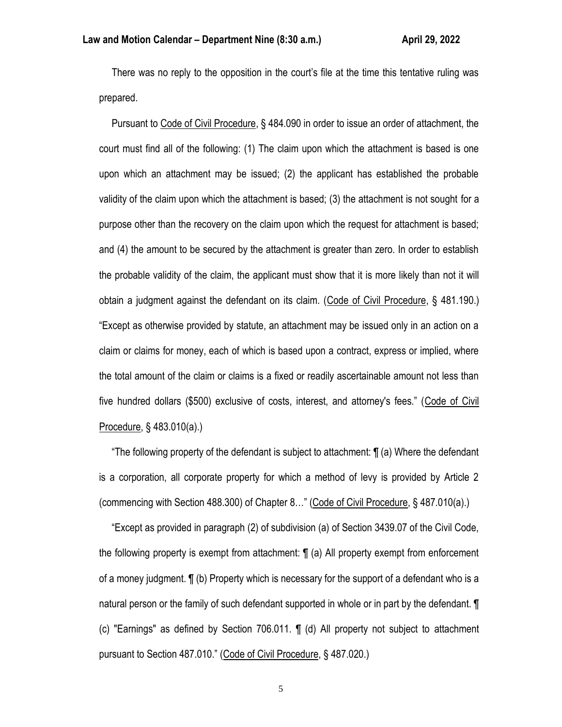There was no reply to the opposition in the court's file at the time this tentative ruling was prepared.

Pursuant to Code of Civil Procedure, § 484.090 in order to issue an order of attachment, the court must find all of the following: (1) The claim upon which the attachment is based is one upon which an attachment may be issued; (2) the applicant has established the probable validity of the claim upon which the attachment is based; (3) the attachment is not sought for a purpose other than the recovery on the claim upon which the request for attachment is based; and (4) the amount to be secured by the attachment is greater than zero. In order to establish the probable validity of the claim, the applicant must show that it is more likely than not it will obtain a judgment against the defendant on its claim. (Code of Civil Procedure, § 481.190.) "Except as otherwise provided by statute, an attachment may be issued only in an action on a claim or claims for money, each of which is based upon a contract, express or implied, where the total amount of the claim or claims is a fixed or readily ascertainable amount not less than five hundred dollars ($500) exclusive of costs, interest, and attorney's fees." (Code of Civil Procedure, § 483.010(a).)

"The following property of the defendant is subject to attachment: ¶ (a) Where the defendant is a corporation, all corporate property for which a method of levy is provided by Article 2 (commencing with Section 488.300) of Chapter 8…" (Code of Civil Procedure, § 487.010(a).)

"Except as provided in paragraph (2) of subdivision (a) of Section 3439.07 of the Civil Code, the following property is exempt from attachment: ¶ (a) All property exempt from enforcement of a money judgment. ¶ (b) Property which is necessary for the support of a defendant who is a natural person or the family of such defendant supported in whole or in part by the defendant. ¶ (c) "Earnings" as defined by Section 706.011. ¶ (d) All property not subject to attachment pursuant to Section 487.010." (Code of Civil Procedure, § 487.020.)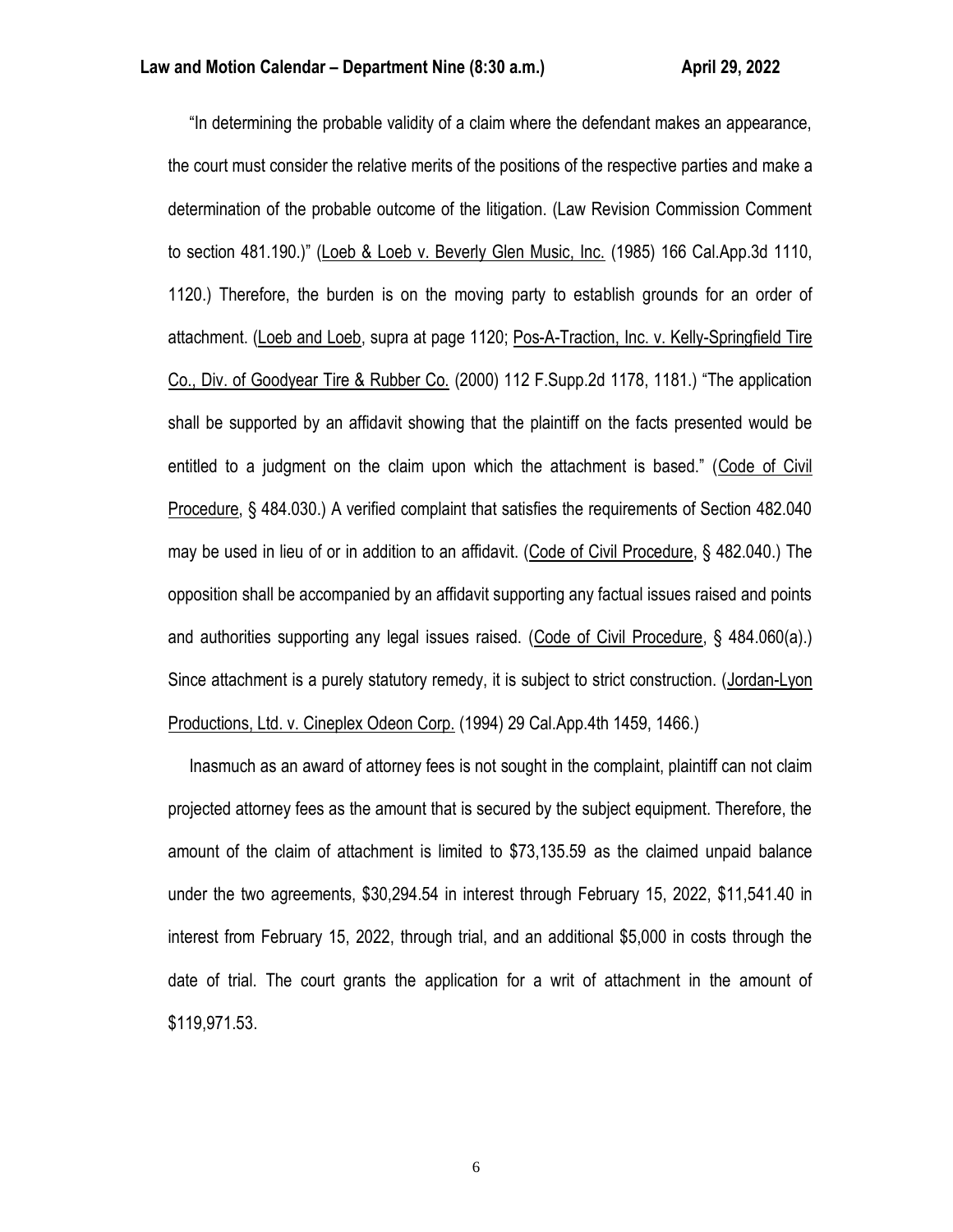"In determining the probable validity of a claim where the defendant makes an appearance, the court must consider the relative merits of the positions of the respective parties and make a determination of the probable outcome of the litigation. (Law Revision Commission Comment to section 481.190.)" (Loeb & Loeb v. Beverly Glen Music, Inc. (1985) 166 Cal.App.3d 1110, 1120.) Therefore, the burden is on the moving party to establish grounds for an order of attachment. (Loeb and Loeb, supra at page 1120; Pos-A-Traction, Inc. v. Kelly-Springfield Tire Co., Div. of Goodyear Tire & Rubber Co. (2000) 112 F.Supp.2d 1178, 1181.) "The application shall be supported by an affidavit showing that the plaintiff on the facts presented would be entitled to a judgment on the claim upon which the attachment is based." (Code of Civil Procedure, § 484.030.) A verified complaint that satisfies the requirements of Section 482.040 may be used in lieu of or in addition to an affidavit. (Code of Civil Procedure, § 482.040.) The opposition shall be accompanied by an affidavit supporting any factual issues raised and points and authorities supporting any legal issues raised. (Code of Civil Procedure, § 484.060(a).) Since attachment is a purely statutory remedy, it is subject to strict construction. (Jordan-Lyon Productions, Ltd. v. Cineplex Odeon Corp. (1994) 29 Cal.App.4th 1459, 1466.)

Inasmuch as an award of attorney fees is not sought in the complaint, plaintiff can not claim projected attorney fees as the amount that is secured by the subject equipment. Therefore, the amount of the claim of attachment is limited to $73,135.59 as the claimed unpaid balance under the two agreements, $30,294.54 in interest through February 15, 2022, $11,541.40 in interest from February 15, 2022, through trial, and an additional $5,000 in costs through the date of trial. The court grants the application for a writ of attachment in the amount of $119,971.53.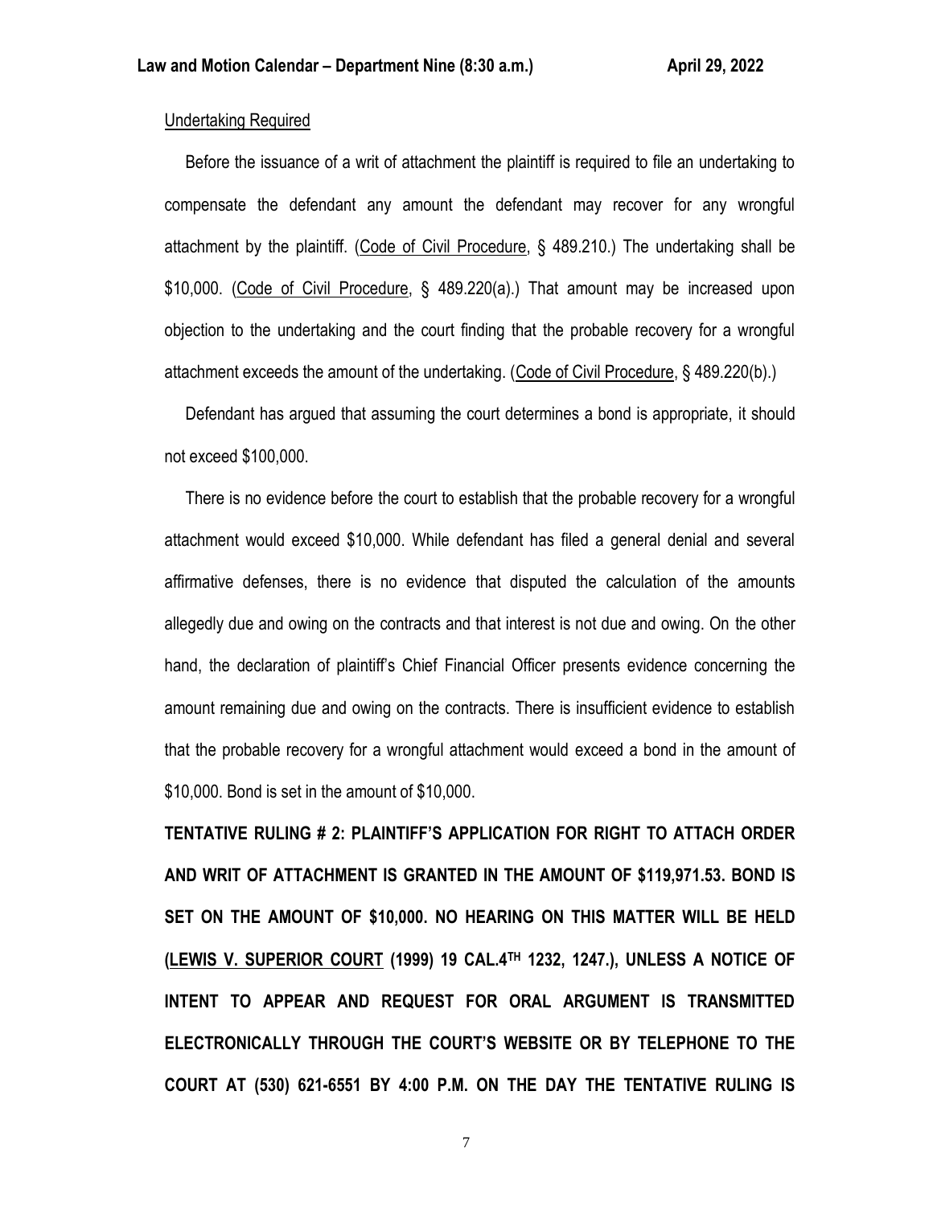Undertaking Required

Before the issuance of a writ of attachment the plaintiff is required to file an undertaking to compensate the defendant any amount the defendant may recover for any wrongful attachment by the plaintiff. (Code of Civil Procedure, § 489.210.) The undertaking shall be $10,000. (Code of Civil Procedure, § 489.220(a).) That amount may be increased upon objection to the undertaking and the court finding that the probable recovery for a wrongful attachment exceeds the amount of the undertaking. (Code of Civil Procedure, § 489.220(b).)

Defendant has argued that assuming the court determines a bond is appropriate, it should not exceed $100,000.

There is no evidence before the court to establish that the probable recovery for a wrongful attachment would exceed $10,000. While defendant has filed a general denial and several affirmative defenses, there is no evidence that disputed the calculation of the amounts allegedly due and owing on the contracts and that interest is not due and owing. On the other hand, the declaration of plaintiff's Chief Financial Officer presents evidence concerning the amount remaining due and owing on the contracts. There is insufficient evidence to establish that the probable recovery for a wrongful attachment would exceed a bond in the amount of $10,000. Bond is set in the amount of $10,000.

**TENTATIVE RULING # 2: PLAINTIFF'S APPLICATION FOR RIGHT TO ATTACH ORDER AND WRIT OF ATTACHMENT IS GRANTED IN THE AMOUNT OF $119,971.53. BOND IS SET ON THE AMOUNT OF $10,000. NO HEARING ON THIS MATTER WILL BE HELD (LEWIS V. SUPERIOR COURT (1999) 19 CAL.4TH 1232, 1247.), UNLESS A NOTICE OF INTENT TO APPEAR AND REQUEST FOR ORAL ARGUMENT IS TRANSMITTED ELECTRONICALLY THROUGH THE COURT'S WEBSITE OR BY TELEPHONE TO THE COURT AT (530) 621-6551 BY 4:00 P.M. ON THE DAY THE TENTATIVE RULING IS**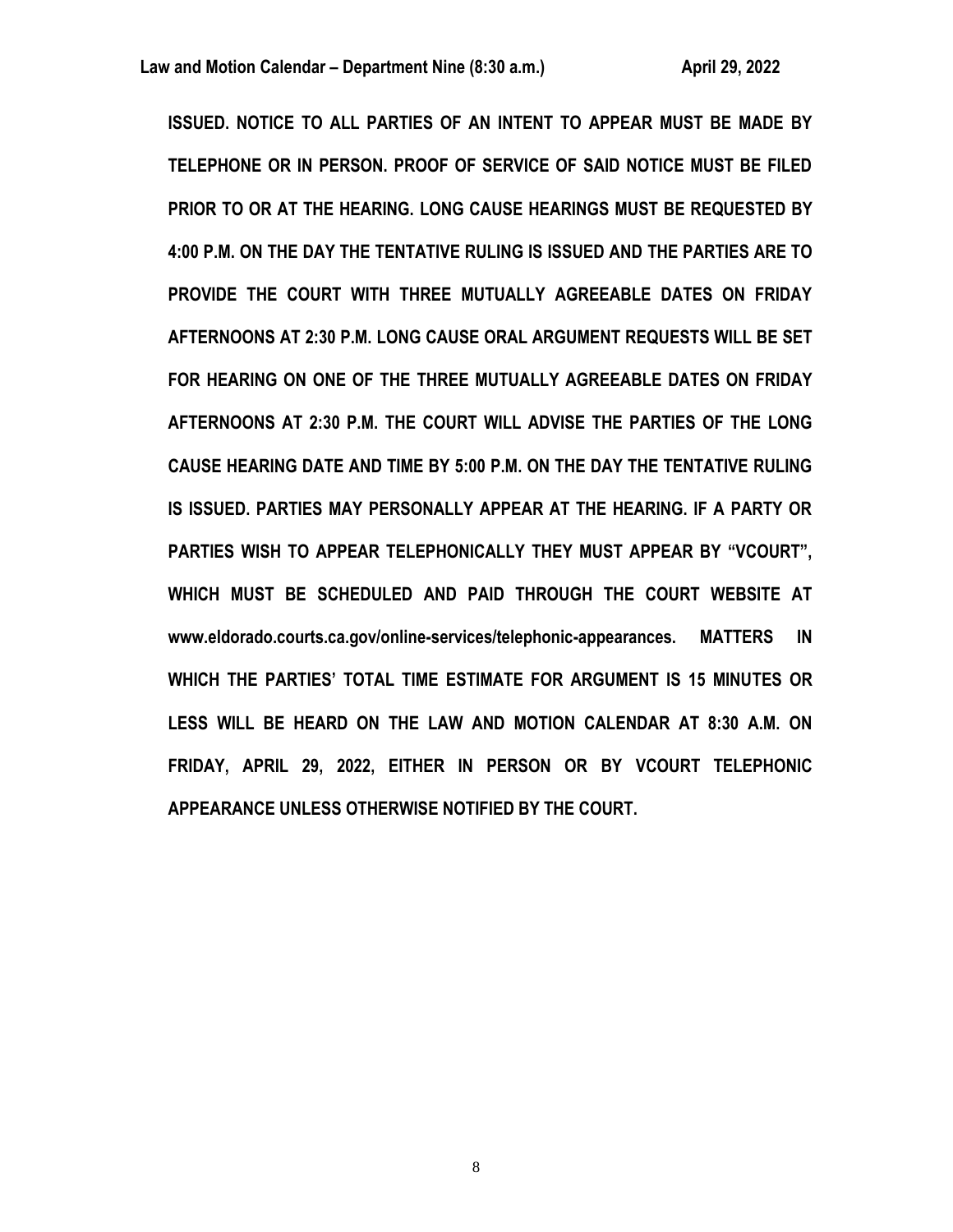**ISSUED. NOTICE TO ALL PARTIES OF AN INTENT TO APPEAR MUST BE MADE BY TELEPHONE OR IN PERSON. PROOF OF SERVICE OF SAID NOTICE MUST BE FILED PRIOR TO OR AT THE HEARING. LONG CAUSE HEARINGS MUST BE REQUESTED BY 4:00 P.M. ON THE DAY THE TENTATIVE RULING IS ISSUED AND THE PARTIES ARE TO PROVIDE THE COURT WITH THREE MUTUALLY AGREEABLE DATES ON FRIDAY AFTERNOONS AT 2:30 P.M. LONG CAUSE ORAL ARGUMENT REQUESTS WILL BE SET FOR HEARING ON ONE OF THE THREE MUTUALLY AGREEABLE DATES ON FRIDAY AFTERNOONS AT 2:30 P.M. THE COURT WILL ADVISE THE PARTIES OF THE LONG CAUSE HEARING DATE AND TIME BY 5:00 P.M. ON THE DAY THE TENTATIVE RULING IS ISSUED. PARTIES MAY PERSONALLY APPEAR AT THE HEARING. IF A PARTY OR PARTIES WISH TO APPEAR TELEPHONICALLY THEY MUST APPEAR BY "VCOURT", WHICH MUST BE SCHEDULED AND PAID THROUGH THE COURT WEBSITE AT www.eldorado.courts.ca.gov/online-services/telephonic-appearances. MATTERS IN WHICH THE PARTIES' TOTAL TIME ESTIMATE FOR ARGUMENT IS 15 MINUTES OR LESS WILL BE HEARD ON THE LAW AND MOTION CALENDAR AT 8:30 A.M. ON FRIDAY, APRIL 29, 2022, EITHER IN PERSON OR BY VCOURT TELEPHONIC APPEARANCE UNLESS OTHERWISE NOTIFIED BY THE COURT.**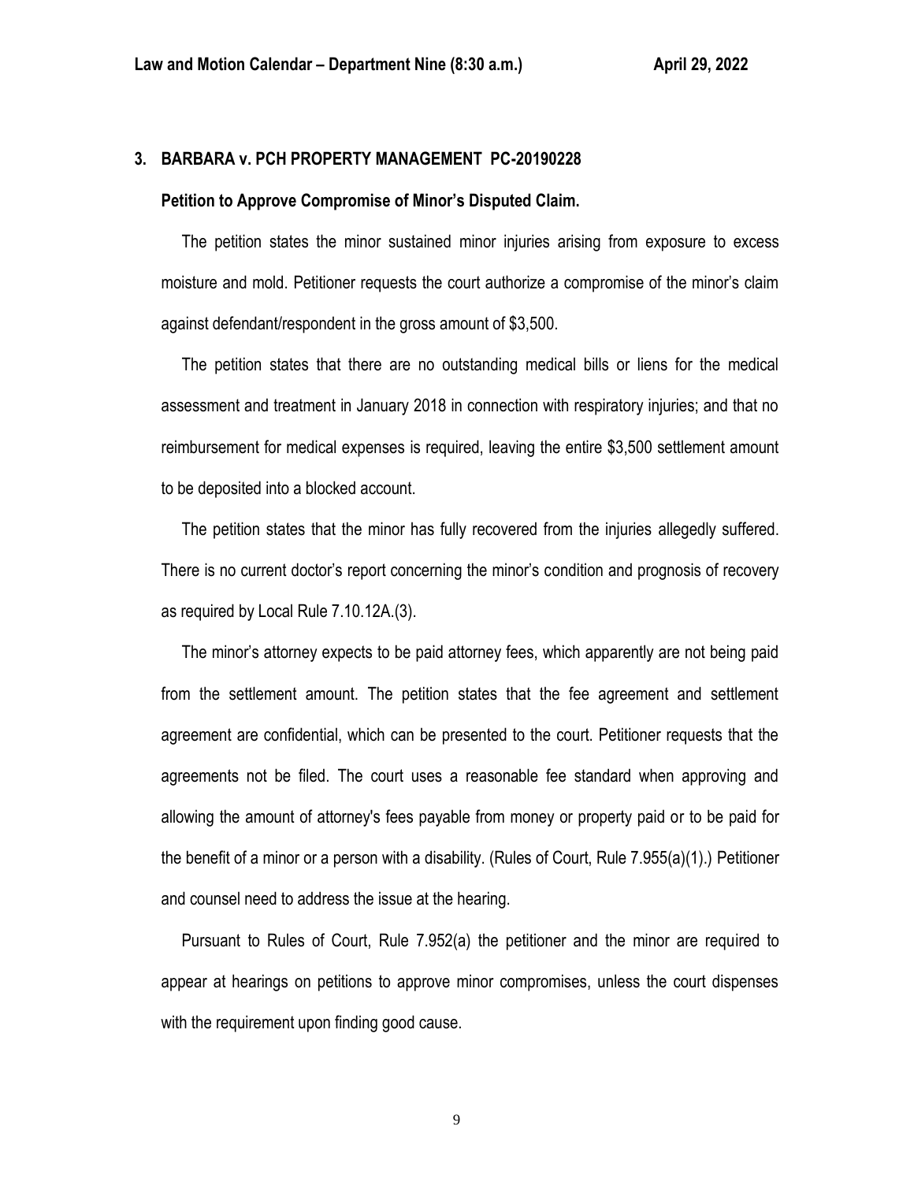## 3. BARBARA v. PCH PROPERTY MANAGEMENT PC-20190228

**Petition to Approve Compromise of Minor's Disputed Claim.**

The petition states the minor sustained minor injuries arising from exposure to excess moisture and mold. Petitioner requests the court authorize a compromise of the minor's claim against defendant/respondent in the gross amount of $3,500.

The petition states that there are no outstanding medical bills or liens for the medical assessment and treatment in January 2018 in connection with respiratory injuries; and that no reimbursement for medical expenses is required, leaving the entire $3,500 settlement amount to be deposited into a blocked account.

The petition states that the minor has fully recovered from the injuries allegedly suffered. There is no current doctor's report concerning the minor's condition and prognosis of recovery as required by Local Rule 7.10.12A.(3).

The minor's attorney expects to be paid attorney fees, which apparently are not being paid from the settlement amount. The petition states that the fee agreement and settlement agreement are confidential, which can be presented to the court. Petitioner requests that the agreements not be filed. The court uses a reasonable fee standard when approving and allowing the amount of attorney's fees payable from money or property paid or to be paid for the benefit of a minor or a person with a disability. (Rules of Court, Rule 7.955(a)(1).) Petitioner and counsel need to address the issue at the hearing.

Pursuant to Rules of Court, Rule 7.952(a) the petitioner and the minor are required to appear at hearings on petitions to approve minor compromises, unless the court dispenses with the requirement upon finding good cause.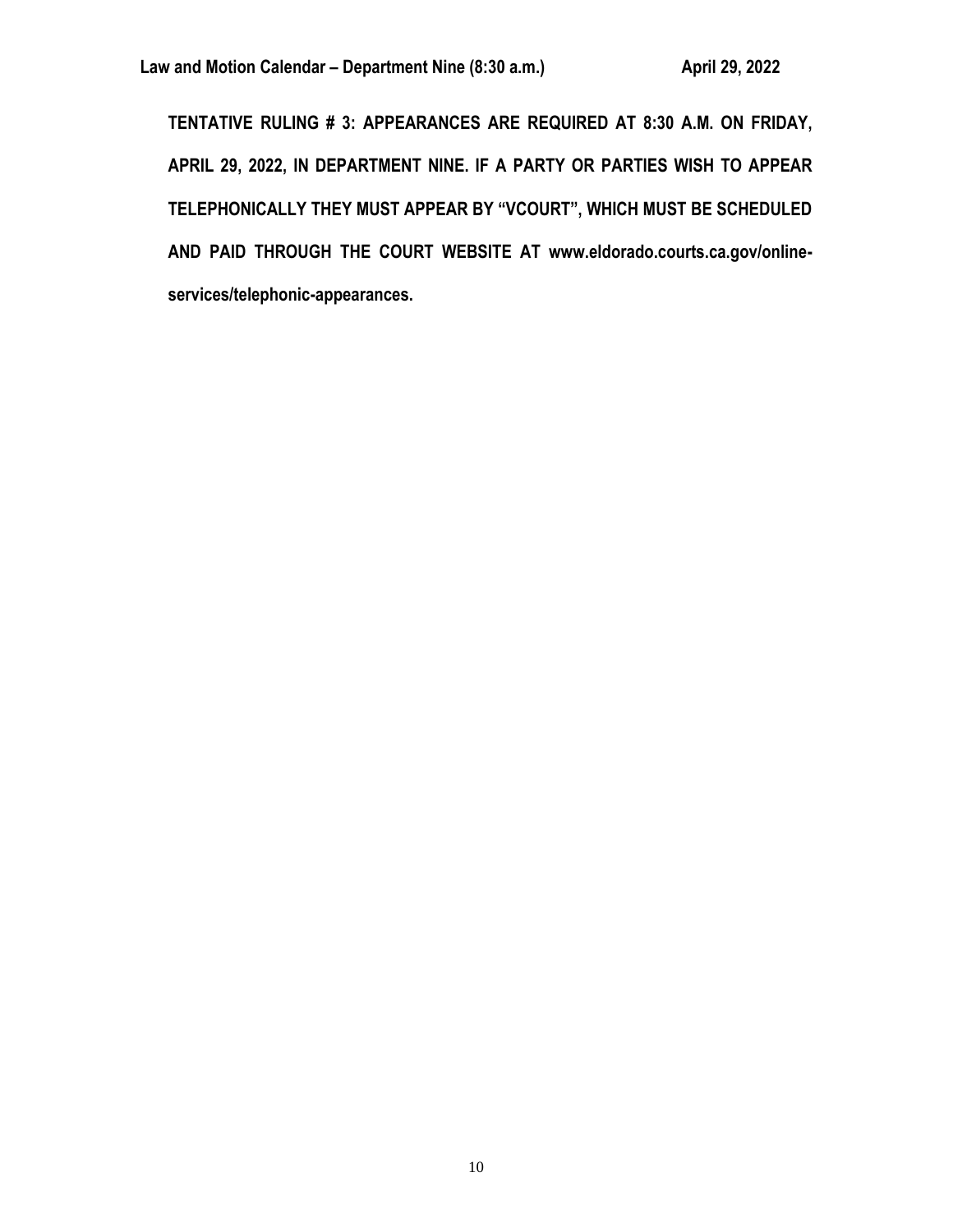**TENTATIVE RULING # 3: APPEARANCES ARE REQUIRED AT 8:30 A.M. ON FRIDAY, APRIL 29, 2022, IN DEPARTMENT NINE. IF A PARTY OR PARTIES WISH TO APPEAR TELEPHONICALLY THEY MUST APPEAR BY "VCOURT", WHICH MUST BE SCHEDULED AND PAID THROUGH THE COURT WEBSITE AT www.eldorado.courts.ca.gov/online-services/telephonic-appearances.**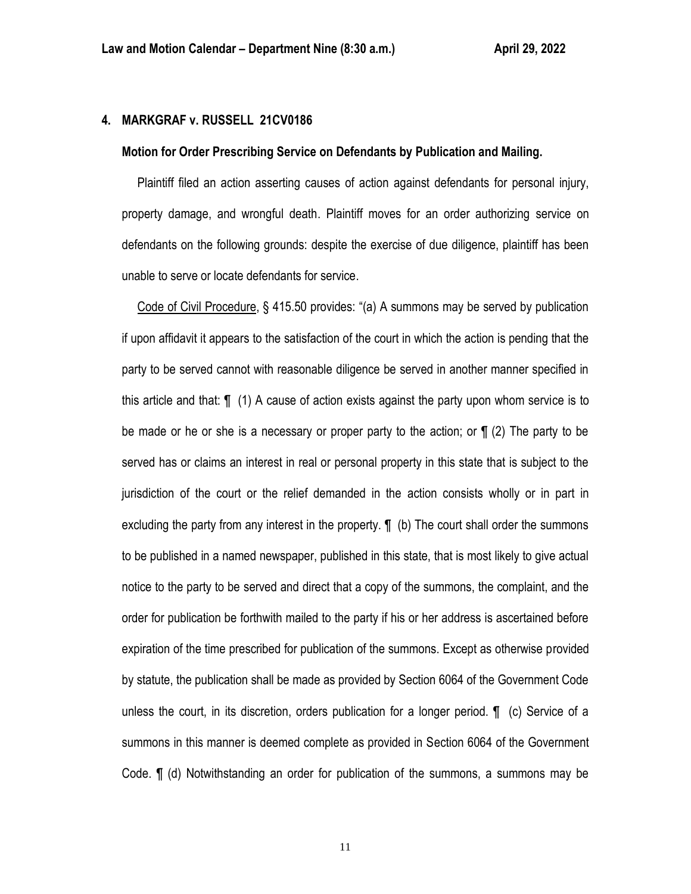## 4. MARKGRAF v. RUSSELL 21CV0186

### Motion for Order Prescribing Service on Defendants by Publication and Mailing.

Plaintiff filed an action asserting causes of action against defendants for personal injury, property damage, and wrongful death. Plaintiff moves for an order authorizing service on defendants on the following grounds: despite the exercise of due diligence, plaintiff has been unable to serve or locate defendants for service.

Code of Civil Procedure, § 415.50 provides: "(a) A summons may be served by publication if upon affidavit it appears to the satisfaction of the court in which the action is pending that the party to be served cannot with reasonable diligence be served in another manner specified in this article and that: ¶ (1) A cause of action exists against the party upon whom service is to be made or he or she is a necessary or proper party to the action; or ¶ (2) The party to be served has or claims an interest in real or personal property in this state that is subject to the jurisdiction of the court or the relief demanded in the action consists wholly or in part in excluding the party from any interest in the property. ¶ (b) The court shall order the summons to be published in a named newspaper, published in this state, that is most likely to give actual notice to the party to be served and direct that a copy of the summons, the complaint, and the order for publication be forthwith mailed to the party if his or her address is ascertained before expiration of the time prescribed for publication of the summons. Except as otherwise provided by statute, the publication shall be made as provided by Section 6064 of the Government Code unless the court, in its discretion, orders publication for a longer period. ¶ (c) Service of a summons in this manner is deemed complete as provided in Section 6064 of the Government Code. ¶ (d) Notwithstanding an order for publication of the summons, a summons may be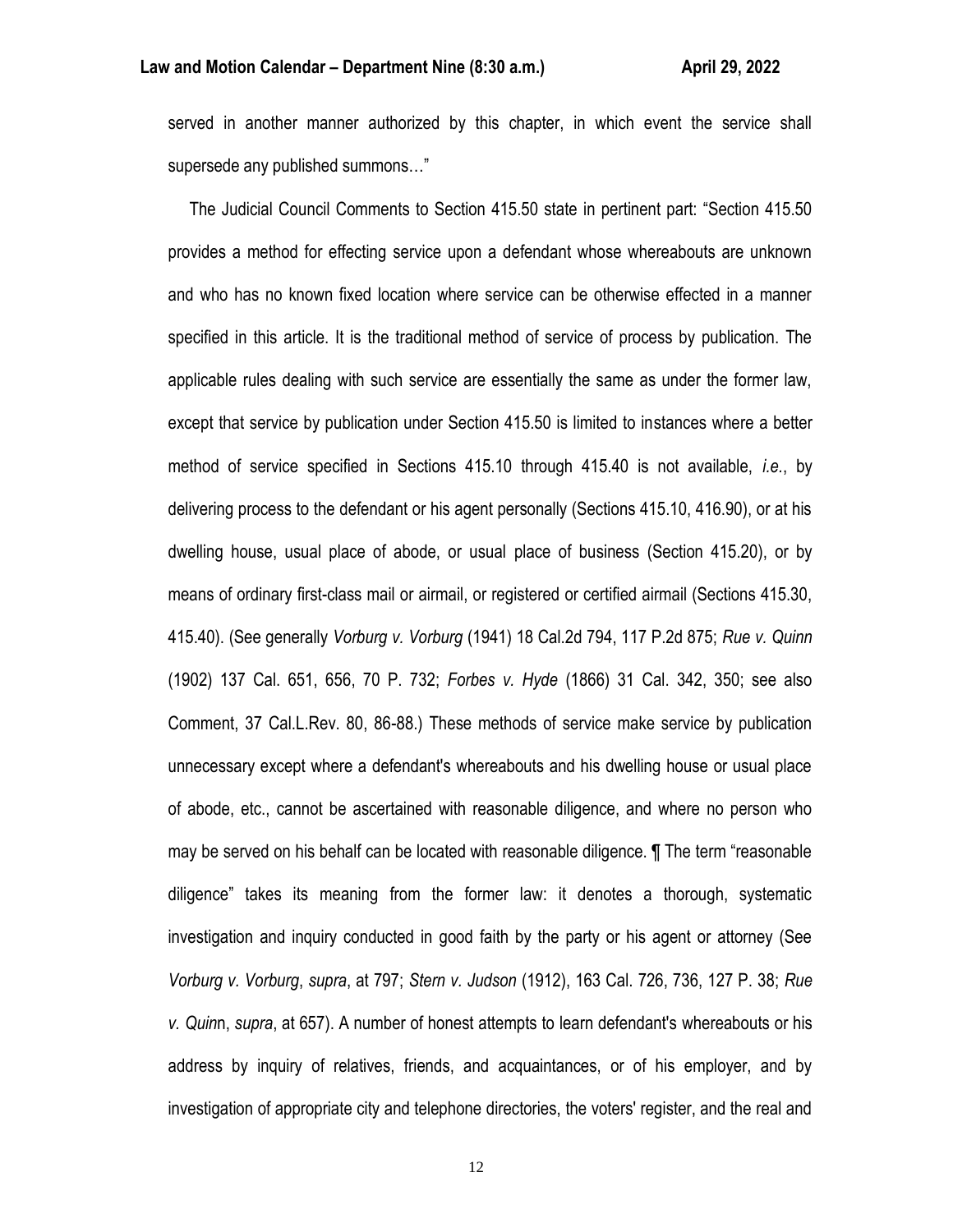served in another manner authorized by this chapter, in which event the service shall supersede any published summons…"

The Judicial Council Comments to Section 415.50 state in pertinent part: "Section 415.50 provides a method for effecting service upon a defendant whose whereabouts are unknown and who has no known fixed location where service can be otherwise effected in a manner specified in this article. It is the traditional method of service of process by publication. The applicable rules dealing with such service are essentially the same as under the former law, except that service by publication under Section 415.50 is limited to instances where a better method of service specified in Sections 415.10 through 415.40 is not available, *i.e.*, by delivering process to the defendant or his agent personally (Sections 415.10, 416.90), or at his dwelling house, usual place of abode, or usual place of business (Section 415.20), or by means of ordinary first-class mail or airmail, or registered or certified airmail (Sections 415.30, 415.40). (See generally *Vorburg v. Vorburg* (1941) 18 Cal.2d 794, 117 P.2d 875; *Rue v. Quinn* (1902) 137 Cal. 651, 656, 70 P. 732; *Forbes v. Hyde* (1866) 31 Cal. 342, 350; see also Comment, 37 Cal.L.Rev. 80, 86-88.) These methods of service make service by publication unnecessary except where a defendant's whereabouts and his dwelling house or usual place of abode, etc., cannot be ascertained with reasonable diligence, and where no person who may be served on his behalf can be located with reasonable diligence. ¶ The term "reasonable diligence" takes its meaning from the former law: it denotes a thorough, systematic investigation and inquiry conducted in good faith by the party or his agent or attorney (See *Vorburg v. Vorburg*, *supra*, at 797; *Stern v. Judson* (1912), 163 Cal. 726, 736, 127 P. 38; *Rue v. Quinn*, *supra*, at 657). A number of honest attempts to learn defendant's whereabouts or his address by inquiry of relatives, friends, and acquaintances, or of his employer, and by investigation of appropriate city and telephone directories, the voters' register, and the real and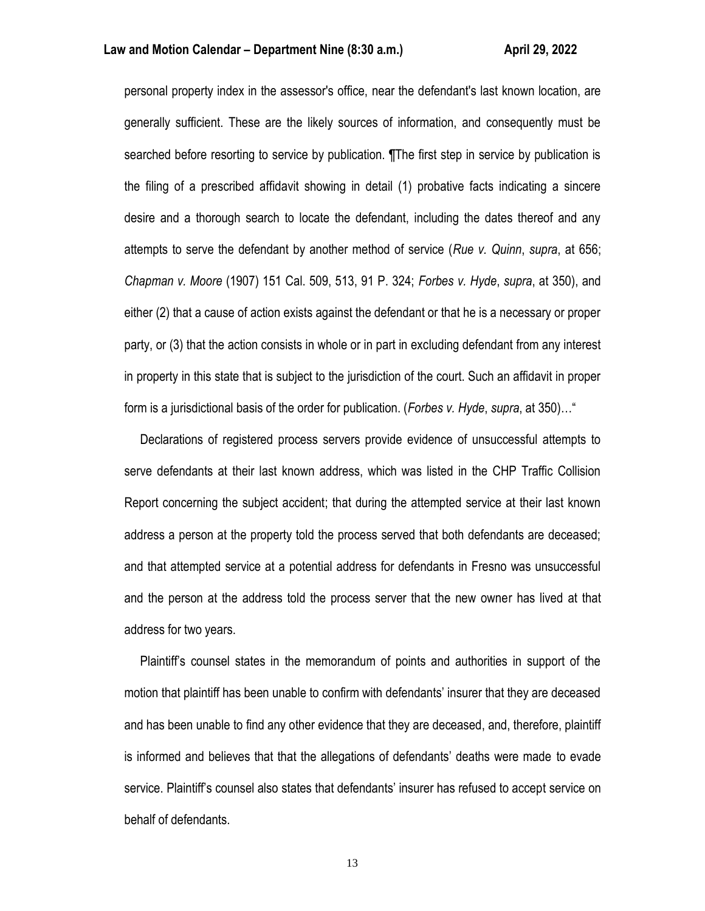personal property index in the assessor's office, near the defendant's last known location, are generally sufficient. These are the likely sources of information, and consequently must be searched before resorting to service by publication. ¶The first step in service by publication is the filing of a prescribed affidavit showing in detail (1) probative facts indicating a sincere desire and a thorough search to locate the defendant, including the dates thereof and any attempts to serve the defendant by another method of service (*Rue v. Quinn*, *supra*, at 656; *Chapman v. Moore* (1907) 151 Cal. 509, 513, 91 P. 324; *Forbes v. Hyde*, *supra*, at 350), and either (2) that a cause of action exists against the defendant or that he is a necessary or proper party, or (3) that the action consists in whole or in part in excluding defendant from any interest in property in this state that is subject to the jurisdiction of the court. Such an affidavit in proper form is a jurisdictional basis of the order for publication. (*Forbes v. Hyde*, *supra*, at 350)…"

Declarations of registered process servers provide evidence of unsuccessful attempts to serve defendants at their last known address, which was listed in the CHP Traffic Collision Report concerning the subject accident; that during the attempted service at their last known address a person at the property told the process served that both defendants are deceased; and that attempted service at a potential address for defendants in Fresno was unsuccessful and the person at the address told the process server that the new owner has lived at that address for two years.

Plaintiff's counsel states in the memorandum of points and authorities in support of the motion that plaintiff has been unable to confirm with defendants' insurer that they are deceased and has been unable to find any other evidence that they are deceased, and, therefore, plaintiff is informed and believes that that the allegations of defendants' deaths were made to evade service. Plaintiff's counsel also states that defendants' insurer has refused to accept service on behalf of defendants.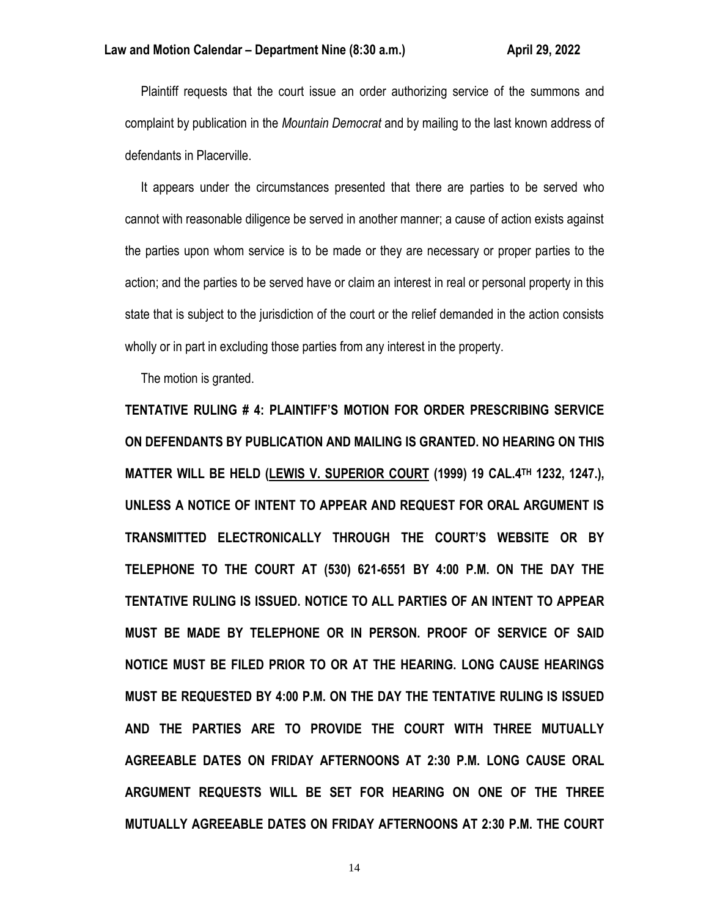Plaintiff requests that the court issue an order authorizing service of the summons and complaint by publication in the *Mountain Democrat* and by mailing to the last known address of defendants in Placerville.

It appears under the circumstances presented that there are parties to be served who cannot with reasonable diligence be served in another manner; a cause of action exists against the parties upon whom service is to be made or they are necessary or proper parties to the action; and the parties to be served have or claim an interest in real or personal property in this state that is subject to the jurisdiction of the court or the relief demanded in the action consists wholly or in part in excluding those parties from any interest in the property.

The motion is granted.

**TENTATIVE RULING # 4: PLAINTIFF'S MOTION FOR ORDER PRESCRIBING SERVICE ON DEFENDANTS BY PUBLICATION AND MAILING IS GRANTED. NO HEARING ON THIS MATTER WILL BE HELD (<u>LEWIS V. SUPERIOR COURT</u> (1999) 19 CAL.4TH 1232, 1247.), UNLESS A NOTICE OF INTENT TO APPEAR AND REQUEST FOR ORAL ARGUMENT IS TRANSMITTED ELECTRONICALLY THROUGH THE COURT'S WEBSITE OR BY TELEPHONE TO THE COURT AT (530) 621-6551 BY 4:00 P.M. ON THE DAY THE TENTATIVE RULING IS ISSUED. NOTICE TO ALL PARTIES OF AN INTENT TO APPEAR MUST BE MADE BY TELEPHONE OR IN PERSON. PROOF OF SERVICE OF SAID NOTICE MUST BE FILED PRIOR TO OR AT THE HEARING. LONG CAUSE HEARINGS MUST BE REQUESTED BY 4:00 P.M. ON THE DAY THE TENTATIVE RULING IS ISSUED AND THE PARTIES ARE TO PROVIDE THE COURT WITH THREE MUTUALLY AGREEABLE DATES ON FRIDAY AFTERNOONS AT 2:30 P.M. LONG CAUSE ORAL ARGUMENT REQUESTS WILL BE SET FOR HEARING ON ONE OF THE THREE MUTUALLY AGREEABLE DATES ON FRIDAY AFTERNOONS AT 2:30 P.M. THE COURT**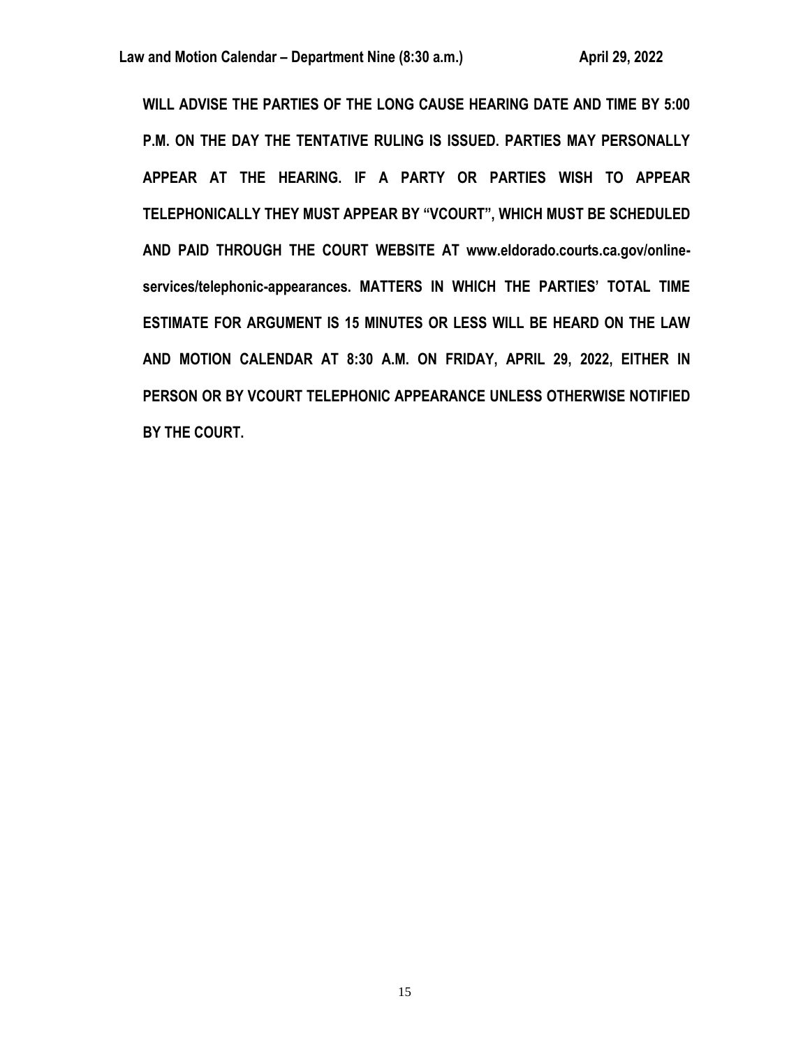**WILL ADVISE THE PARTIES OF THE LONG CAUSE HEARING DATE AND TIME BY 5:00 P.M. ON THE DAY THE TENTATIVE RULING IS ISSUED. PARTIES MAY PERSONALLY APPEAR AT THE HEARING. IF A PARTY OR PARTIES WISH TO APPEAR TELEPHONICALLY THEY MUST APPEAR BY "VCOURT", WHICH MUST BE SCHEDULED AND PAID THROUGH THE COURT WEBSITE AT www.eldorado.courts.ca.gov/online-services/telephonic-appearances. MATTERS IN WHICH THE PARTIES' TOTAL TIME ESTIMATE FOR ARGUMENT IS 15 MINUTES OR LESS WILL BE HEARD ON THE LAW AND MOTION CALENDAR AT 8:30 A.M. ON FRIDAY, APRIL 29, 2022, EITHER IN PERSON OR BY VCOURT TELEPHONIC APPEARANCE UNLESS OTHERWISE NOTIFIED BY THE COURT.**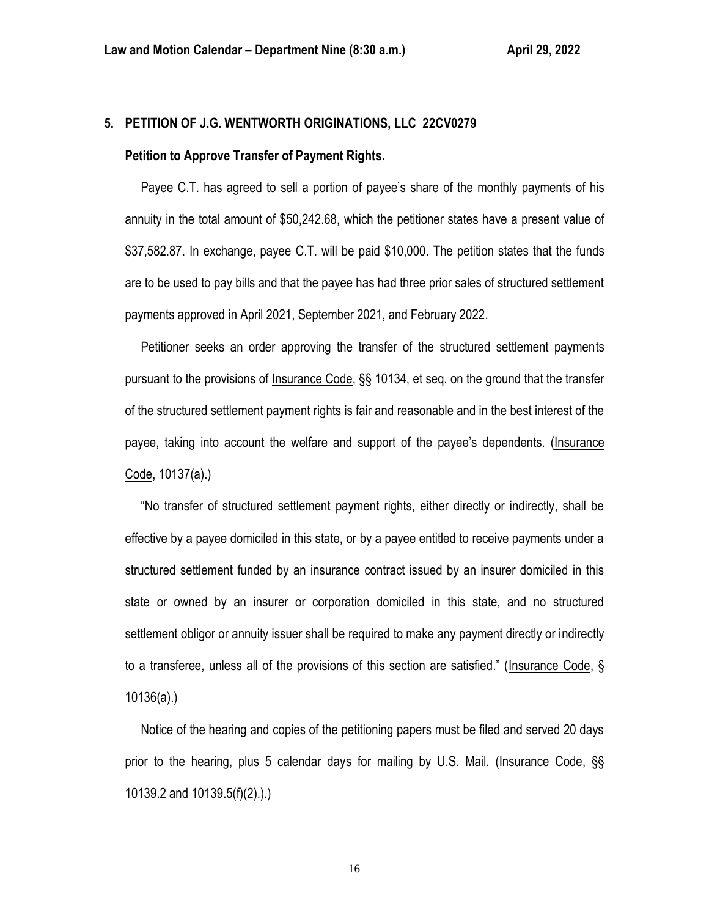**5. PETITION OF J.G. WENTWORTH ORIGINATIONS, LLC 22CV0279**

**Petition to Approve Transfer of Payment Rights.**

Payee C.T. has agreed to sell a portion of payee's share of the monthly payments of his annuity in the total amount of $50,242.68, which the petitioner states have a present value of $37,582.87. In exchange, payee C.T. will be paid $10,000. The petition states that the funds are to be used to pay bills and that the payee has had three prior sales of structured settlement payments approved in April 2021, September 2021, and February 2022.

Petitioner seeks an order approving the transfer of the structured settlement payments pursuant to the provisions of Insurance Code, §§ 10134, et seq. on the ground that the transfer of the structured settlement payment rights is fair and reasonable and in the best interest of the payee, taking into account the welfare and support of the payee's dependents. (Insurance Code, 10137(a).)

"No transfer of structured settlement payment rights, either directly or indirectly, shall be effective by a payee domiciled in this state, or by a payee entitled to receive payments under a structured settlement funded by an insurance contract issued by an insurer domiciled in this state or owned by an insurer or corporation domiciled in this state, and no structured settlement obligor or annuity issuer shall be required to make any payment directly or indirectly to a transferee, unless all of the provisions of this section are satisfied." (Insurance Code, § 10136(a).)

Notice of the hearing and copies of the petitioning papers must be filed and served 20 days prior to the hearing, plus 5 calendar days for mailing by U.S. Mail. (Insurance Code, §§ 10139.2 and 10139.5(f)(2).).)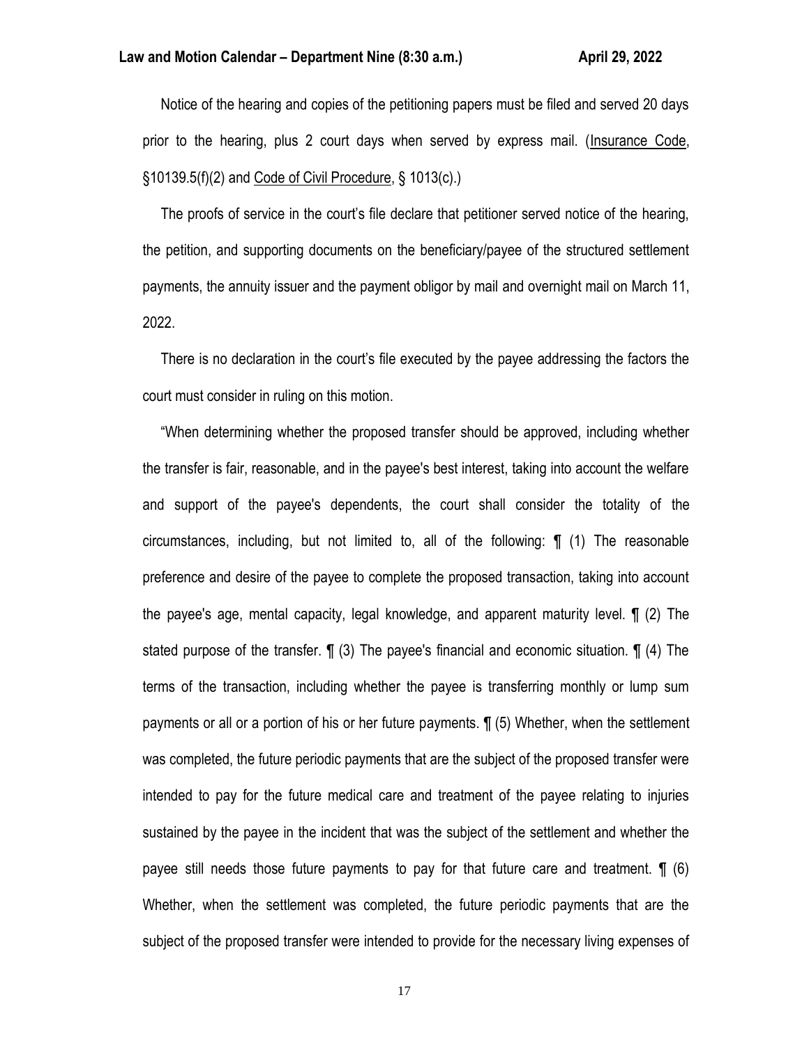Notice of the hearing and copies of the petitioning papers must be filed and served 20 days prior to the hearing, plus 2 court days when served by express mail. (Insurance Code, §10139.5(f)(2) and Code of Civil Procedure, § 1013(c).)

The proofs of service in the court's file declare that petitioner served notice of the hearing, the petition, and supporting documents on the beneficiary/payee of the structured settlement payments, the annuity issuer and the payment obligor by mail and overnight mail on March 11, 2022.

There is no declaration in the court's file executed by the payee addressing the factors the court must consider in ruling on this motion.

"When determining whether the proposed transfer should be approved, including whether the transfer is fair, reasonable, and in the payee's best interest, taking into account the welfare and support of the payee's dependents, the court shall consider the totality of the circumstances, including, but not limited to, all of the following: ¶ (1) The reasonable preference and desire of the payee to complete the proposed transaction, taking into account the payee's age, mental capacity, legal knowledge, and apparent maturity level. ¶ (2) The stated purpose of the transfer. ¶ (3) The payee's financial and economic situation. ¶ (4) The terms of the transaction, including whether the payee is transferring monthly or lump sum payments or all or a portion of his or her future payments. ¶ (5) Whether, when the settlement was completed, the future periodic payments that are the subject of the proposed transfer were intended to pay for the future medical care and treatment of the payee relating to injuries sustained by the payee in the incident that was the subject of the settlement and whether the payee still needs those future payments to pay for that future care and treatment. ¶ (6) Whether, when the settlement was completed, the future periodic payments that are the subject of the proposed transfer were intended to provide for the necessary living expenses of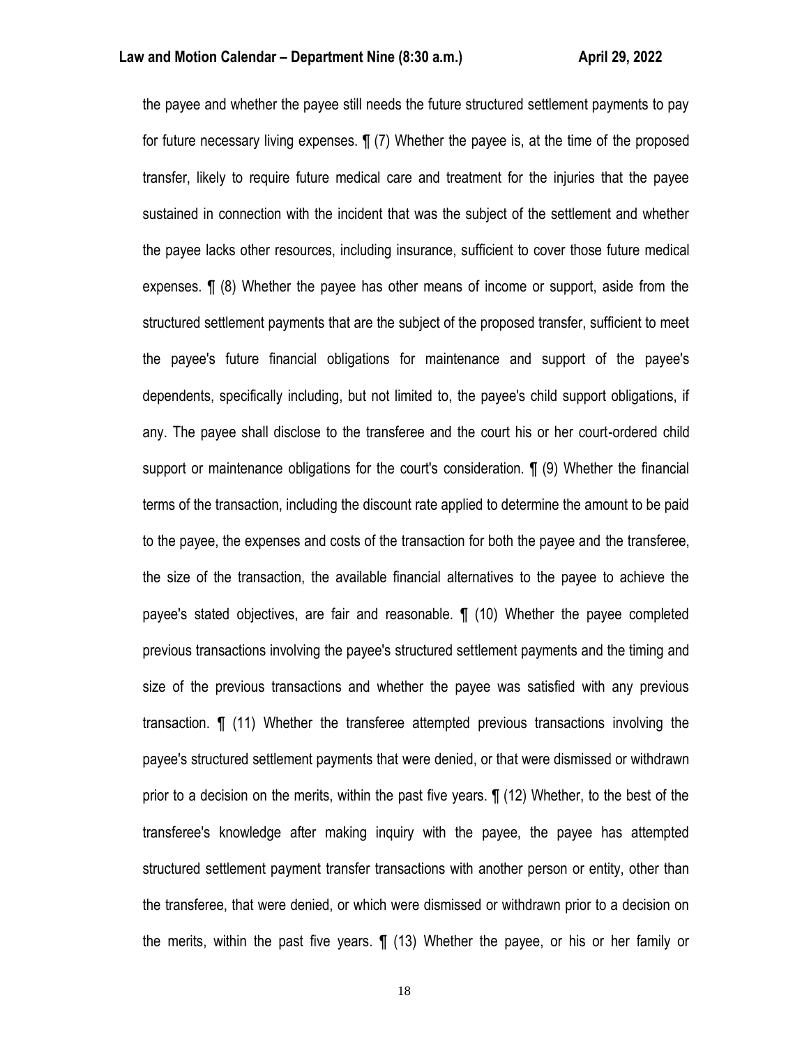the payee and whether the payee still needs the future structured settlement payments to pay for future necessary living expenses. ¶ (7) Whether the payee is, at the time of the proposed transfer, likely to require future medical care and treatment for the injuries that the payee sustained in connection with the incident that was the subject of the settlement and whether the payee lacks other resources, including insurance, sufficient to cover those future medical expenses. ¶ (8) Whether the payee has other means of income or support, aside from the structured settlement payments that are the subject of the proposed transfer, sufficient to meet the payee's future financial obligations for maintenance and support of the payee's dependents, specifically including, but not limited to, the payee's child support obligations, if any. The payee shall disclose to the transferee and the court his or her court-ordered child support or maintenance obligations for the court's consideration. ¶ (9) Whether the financial terms of the transaction, including the discount rate applied to determine the amount to be paid to the payee, the expenses and costs of the transaction for both the payee and the transferee, the size of the transaction, the available financial alternatives to the payee to achieve the payee's stated objectives, are fair and reasonable. ¶ (10) Whether the payee completed previous transactions involving the payee's structured settlement payments and the timing and size of the previous transactions and whether the payee was satisfied with any previous transaction. ¶ (11) Whether the transferee attempted previous transactions involving the payee's structured settlement payments that were denied, or that were dismissed or withdrawn prior to a decision on the merits, within the past five years. ¶ (12) Whether, to the best of the transferee's knowledge after making inquiry with the payee, the payee has attempted structured settlement payment transfer transactions with another person or entity, other than the transferee, that were denied, or which were dismissed or withdrawn prior to a decision on the merits, within the past five years. ¶ (13) Whether the payee, or his or her family or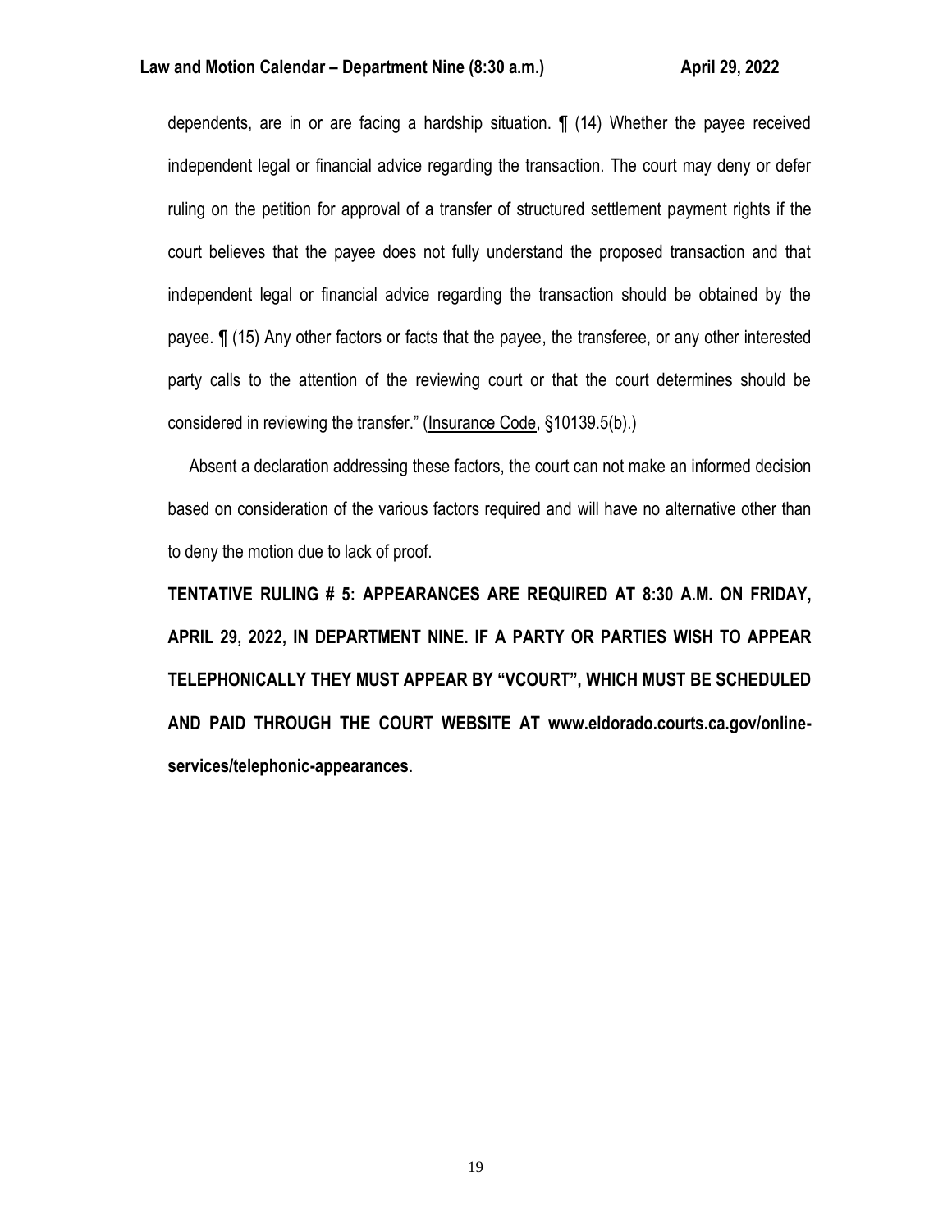dependents, are in or are facing a hardship situation. ¶ (14) Whether the payee received independent legal or financial advice regarding the transaction. The court may deny or defer ruling on the petition for approval of a transfer of structured settlement payment rights if the court believes that the payee does not fully understand the proposed transaction and that independent legal or financial advice regarding the transaction should be obtained by the payee. ¶ (15) Any other factors or facts that the payee, the transferee, or any other interested party calls to the attention of the reviewing court or that the court determines should be considered in reviewing the transfer." (Insurance Code, §10139.5(b).)

Absent a declaration addressing these factors, the court can not make an informed decision based on consideration of the various factors required and will have no alternative other than to deny the motion due to lack of proof.

**TENTATIVE RULING # 5: APPEARANCES ARE REQUIRED AT 8:30 A.M. ON FRIDAY, APRIL 29, 2022, IN DEPARTMENT NINE. IF A PARTY OR PARTIES WISH TO APPEAR TELEPHONICALLY THEY MUST APPEAR BY "VCOURT", WHICH MUST BE SCHEDULED AND PAID THROUGH THE COURT WEBSITE AT www.eldorado.courts.ca.gov/online-services/telephonic-appearances.**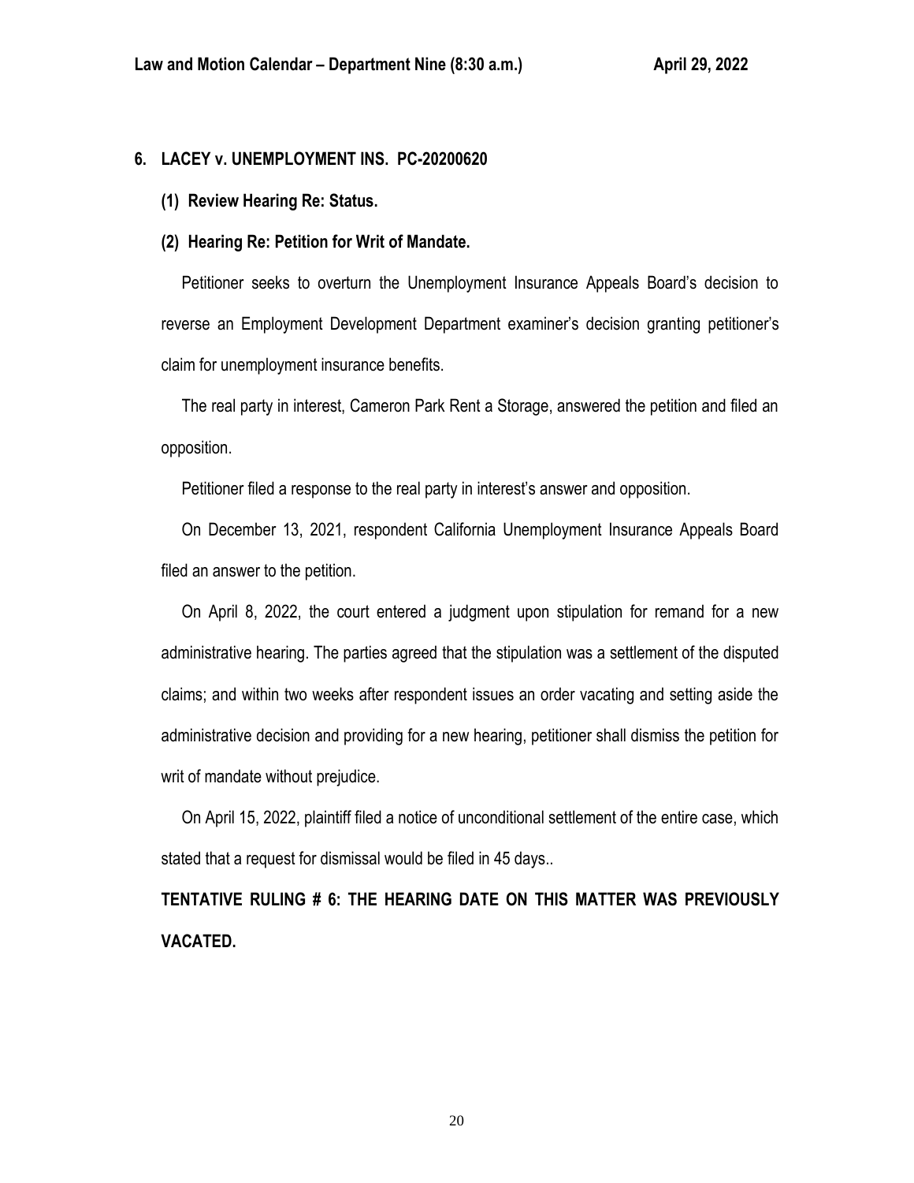**6. LACEY v. UNEMPLOYMENT INS. PC-20200620**

**(1) Review Hearing Re: Status.**

**(2) Hearing Re: Petition for Writ of Mandate.**

Petitioner seeks to overturn the Unemployment Insurance Appeals Board's decision to reverse an Employment Development Department examiner's decision granting petitioner's claim for unemployment insurance benefits.

The real party in interest, Cameron Park Rent a Storage, answered the petition and filed an opposition.

Petitioner filed a response to the real party in interest's answer and opposition.

On December 13, 2021, respondent California Unemployment Insurance Appeals Board filed an answer to the petition.

On April 8, 2022, the court entered a judgment upon stipulation for remand for a new administrative hearing. The parties agreed that the stipulation was a settlement of the disputed claims; and within two weeks after respondent issues an order vacating and setting aside the administrative decision and providing for a new hearing, petitioner shall dismiss the petition for writ of mandate without prejudice.

On April 15, 2022, plaintiff filed a notice of unconditional settlement of the entire case, which stated that a request for dismissal would be filed in 45 days..

**TENTATIVE RULING # 6: THE HEARING DATE ON THIS MATTER WAS PREVIOUSLY VACATED.**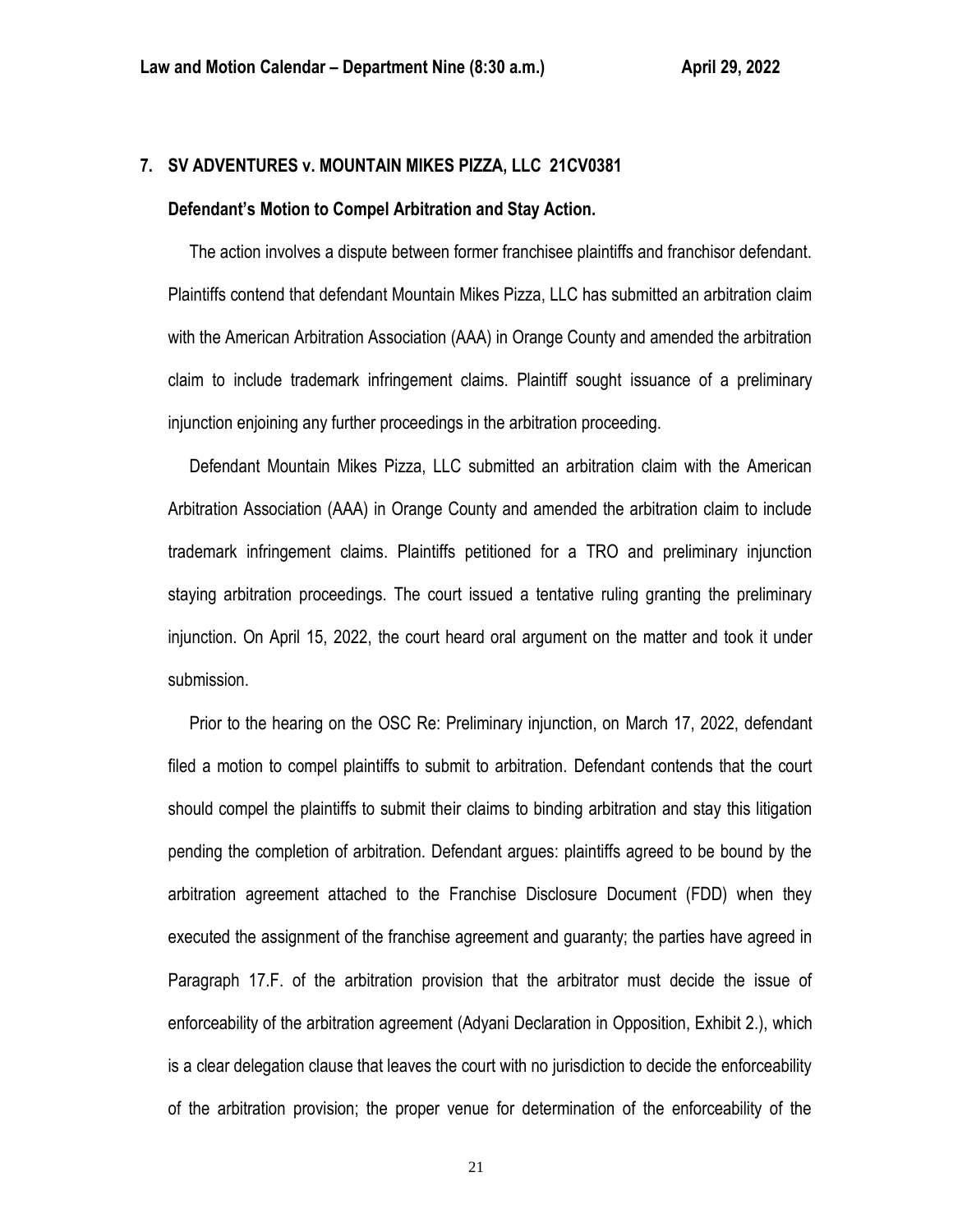**7. SV ADVENTURES v. MOUNTAIN MIKES PIZZA, LLC 21CV0381**

**Defendant's Motion to Compel Arbitration and Stay Action.**

The action involves a dispute between former franchisee plaintiffs and franchisor defendant. Plaintiffs contend that defendant Mountain Mikes Pizza, LLC has submitted an arbitration claim with the American Arbitration Association (AAA) in Orange County and amended the arbitration claim to include trademark infringement claims. Plaintiff sought issuance of a preliminary injunction enjoining any further proceedings in the arbitration proceeding.

Defendant Mountain Mikes Pizza, LLC submitted an arbitration claim with the American Arbitration Association (AAA) in Orange County and amended the arbitration claim to include trademark infringement claims. Plaintiffs petitioned for a TRO and preliminary injunction staying arbitration proceedings. The court issued a tentative ruling granting the preliminary injunction. On April 15, 2022, the court heard oral argument on the matter and took it under submission.

Prior to the hearing on the OSC Re: Preliminary injunction, on March 17, 2022, defendant filed a motion to compel plaintiffs to submit to arbitration. Defendant contends that the court should compel the plaintiffs to submit their claims to binding arbitration and stay this litigation pending the completion of arbitration. Defendant argues: plaintiffs agreed to be bound by the arbitration agreement attached to the Franchise Disclosure Document (FDD) when they executed the assignment of the franchise agreement and guaranty; the parties have agreed in Paragraph 17.F. of the arbitration provision that the arbitrator must decide the issue of enforceability of the arbitration agreement (Adyani Declaration in Opposition, Exhibit 2.), which is a clear delegation clause that leaves the court with no jurisdiction to decide the enforceability of the arbitration provision; the proper venue for determination of the enforceability of the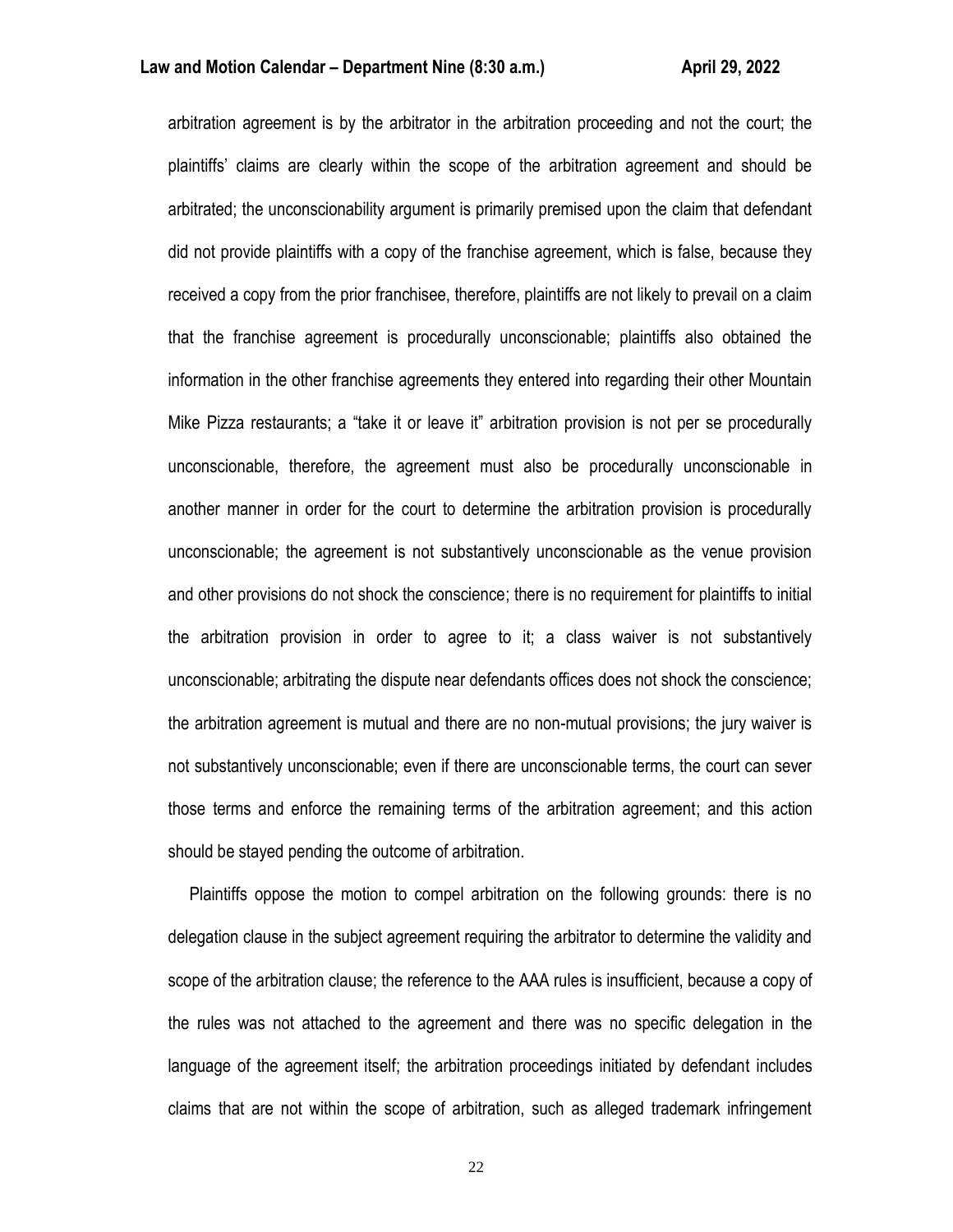arbitration agreement is by the arbitrator in the arbitration proceeding and not the court; the plaintiffs' claims are clearly within the scope of the arbitration agreement and should be arbitrated; the unconscionability argument is primarily premised upon the claim that defendant did not provide plaintiffs with a copy of the franchise agreement, which is false, because they received a copy from the prior franchisee, therefore, plaintiffs are not likely to prevail on a claim that the franchise agreement is procedurally unconscionable; plaintiffs also obtained the information in the other franchise agreements they entered into regarding their other Mountain Mike Pizza restaurants; a "take it or leave it" arbitration provision is not per se procedurally unconscionable, therefore, the agreement must also be procedurally unconscionable in another manner in order for the court to determine the arbitration provision is procedurally unconscionable; the agreement is not substantively unconscionable as the venue provision and other provisions do not shock the conscience; there is no requirement for plaintiffs to initial the arbitration provision in order to agree to it; a class waiver is not substantively unconscionable; arbitrating the dispute near defendants offices does not shock the conscience; the arbitration agreement is mutual and there are no non-mutual provisions; the jury waiver is not substantively unconscionable; even if there are unconscionable terms, the court can sever those terms and enforce the remaining terms of the arbitration agreement; and this action should be stayed pending the outcome of arbitration.

Plaintiffs oppose the motion to compel arbitration on the following grounds: there is no delegation clause in the subject agreement requiring the arbitrator to determine the validity and scope of the arbitration clause; the reference to the AAA rules is insufficient, because a copy of the rules was not attached to the agreement and there was no specific delegation in the language of the agreement itself; the arbitration proceedings initiated by defendant includes claims that are not within the scope of arbitration, such as alleged trademark infringement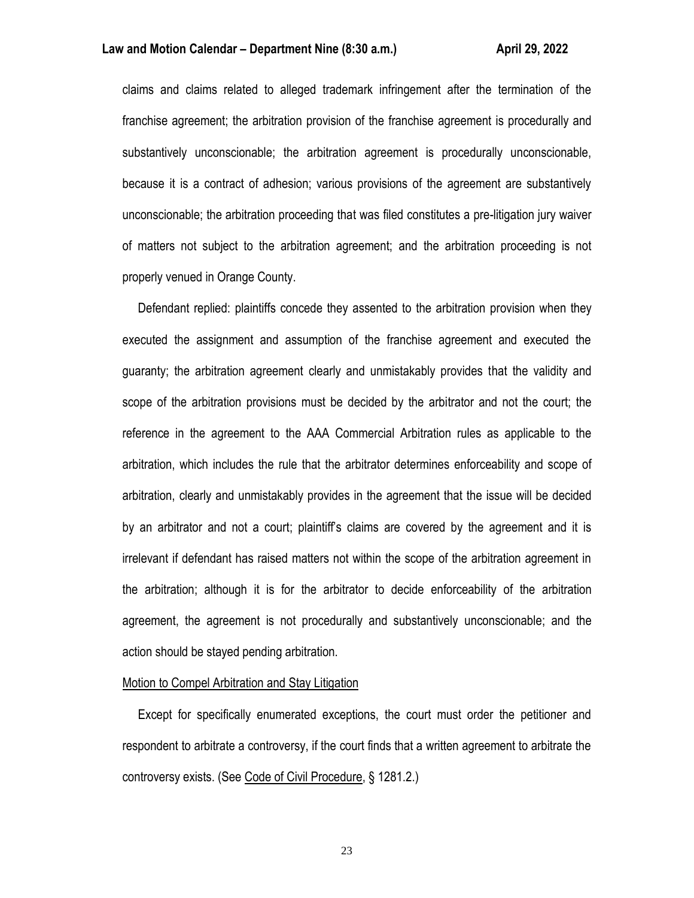claims and claims related to alleged trademark infringement after the termination of the franchise agreement; the arbitration provision of the franchise agreement is procedurally and substantively unconscionable; the arbitration agreement is procedurally unconscionable, because it is a contract of adhesion; various provisions of the agreement are substantively unconscionable; the arbitration proceeding that was filed constitutes a pre-litigation jury waiver of matters not subject to the arbitration agreement; and the arbitration proceeding is not properly venued in Orange County.

Defendant replied: plaintiffs concede they assented to the arbitration provision when they executed the assignment and assumption of the franchise agreement and executed the guaranty; the arbitration agreement clearly and unmistakably provides that the validity and scope of the arbitration provisions must be decided by the arbitrator and not the court; the reference in the agreement to the AAA Commercial Arbitration rules as applicable to the arbitration, which includes the rule that the arbitrator determines enforceability and scope of arbitration, clearly and unmistakably provides in the agreement that the issue will be decided by an arbitrator and not a court; plaintiff's claims are covered by the agreement and it is irrelevant if defendant has raised matters not within the scope of the arbitration agreement in the arbitration; although it is for the arbitrator to decide enforceability of the arbitration agreement, the agreement is not procedurally and substantively unconscionable; and the action should be stayed pending arbitration.

<u>Motion to Compel Arbitration and Stay Litigation</u>

Except for specifically enumerated exceptions, the court must order the petitioner and respondent to arbitrate a controversy, if the court finds that a written agreement to arbitrate the controversy exists. (See <u>Code of Civil Procedure</u>, § 1281.2.)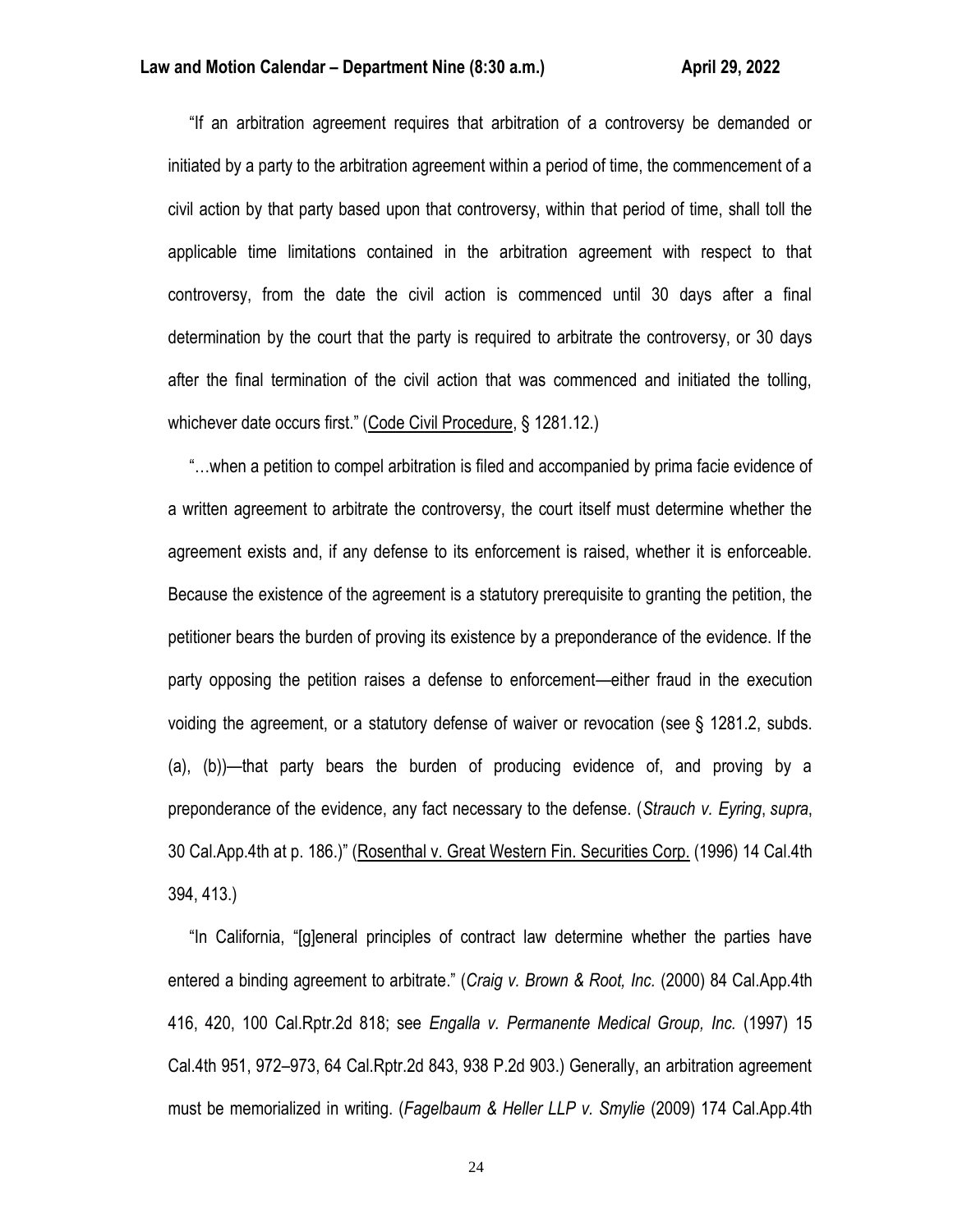"If an arbitration agreement requires that arbitration of a controversy be demanded or initiated by a party to the arbitration agreement within a period of time, the commencement of a civil action by that party based upon that controversy, within that period of time, shall toll the applicable time limitations contained in the arbitration agreement with respect to that controversy, from the date the civil action is commenced until 30 days after a final determination by the court that the party is required to arbitrate the controversy, or 30 days after the final termination of the civil action that was commenced and initiated the tolling, whichever date occurs first." (Code Civil Procedure, § 1281.12.)

"…when a petition to compel arbitration is filed and accompanied by prima facie evidence of a written agreement to arbitrate the controversy, the court itself must determine whether the agreement exists and, if any defense to its enforcement is raised, whether it is enforceable. Because the existence of the agreement is a statutory prerequisite to granting the petition, the petitioner bears the burden of proving its existence by a preponderance of the evidence. If the party opposing the petition raises a defense to enforcement—either fraud in the execution voiding the agreement, or a statutory defense of waiver or revocation (see § 1281.2, subds. (a), (b))—that party bears the burden of producing evidence of, and proving by a preponderance of the evidence, any fact necessary to the defense. (*Strauch v. Eyring*, *supra*, 30 Cal.App.4th at p. 186.)" (Rosenthal v. Great Western Fin. Securities Corp. (1996) 14 Cal.4th 394, 413.)

"In California, "[g]eneral principles of contract law determine whether the parties have entered a binding agreement to arbitrate." (*Craig v. Brown & Root, Inc.* (2000) 84 Cal.App.4th 416, 420, 100 Cal.Rptr.2d 818; see *Engalla v. Permanente Medical Group, Inc.* (1997) 15 Cal.4th 951, 972–973, 64 Cal.Rptr.2d 843, 938 P.2d 903.) Generally, an arbitration agreement must be memorialized in writing. (*Fagelbaum & Heller LLP v. Smylie* (2009) 174 Cal.App.4th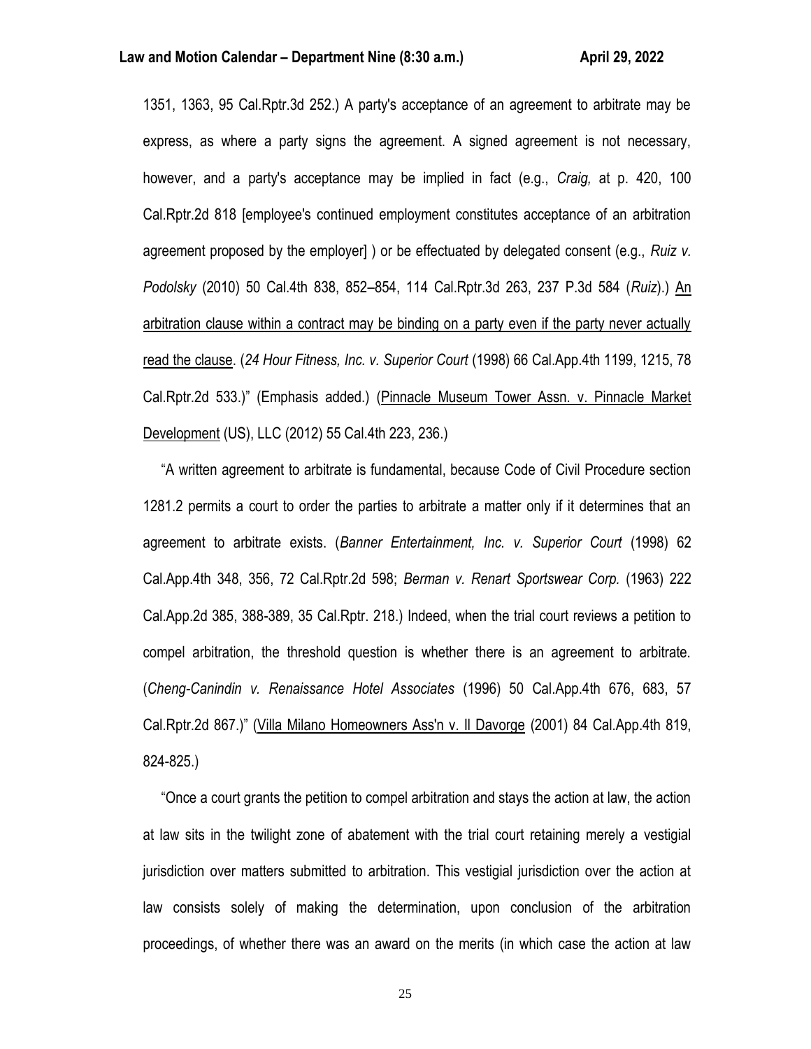1351, 1363, 95 Cal.Rptr.3d 252.) A party's acceptance of an agreement to arbitrate may be express, as where a party signs the agreement. A signed agreement is not necessary, however, and a party's acceptance may be implied in fact (e.g., *Craig,* at p. 420, 100 Cal.Rptr.2d 818 [employee's continued employment constitutes acceptance of an arbitration agreement proposed by the employer] ) or be effectuated by delegated consent (e.g., *Ruiz v. Podolsky* (2010) 50 Cal.4th 838, 852–854, 114 Cal.Rptr.3d 263, 237 P.3d 584 (*Ruiz*).) <u>An arbitration clause within a contract may be binding on a party even if the party never actually read the clause</u>. (*24 Hour Fitness, Inc. v. Superior Court* (1998) 66 Cal.App.4th 1199, 1215, 78 Cal.Rptr.2d 533.)" (Emphasis added.) (<u>Pinnacle Museum Tower Assn. v. Pinnacle Market Development</u> (US), LLC (2012) 55 Cal.4th 223, 236.)

"A written agreement to arbitrate is fundamental, because Code of Civil Procedure section 1281.2 permits a court to order the parties to arbitrate a matter only if it determines that an agreement to arbitrate exists. (*Banner Entertainment, Inc. v. Superior Court* (1998) 62 Cal.App.4th 348, 356, 72 Cal.Rptr.2d 598; *Berman v. Renart Sportswear Corp.* (1963) 222 Cal.App.2d 385, 388-389, 35 Cal.Rptr. 218.) Indeed, when the trial court reviews a petition to compel arbitration, the threshold question is whether there is an agreement to arbitrate. (*Cheng-Canindin v. Renaissance Hotel Associates* (1996) 50 Cal.App.4th 676, 683, 57 Cal.Rptr.2d 867.)" (<u>Villa Milano Homeowners Ass'n v. Il Davorge</u> (2001) 84 Cal.App.4th 819, 824-825.)

"Once a court grants the petition to compel arbitration and stays the action at law, the action at law sits in the twilight zone of abatement with the trial court retaining merely a vestigial jurisdiction over matters submitted to arbitration. This vestigial jurisdiction over the action at law consists solely of making the determination, upon conclusion of the arbitration proceedings, of whether there was an award on the merits (in which case the action at law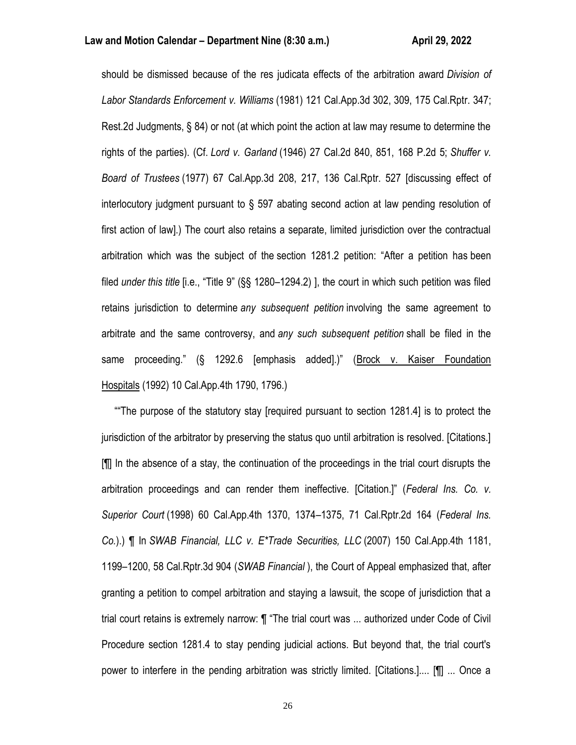should be dismissed because of the res judicata effects of the arbitration award *Division of Labor Standards Enforcement v. Williams* (1981) 121 Cal.App.3d 302, 309, 175 Cal.Rptr. 347; Rest.2d Judgments, § 84) or not (at which point the action at law may resume to determine the rights of the parties). (Cf. *Lord v. Garland* (1946) 27 Cal.2d 840, 851, 168 P.2d 5; *Shuffer v. Board of Trustees* (1977) 67 Cal.App.3d 208, 217, 136 Cal.Rptr. 527 [discussing effect of interlocutory judgment pursuant to § 597 abating second action at law pending resolution of first action of law].) The court also retains a separate, limited jurisdiction over the contractual arbitration which was the subject of the section 1281.2 petition: "After a petition has been filed *under this title* [i.e., "Title 9" (§§ 1280–1294.2) ], the court in which such petition was filed retains jurisdiction to determine *any subsequent petition* involving the same agreement to arbitrate and the same controversy, and *any such subsequent petition* shall be filed in the same proceeding." (§ 1292.6 [emphasis added].)" (Brock v. Kaiser Foundation Hospitals (1992) 10 Cal.App.4th 1790, 1796.)

""The purpose of the statutory stay [required pursuant to section 1281.4] is to protect the jurisdiction of the arbitrator by preserving the status quo until arbitration is resolved. [Citations.] [¶] In the absence of a stay, the continuation of the proceedings in the trial court disrupts the arbitration proceedings and can render them ineffective. [Citation.]" (*Federal Ins. Co. v. Superior Court* (1998) 60 Cal.App.4th 1370, 1374–1375, 71 Cal.Rptr.2d 164 (*Federal Ins. Co.*).) ¶ In *SWAB Financial, LLC v. E*Trade Securities, LLC* (2007) 150 Cal.App.4th 1181, 1199–1200, 58 Cal.Rptr.3d 904 (*SWAB Financial* ), the Court of Appeal emphasized that, after granting a petition to compel arbitration and staying a lawsuit, the scope of jurisdiction that a trial court retains is extremely narrow: ¶ "The trial court was ... authorized under Code of Civil Procedure section 1281.4 to stay pending judicial actions. But beyond that, the trial court's power to interfere in the pending arbitration was strictly limited. [Citations.].... [¶] ... Once a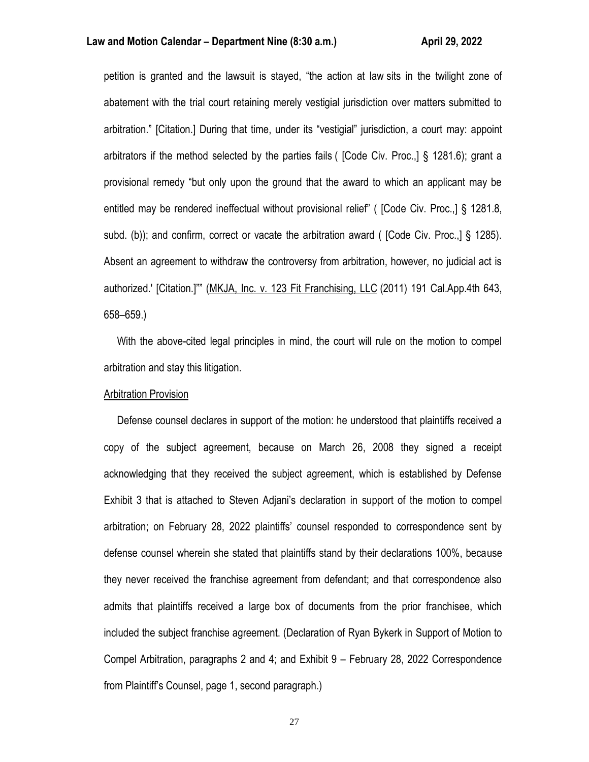petition is granted and the lawsuit is stayed, "the action at law sits in the twilight zone of abatement with the trial court retaining merely vestigial jurisdiction over matters submitted to arbitration." [Citation.] During that time, under its "vestigial" jurisdiction, a court may: appoint arbitrators if the method selected by the parties fails ( [Code Civ. Proc.,] § 1281.6); grant a provisional remedy "but only upon the ground that the award to which an applicant may be entitled may be rendered ineffectual without provisional relief" ( [Code Civ. Proc.,] § 1281.8, subd. (b)); and confirm, correct or vacate the arbitration award ( [Code Civ. Proc.,] § 1285). Absent an agreement to withdraw the controversy from arbitration, however, no judicial act is authorized.' [Citation.]"" (<u>MKJA, Inc. v. 123 Fit Franchising, LLC</u> (2011) 191 Cal.App.4th 643, 658–659.)

With the above-cited legal principles in mind, the court will rule on the motion to compel arbitration and stay this litigation.

<u>Arbitration Provision</u>

Defense counsel declares in support of the motion: he understood that plaintiffs received a copy of the subject agreement, because on March 26, 2008 they signed a receipt acknowledging that they received the subject agreement, which is established by Defense Exhibit 3 that is attached to Steven Adjani's declaration in support of the motion to compel arbitration; on February 28, 2022 plaintiffs' counsel responded to correspondence sent by defense counsel wherein she stated that plaintiffs stand by their declarations 100%, because they never received the franchise agreement from defendant; and that correspondence also admits that plaintiffs received a large box of documents from the prior franchisee, which included the subject franchise agreement. (Declaration of Ryan Bykerk in Support of Motion to Compel Arbitration, paragraphs 2 and 4; and Exhibit 9 – February 28, 2022 Correspondence from Plaintiff's Counsel, page 1, second paragraph.)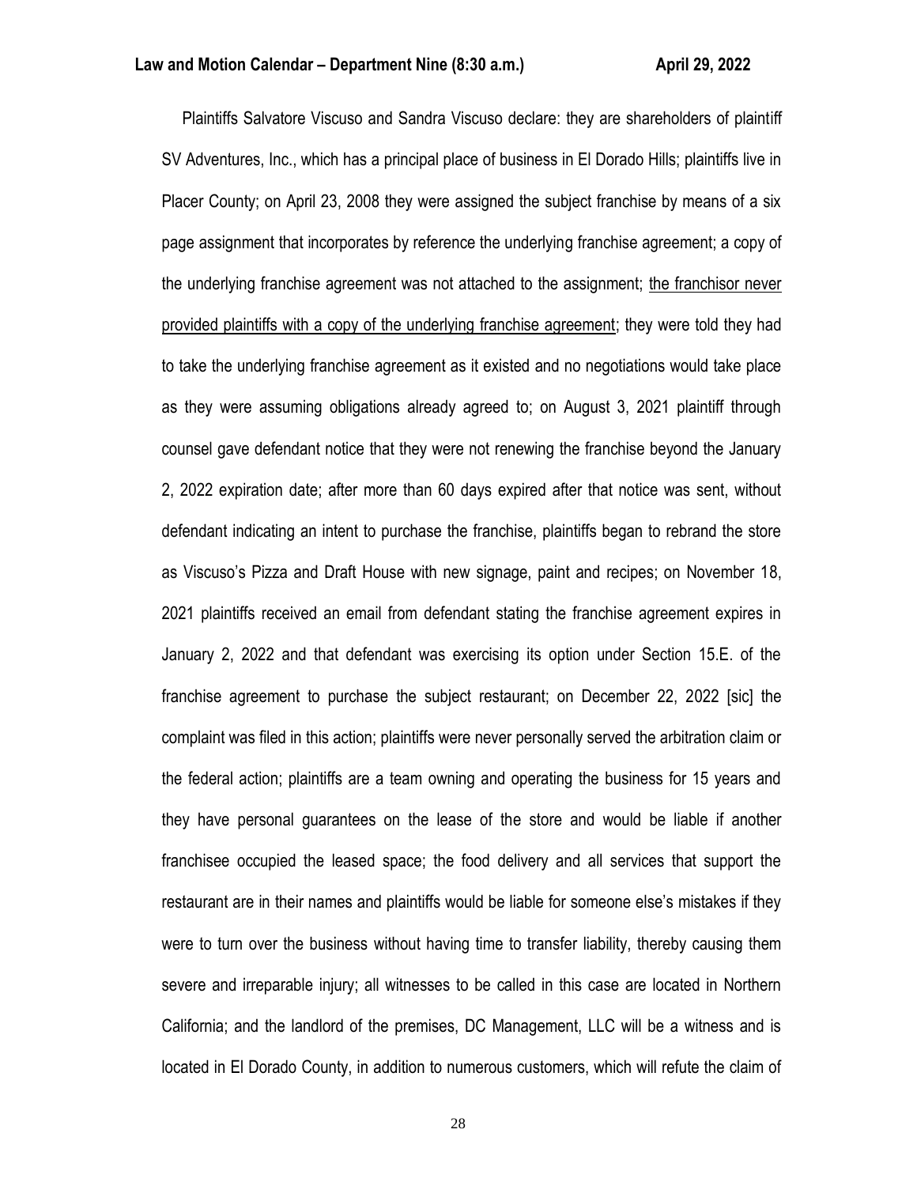Plaintiffs Salvatore Viscuso and Sandra Viscuso declare: they are shareholders of plaintiff SV Adventures, Inc., which has a principal place of business in El Dorado Hills; plaintiffs live in Placer County; on April 23, 2008 they were assigned the subject franchise by means of a six page assignment that incorporates by reference the underlying franchise agreement; a copy of the underlying franchise agreement was not attached to the assignment; <u>the franchisor never provided plaintiffs with a copy of the underlying franchise agreement</u>; they were told they had to take the underlying franchise agreement as it existed and no negotiations would take place as they were assuming obligations already agreed to; on August 3, 2021 plaintiff through counsel gave defendant notice that they were not renewing the franchise beyond the January 2, 2022 expiration date; after more than 60 days expired after that notice was sent, without defendant indicating an intent to purchase the franchise, plaintiffs began to rebrand the store as Viscuso's Pizza and Draft House with new signage, paint and recipes; on November 18, 2021 plaintiffs received an email from defendant stating the franchise agreement expires in January 2, 2022 and that defendant was exercising its option under Section 15.E. of the franchise agreement to purchase the subject restaurant; on December 22, 2022 [sic] the complaint was filed in this action; plaintiffs were never personally served the arbitration claim or the federal action; plaintiffs are a team owning and operating the business for 15 years and they have personal guarantees on the lease of the store and would be liable if another franchisee occupied the leased space; the food delivery and all services that support the restaurant are in their names and plaintiffs would be liable for someone else's mistakes if they were to turn over the business without having time to transfer liability, thereby causing them severe and irreparable injury; all witnesses to be called in this case are located in Northern California; and the landlord of the premises, DC Management, LLC will be a witness and is located in El Dorado County, in addition to numerous customers, which will refute the claim of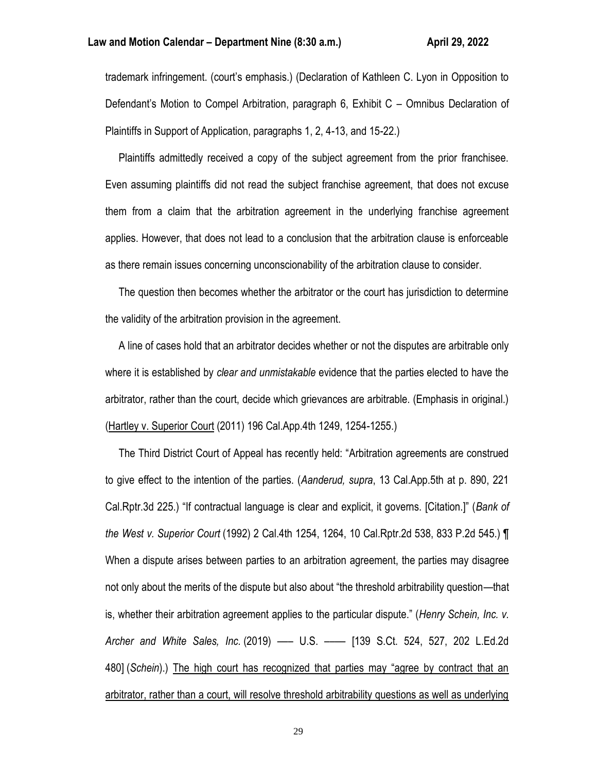trademark infringement. (court's emphasis.) (Declaration of Kathleen C. Lyon in Opposition to Defendant's Motion to Compel Arbitration, paragraph 6, Exhibit C – Omnibus Declaration of Plaintiffs in Support of Application, paragraphs 1, 2, 4-13, and 15-22.)

Plaintiffs admittedly received a copy of the subject agreement from the prior franchisee. Even assuming plaintiffs did not read the subject franchise agreement, that does not excuse them from a claim that the arbitration agreement in the underlying franchise agreement applies. However, that does not lead to a conclusion that the arbitration clause is enforceable as there remain issues concerning unconscionability of the arbitration clause to consider.

The question then becomes whether the arbitrator or the court has jurisdiction to determine the validity of the arbitration provision in the agreement.

A line of cases hold that an arbitrator decides whether or not the disputes are arbitrable only where it is established by *clear and unmistakable* evidence that the parties elected to have the arbitrator, rather than the court, decide which grievances are arbitrable. (Emphasis in original.) (<u>Hartley v. Superior Court</u> (2011) 196 Cal.App.4th 1249, 1254-1255.)

The Third District Court of Appeal has recently held: "Arbitration agreements are construed to give effect to the intention of the parties. (*Aanderud, supra*, 13 Cal.App.5th at p. 890, 221 Cal.Rptr.3d 225.) "If contractual language is clear and explicit, it governs. [Citation.]" (*Bank of the West v. Superior Court* (1992) 2 Cal.4th 1254, 1264, 10 Cal.Rptr.2d 538, 833 P.2d 545.) ¶ When a dispute arises between parties to an arbitration agreement, the parties may disagree not only about the merits of the dispute but also about "the threshold arbitrability question—that is, whether their arbitration agreement applies to the particular dispute." (*Henry Schein, Inc. v. Archer and White Sales, Inc.* (2019) ––– U.S. –––– [139 S.Ct. 524, 527, 202 L.Ed.2d 480] (*Schein*).) <u>The high court has recognized that parties may "agree by contract that an arbitrator, rather than a court, will resolve threshold arbitrability questions as well as underlying</u>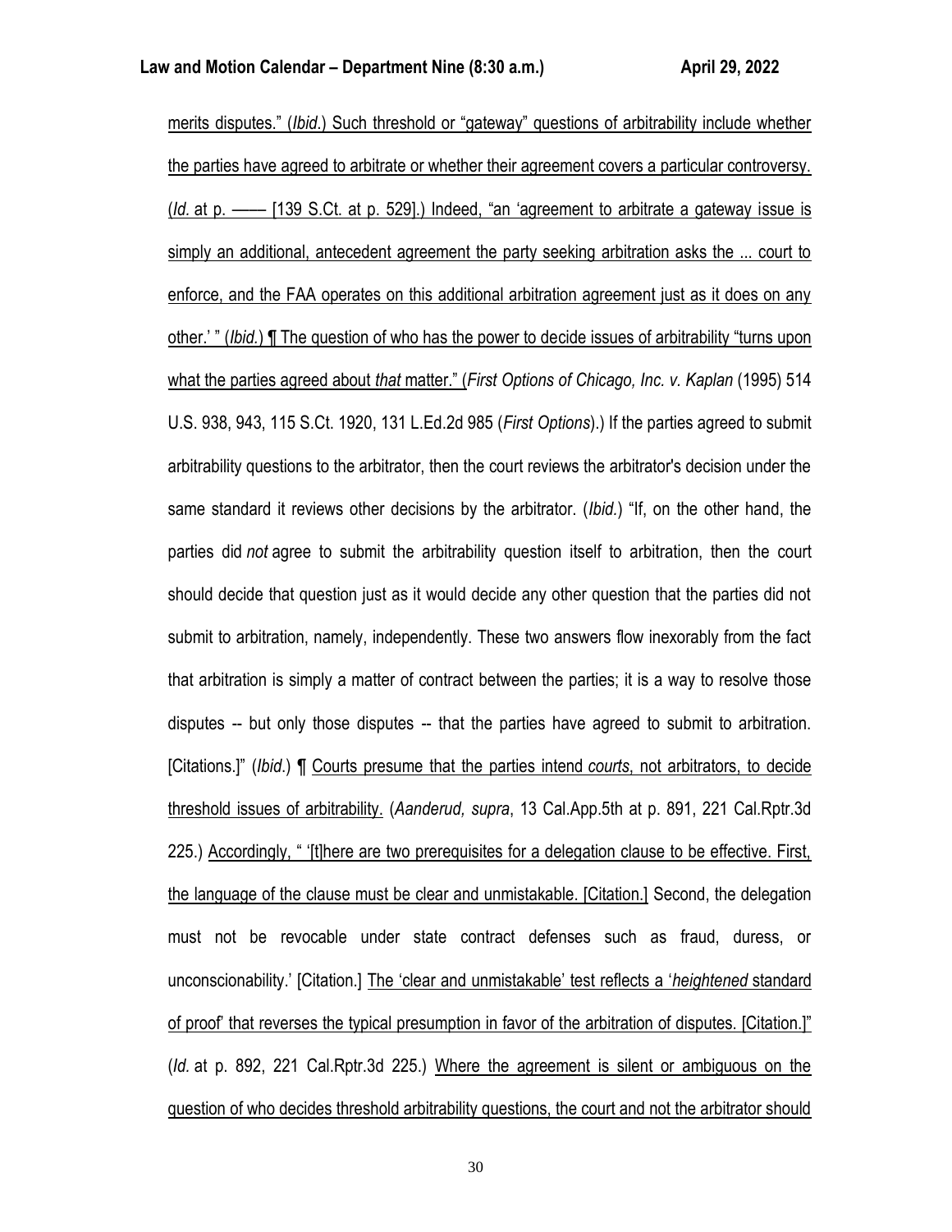merits disputes." (*Ibid.*) Such threshold or "gateway" questions of arbitrability include whether the parties have agreed to arbitrate or whether their agreement covers a particular controversy. (*Id.* at p. —— [139 S.Ct. at p. 529].) Indeed, "an 'agreement to arbitrate a gateway issue is simply an additional, antecedent agreement the party seeking arbitration asks the ... court to enforce, and the FAA operates on this additional arbitration agreement just as it does on any other.' " (*Ibid.*) ¶ The question of who has the power to decide issues of arbitrability "turns upon what the parties agreed about *that* matter." (*First Options of Chicago, Inc. v. Kaplan* (1995) 514 U.S. 938, 943, 115 S.Ct. 1920, 131 L.Ed.2d 985 (*First Options*).) If the parties agreed to submit arbitrability questions to the arbitrator, then the court reviews the arbitrator's decision under the same standard it reviews other decisions by the arbitrator. (*Ibid.*) "If, on the other hand, the parties did *not* agree to submit the arbitrability question itself to arbitration, then the court should decide that question just as it would decide any other question that the parties did not submit to arbitration, namely, independently. These two answers flow inexorably from the fact that arbitration is simply a matter of contract between the parties; it is a way to resolve those disputes -- but only those disputes -- that the parties have agreed to submit to arbitration. [Citations.]" (*Ibid.*) ¶ Courts presume that the parties intend *courts*, not arbitrators, to decide threshold issues of arbitrability. (*Aanderud, supra*, 13 Cal.App.5th at p. 891, 221 Cal.Rptr.3d 225.) Accordingly, " '[t]here are two prerequisites for a delegation clause to be effective. First, the language of the clause must be clear and unmistakable. [Citation.] Second, the delegation must not be revocable under state contract defenses such as fraud, duress, or unconscionability.' [Citation.] The 'clear and unmistakable' test reflects a '*heightened* standard of proof' that reverses the typical presumption in favor of the arbitration of disputes. [Citation.]" (*Id.* at p. 892, 221 Cal.Rptr.3d 225.) Where the agreement is silent or ambiguous on the question of who decides threshold arbitrability questions, the court and not the arbitrator should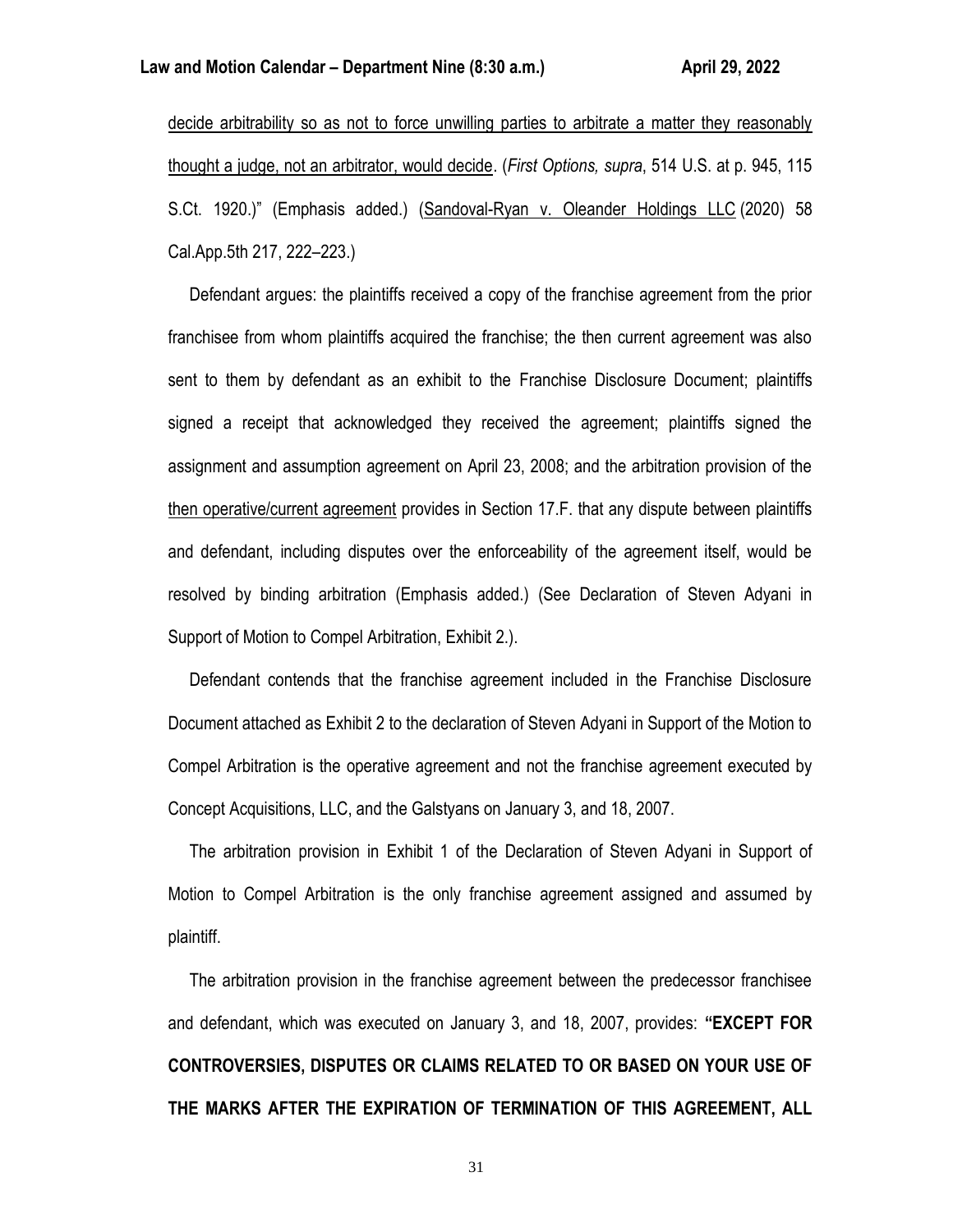decide arbitrability so as not to force unwilling parties to arbitrate a matter they reasonably thought a judge, not an arbitrator, would decide. (*First Options, supra*, 514 U.S. at p. 945, 115 S.Ct. 1920.)" (Emphasis added.) (Sandoval-Ryan v. Oleander Holdings LLC (2020) 58 Cal.App.5th 217, 222–223.)

Defendant argues: the plaintiffs received a copy of the franchise agreement from the prior franchisee from whom plaintiffs acquired the franchise; the then current agreement was also sent to them by defendant as an exhibit to the Franchise Disclosure Document; plaintiffs signed a receipt that acknowledged they received the agreement; plaintiffs signed the assignment and assumption agreement on April 23, 2008; and the arbitration provision of the then operative/current agreement provides in Section 17.F. that any dispute between plaintiffs and defendant, including disputes over the enforceability of the agreement itself, would be resolved by binding arbitration (Emphasis added.) (See Declaration of Steven Adyani in Support of Motion to Compel Arbitration, Exhibit 2.).

Defendant contends that the franchise agreement included in the Franchise Disclosure Document attached as Exhibit 2 to the declaration of Steven Adyani in Support of the Motion to Compel Arbitration is the operative agreement and not the franchise agreement executed by Concept Acquisitions, LLC, and the Galstyans on January 3, and 18, 2007.

The arbitration provision in Exhibit 1 of the Declaration of Steven Adyani in Support of Motion to Compel Arbitration is the only franchise agreement assigned and assumed by plaintiff.

The arbitration provision in the franchise agreement between the predecessor franchisee and defendant, which was executed on January 3, and 18, 2007, provides: **"EXCEPT FOR CONTROVERSIES, DISPUTES OR CLAIMS RELATED TO OR BASED ON YOUR USE OF THE MARKS AFTER THE EXPIRATION OF TERMINATION OF THIS AGREEMENT, ALL**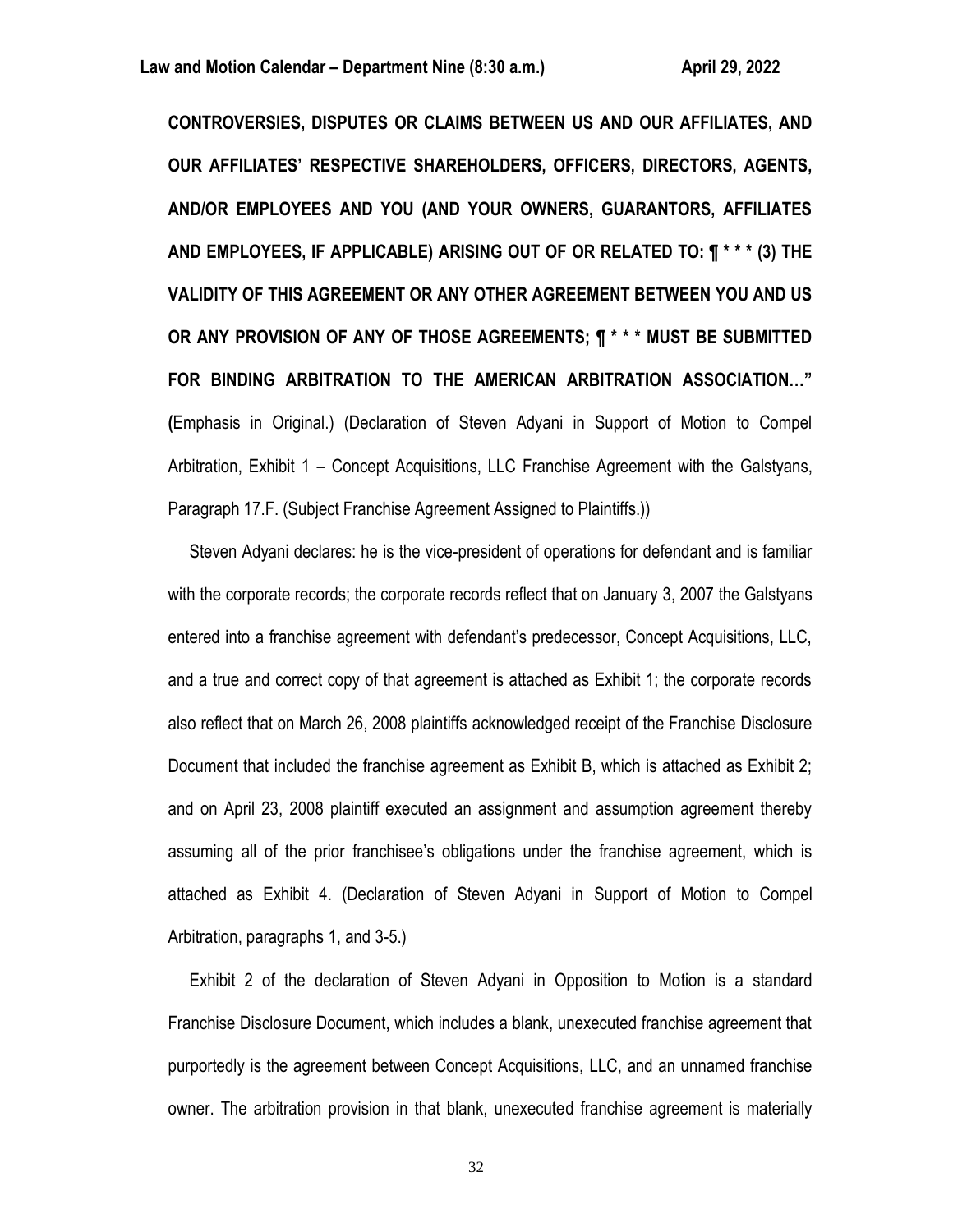**CONTROVERSIES, DISPUTES OR CLAIMS BETWEEN US AND OUR AFFILIATES, AND OUR AFFILIATES' RESPECTIVE SHAREHOLDERS, OFFICERS, DIRECTORS, AGENTS, AND/OR EMPLOYEES AND YOU (AND YOUR OWNERS, GUARANTORS, AFFILIATES AND EMPLOYEES, IF APPLICABLE) ARISING OUT OF OR RELATED TO: ¶ * * * (3) THE VALIDITY OF THIS AGREEMENT OR ANY OTHER AGREEMENT BETWEEN YOU AND US OR ANY PROVISION OF ANY OF THOSE AGREEMENTS; ¶ * * * MUST BE SUBMITTED FOR BINDING ARBITRATION TO THE AMERICAN ARBITRATION ASSOCIATION…"** (Emphasis in Original.) (Declaration of Steven Adyani in Support of Motion to Compel Arbitration, Exhibit 1 – Concept Acquisitions, LLC Franchise Agreement with the Galstyans, Paragraph 17.F. (Subject Franchise Agreement Assigned to Plaintiffs.))

Steven Adyani declares: he is the vice-president of operations for defendant and is familiar with the corporate records; the corporate records reflect that on January 3, 2007 the Galstyans entered into a franchise agreement with defendant's predecessor, Concept Acquisitions, LLC, and a true and correct copy of that agreement is attached as Exhibit 1; the corporate records also reflect that on March 26, 2008 plaintiffs acknowledged receipt of the Franchise Disclosure Document that included the franchise agreement as Exhibit B, which is attached as Exhibit 2; and on April 23, 2008 plaintiff executed an assignment and assumption agreement thereby assuming all of the prior franchisee's obligations under the franchise agreement, which is attached as Exhibit 4. (Declaration of Steven Adyani in Support of Motion to Compel Arbitration, paragraphs 1, and 3-5.)

Exhibit 2 of the declaration of Steven Adyani in Opposition to Motion is a standard Franchise Disclosure Document, which includes a blank, unexecuted franchise agreement that purportedly is the agreement between Concept Acquisitions, LLC, and an unnamed franchise owner. The arbitration provision in that blank, unexecuted franchise agreement is materially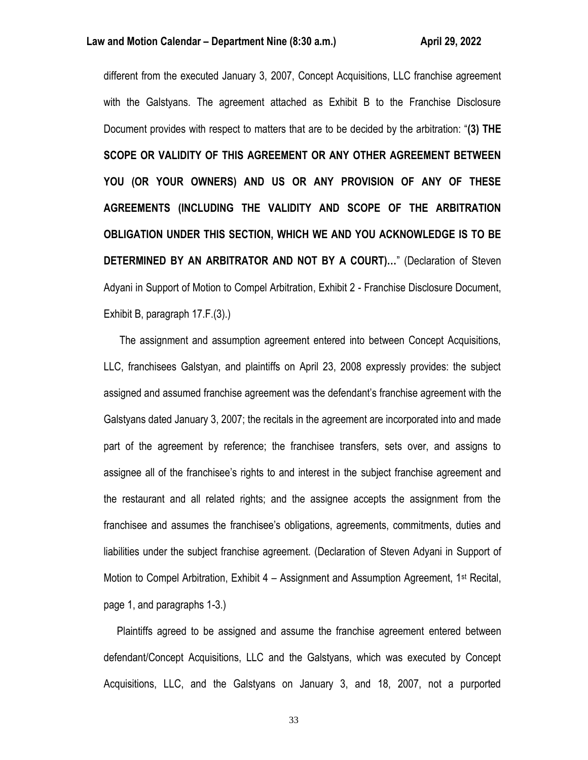different from the executed January 3, 2007, Concept Acquisitions, LLC franchise agreement with the Galstyans. The agreement attached as Exhibit B to the Franchise Disclosure Document provides with respect to matters that are to be decided by the arbitration: "**(3) THE SCOPE OR VALIDITY OF THIS AGREEMENT OR ANY OTHER AGREEMENT BETWEEN YOU (OR YOUR OWNERS) AND US OR ANY PROVISION OF ANY OF THESE AGREEMENTS (INCLUDING THE VALIDITY AND SCOPE OF THE ARBITRATION OBLIGATION UNDER THIS SECTION, WHICH WE AND YOU ACKNOWLEDGE IS TO BE DETERMINED BY AN ARBITRATOR AND NOT BY A COURT)…**" (Declaration of Steven Adyani in Support of Motion to Compel Arbitration, Exhibit 2 - Franchise Disclosure Document, Exhibit B, paragraph 17.F.(3).)

The assignment and assumption agreement entered into between Concept Acquisitions, LLC, franchisees Galstyan, and plaintiffs on April 23, 2008 expressly provides: the subject assigned and assumed franchise agreement was the defendant's franchise agreement with the Galstyans dated January 3, 2007; the recitals in the agreement are incorporated into and made part of the agreement by reference; the franchisee transfers, sets over, and assigns to assignee all of the franchisee's rights to and interest in the subject franchise agreement and the restaurant and all related rights; and the assignee accepts the assignment from the franchisee and assumes the franchisee's obligations, agreements, commitments, duties and liabilities under the subject franchise agreement. (Declaration of Steven Adyani in Support of Motion to Compel Arbitration, Exhibit 4 – Assignment and Assumption Agreement, 1st Recital, page 1, and paragraphs 1-3.)

Plaintiffs agreed to be assigned and assume the franchise agreement entered between defendant/Concept Acquisitions, LLC and the Galstyans, which was executed by Concept Acquisitions, LLC, and the Galstyans on January 3, and 18, 2007, not a purported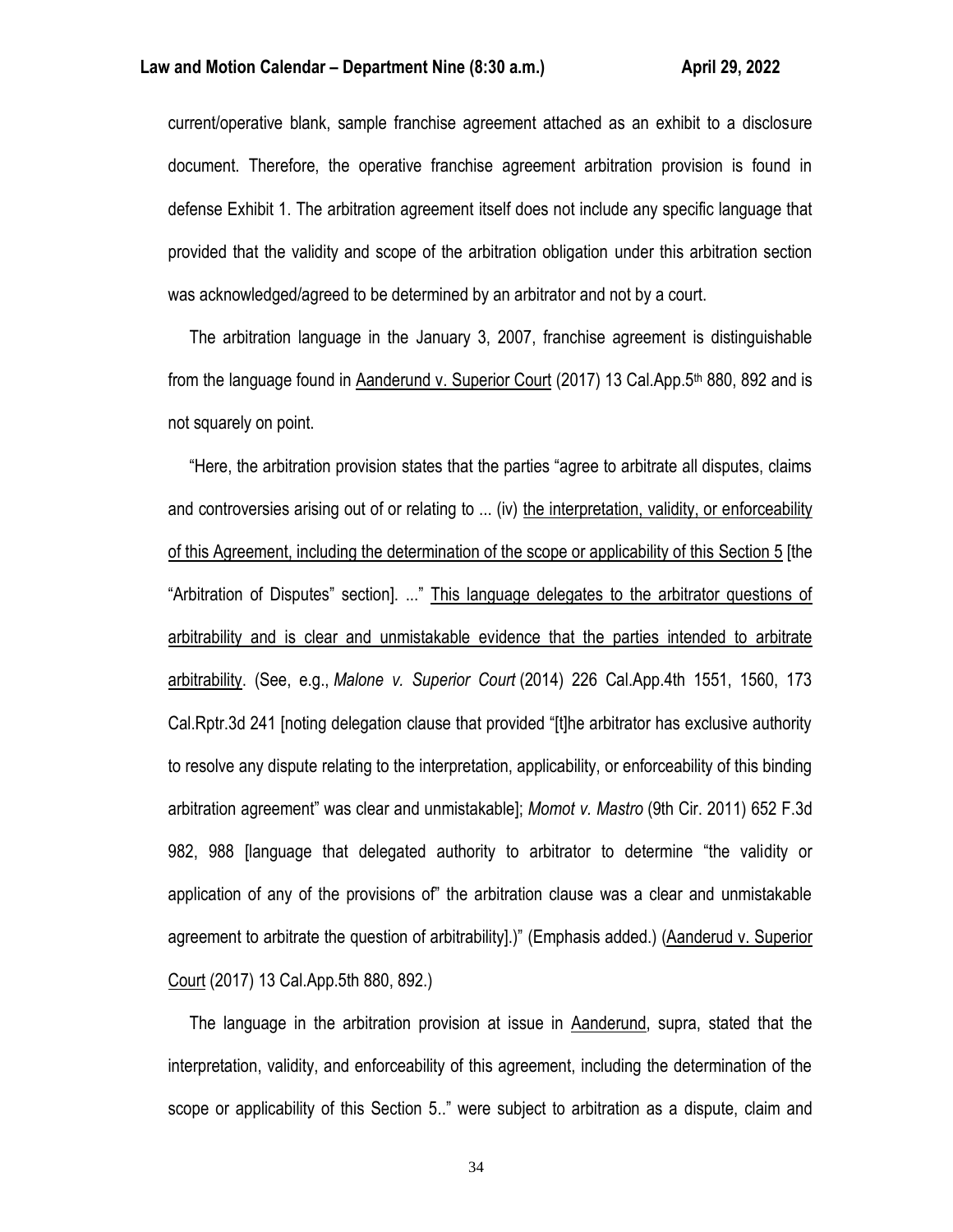current/operative blank, sample franchise agreement attached as an exhibit to a disclosure document. Therefore, the operative franchise agreement arbitration provision is found in defense Exhibit 1. The arbitration agreement itself does not include any specific language that provided that the validity and scope of the arbitration obligation under this arbitration section was acknowledged/agreed to be determined by an arbitrator and not by a court.

The arbitration language in the January 3, 2007, franchise agreement is distinguishable from the language found in Aanderund v. Superior Court (2017) 13 Cal.App.5th 880, 892 and is not squarely on point.

"Here, the arbitration provision states that the parties "agree to arbitrate all disputes, claims and controversies arising out of or relating to ... (iv) the interpretation, validity, or enforceability of this Agreement, including the determination of the scope or applicability of this Section 5 [the "Arbitration of Disputes" section]. ..." This language delegates to the arbitrator questions of arbitrability and is clear and unmistakable evidence that the parties intended to arbitrate arbitrability. (See, e.g., *Malone v. Superior Court* (2014) 226 Cal.App.4th 1551, 1560, 173 Cal.Rptr.3d 241 [noting delegation clause that provided "[t]he arbitrator has exclusive authority to resolve any dispute relating to the interpretation, applicability, or enforceability of this binding arbitration agreement" was clear and unmistakable]; *Momot v. Mastro* (9th Cir. 2011) 652 F.3d 982, 988 [language that delegated authority to arbitrator to determine "the validity or application of any of the provisions of" the arbitration clause was a clear and unmistakable agreement to arbitrate the question of arbitrability].)" (Emphasis added.) (Aanderud v. Superior Court (2017) 13 Cal.App.5th 880, 892.)

The language in the arbitration provision at issue in Aanderund, supra, stated that the interpretation, validity, and enforceability of this agreement, including the determination of the scope or applicability of this Section 5.." were subject to arbitration as a dispute, claim and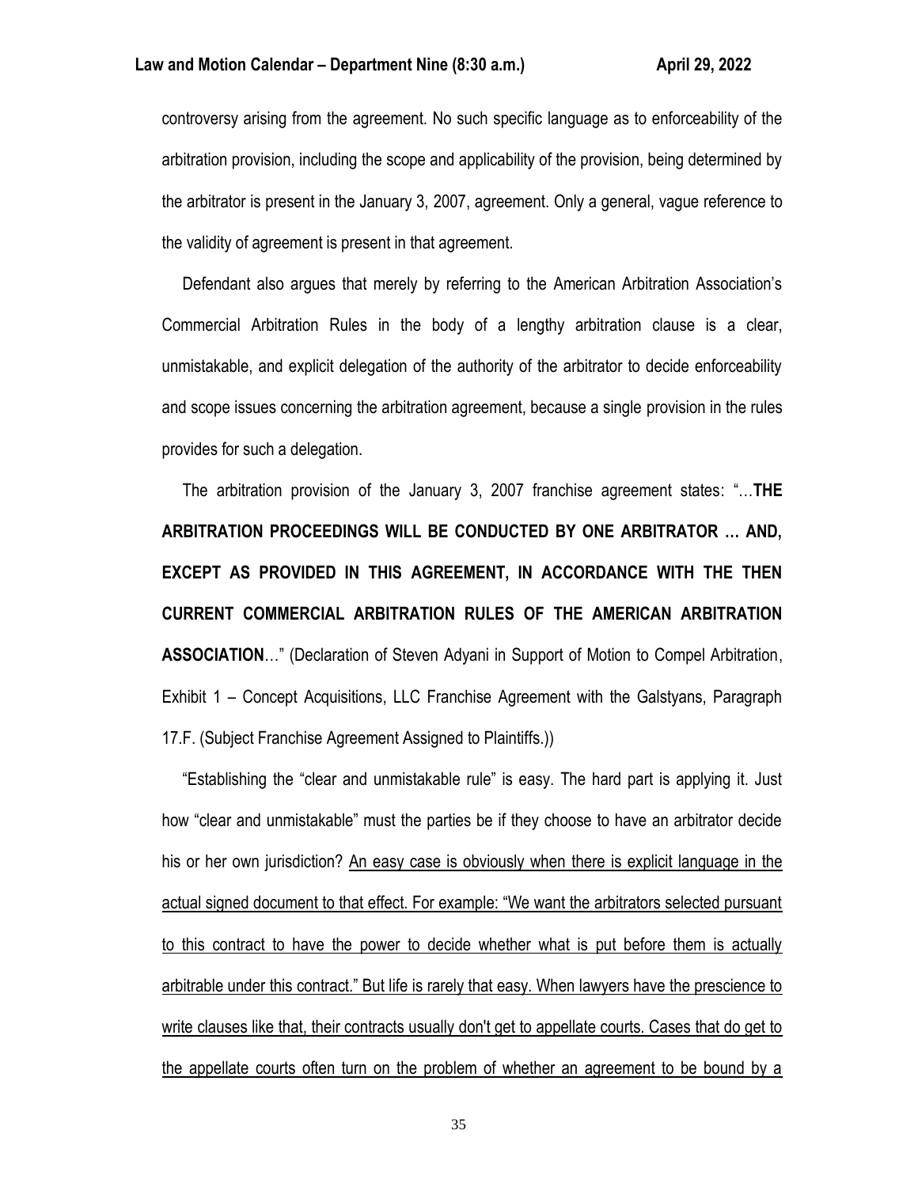controversy arising from the agreement. No such specific language as to enforceability of the arbitration provision, including the scope and applicability of the provision, being determined by the arbitrator is present in the January 3, 2007, agreement. Only a general, vague reference to the validity of agreement is present in that agreement.

Defendant also argues that merely by referring to the American Arbitration Association's Commercial Arbitration Rules in the body of a lengthy arbitration clause is a clear, unmistakable, and explicit delegation of the authority of the arbitrator to decide enforceability and scope issues concerning the arbitration agreement, because a single provision in the rules provides for such a delegation.

The arbitration provision of the January 3, 2007 franchise agreement states: "…**THE ARBITRATION PROCEEDINGS WILL BE CONDUCTED BY ONE ARBITRATOR … AND, EXCEPT AS PROVIDED IN THIS AGREEMENT, IN ACCORDANCE WITH THE THEN CURRENT COMMERCIAL ARBITRATION RULES OF THE AMERICAN ARBITRATION ASSOCIATION**…" (Declaration of Steven Adyani in Support of Motion to Compel Arbitration, Exhibit 1 – Concept Acquisitions, LLC Franchise Agreement with the Galstyans, Paragraph 17.F. (Subject Franchise Agreement Assigned to Plaintiffs.))

"Establishing the "clear and unmistakable rule" is easy. The hard part is applying it. Just how "clear and unmistakable" must the parties be if they choose to have an arbitrator decide his or her own jurisdiction? <u>An easy case is obviously when there is explicit language in the actual signed document to that effect. For example: "We want the arbitrators selected pursuant to this contract to have the power to decide whether what is put before them is actually arbitrable under this contract." But life is rarely that easy. When lawyers have the prescience to write clauses like that, their contracts usually don't get to appellate courts. Cases that do get to the appellate courts often turn on the problem of whether an agreement to be bound by a</u>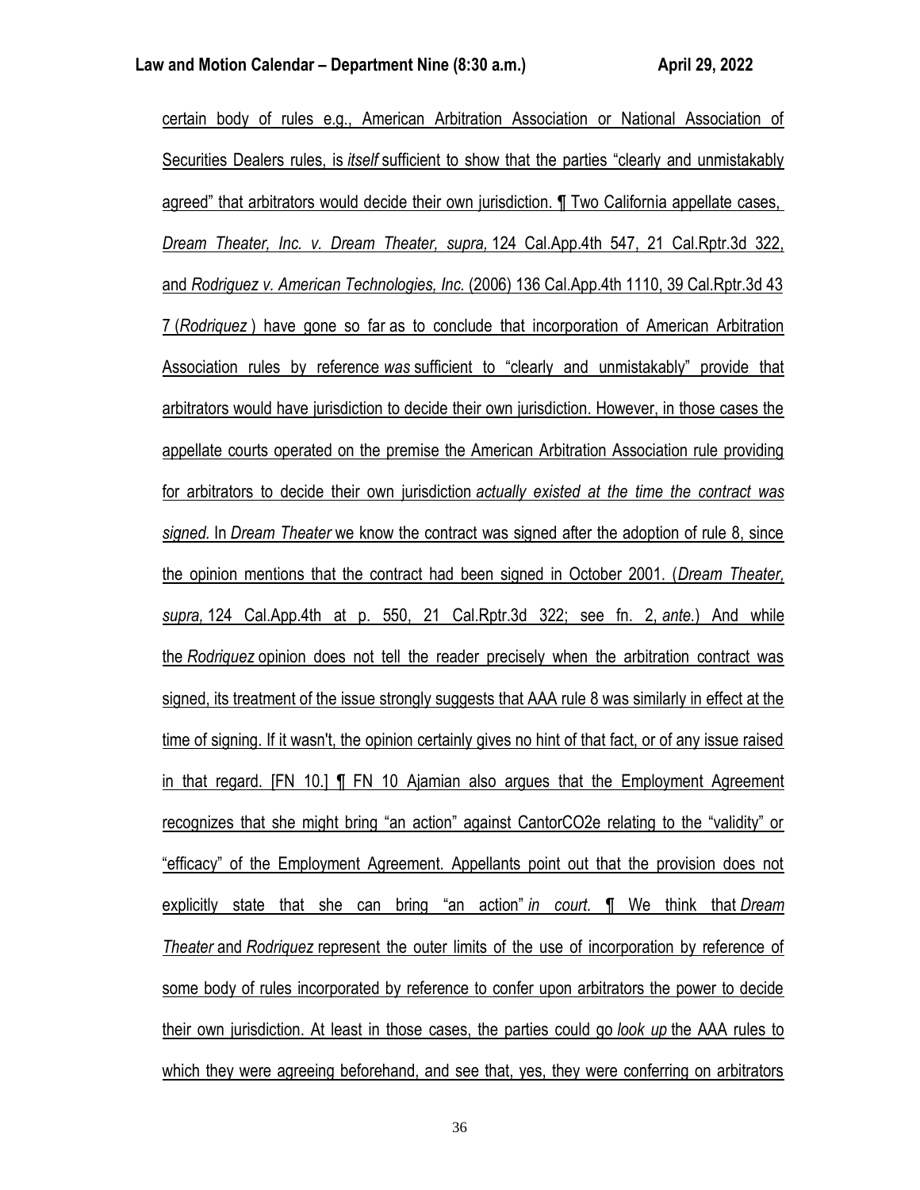certain body of rules e.g., American Arbitration Association or National Association of Securities Dealers rules, is *itself* sufficient to show that the parties "clearly and unmistakably agreed" that arbitrators would decide their own jurisdiction. ¶ Two California appellate cases, *Dream Theater, Inc. v. Dream Theater, supra,* 124 Cal.App.4th 547, 21 Cal.Rptr.3d 322, and *Rodriguez v. American Technologies, Inc.* (2006) 136 Cal.App.4th 1110, 39 Cal.Rptr.3d 437 (*Rodriguez* ) have gone so far as to conclude that incorporation of American Arbitration Association rules by reference *was* sufficient to "clearly and unmistakably" provide that arbitrators would have jurisdiction to decide their own jurisdiction. However, in those cases the appellate courts operated on the premise the American Arbitration Association rule providing for arbitrators to decide their own jurisdiction *actually existed at the time the contract was signed.* In *Dream Theater* we know the contract was signed after the adoption of rule 8, since the opinion mentions that the contract had been signed in October 2001. (*Dream Theater, supra,* 124 Cal.App.4th at p. 550, 21 Cal.Rptr.3d 322; see fn. 2, *ante.*) And while the *Rodriguez* opinion does not tell the reader precisely when the arbitration contract was signed, its treatment of the issue strongly suggests that AAA rule 8 was similarly in effect at the time of signing. If it wasn't, the opinion certainly gives no hint of that fact, or of any issue raised in that regard. [FN 10.] ¶ FN 10 Ajamian also argues that the Employment Agreement recognizes that she might bring "an action" against CantorCO2e relating to the "validity" or "efficacy" of the Employment Agreement. Appellants point out that the provision does not explicitly state that she can bring "an action" *in court.* ¶ We think that *Dream Theater* and *Rodriguez* represent the outer limits of the use of incorporation by reference of some body of rules incorporated by reference to confer upon arbitrators the power to decide their own jurisdiction. At least in those cases, the parties could go *look up* the AAA rules to which they were agreeing beforehand, and see that, yes, they were conferring on arbitrators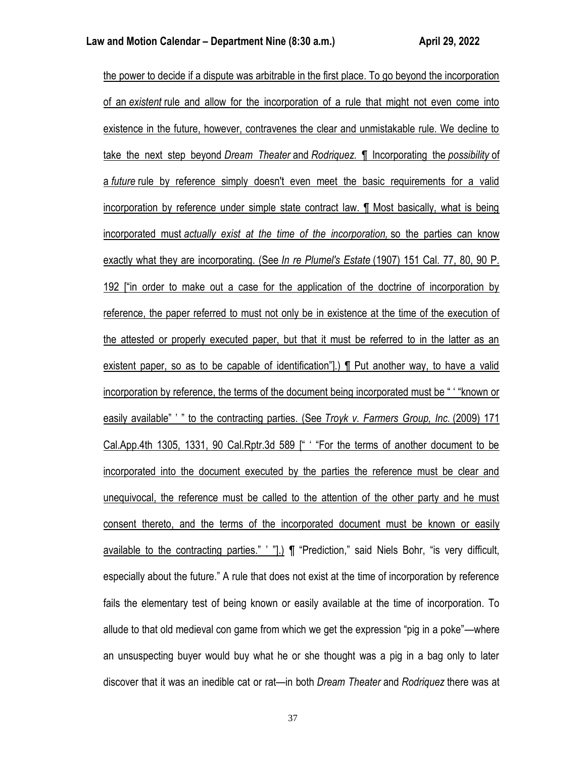the power to decide if a dispute was arbitrable in the first place. To go beyond the incorporation of an *existent* rule and allow for the incorporation of a rule that might not even come into existence in the future, however, contravenes the clear and unmistakable rule. We decline to take the next step beyond *Dream Theater* and *Rodriquez.* ¶ Incorporating the *possibility* of a *future* rule by reference simply doesn't even meet the basic requirements for a valid incorporation by reference under simple state contract law. ¶ Most basically, what is being incorporated must *actually exist at the time of the incorporation,* so the parties can know exactly what they are incorporating. (See *In re Plumel's Estate* (1907) 151 Cal. 77, 80, 90 P. 192 ["in order to make out a case for the application of the doctrine of incorporation by reference, the paper referred to must not only be in existence at the time of the execution of the attested or properly executed paper, but that it must be referred to in the latter as an existent paper, so as to be capable of identification"].) ¶ Put another way, to have a valid incorporation by reference, the terms of the document being incorporated must be " ' "known or easily available" ' " to the contracting parties. (See *Troyk v. Farmers Group, Inc.* (2009) 171 Cal.App.4th 1305, 1331, 90 Cal.Rptr.3d 589 [" ' "For the terms of another document to be incorporated into the document executed by the parties the reference must be clear and unequivocal, the reference must be called to the attention of the other party and he must consent thereto, and the terms of the incorporated document must be known or easily available to the contracting parties." ' "].) ¶ "Prediction," said Niels Bohr, "is very difficult, especially about the future." A rule that does not exist at the time of incorporation by reference fails the elementary test of being known or easily available at the time of incorporation. To allude to that old medieval con game from which we get the expression "pig in a poke"—where an unsuspecting buyer would buy what he or she thought was a pig in a bag only to later discover that it was an inedible cat or rat—in both *Dream Theater* and *Rodriquez* there was at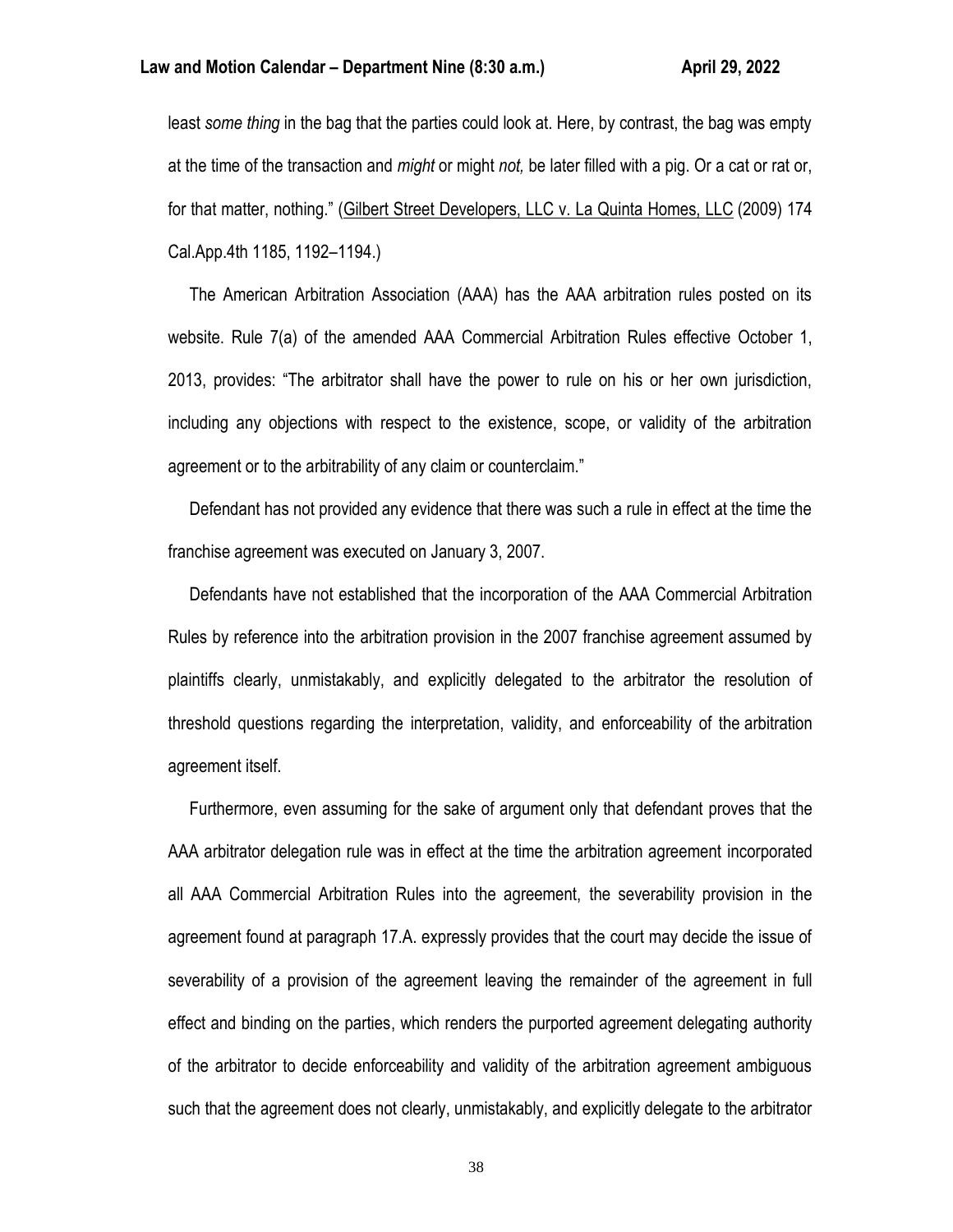least *some thing* in the bag that the parties could look at. Here, by contrast, the bag was empty at the time of the transaction and *might* or might *not,* be later filled with a pig. Or a cat or rat or, for that matter, nothing." (Gilbert Street Developers, LLC v. La Quinta Homes, LLC (2009) 174 Cal.App.4th 1185, 1192–1194.)

The American Arbitration Association (AAA) has the AAA arbitration rules posted on its website. Rule 7(a) of the amended AAA Commercial Arbitration Rules effective October 1, 2013, provides: "The arbitrator shall have the power to rule on his or her own jurisdiction, including any objections with respect to the existence, scope, or validity of the arbitration agreement or to the arbitrability of any claim or counterclaim."

Defendant has not provided any evidence that there was such a rule in effect at the time the franchise agreement was executed on January 3, 2007.

Defendants have not established that the incorporation of the AAA Commercial Arbitration Rules by reference into the arbitration provision in the 2007 franchise agreement assumed by plaintiffs clearly, unmistakably, and explicitly delegated to the arbitrator the resolution of threshold questions regarding the interpretation, validity, and enforceability of the arbitration agreement itself.

Furthermore, even assuming for the sake of argument only that defendant proves that the AAA arbitrator delegation rule was in effect at the time the arbitration agreement incorporated all AAA Commercial Arbitration Rules into the agreement, the severability provision in the agreement found at paragraph 17.A. expressly provides that the court may decide the issue of severability of a provision of the agreement leaving the remainder of the agreement in full effect and binding on the parties, which renders the purported agreement delegating authority of the arbitrator to decide enforceability and validity of the arbitration agreement ambiguous such that the agreement does not clearly, unmistakably, and explicitly delegate to the arbitrator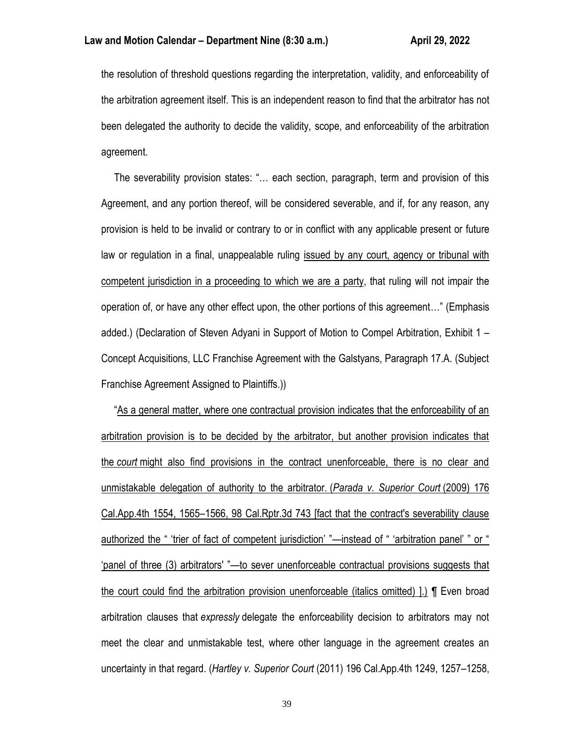the resolution of threshold questions regarding the interpretation, validity, and enforceability of the arbitration agreement itself. This is an independent reason to find that the arbitrator has not been delegated the authority to decide the validity, scope, and enforceability of the arbitration agreement.

The severability provision states: "… each section, paragraph, term and provision of this Agreement, and any portion thereof, will be considered severable, and if, for any reason, any provision is held to be invalid or contrary to or in conflict with any applicable present or future law or regulation in a final, unappealable ruling <u>issued by any court, agency or tribunal with competent jurisdiction in a proceeding to which we are a party</u>, that ruling will not impair the operation of, or have any other effect upon, the other portions of this agreement…" (Emphasis added.) (Declaration of Steven Adyani in Support of Motion to Compel Arbitration, Exhibit 1 – Concept Acquisitions, LLC Franchise Agreement with the Galstyans, Paragraph 17.A. (Subject Franchise Agreement Assigned to Plaintiffs.))

"<u>As a general matter, where one contractual provision indicates that the enforceability of an arbitration provision is to be decided by the arbitrator, but another provision indicates that the *court* might also find provisions in the contract unenforceable, there is no clear and unmistakable delegation of authority to the arbitrator. (*Parada v. Superior Court* (2009) 176 Cal.App.4th 1554, 1565–1566, 98 Cal.Rptr.3d 743 [fact that the contract's severability clause authorized the " 'trier of fact of competent jurisdiction' "—instead of " 'arbitration panel' " or " 'panel of three (3) arbitrators' "—to sever unenforceable contractual provisions suggests that the court could find the arbitration provision unenforceable (italics omitted) ].)</u> ¶ Even broad arbitration clauses that *expressly* delegate the enforceability decision to arbitrators may not meet the clear and unmistakable test, where other language in the agreement creates an uncertainty in that regard. (*Hartley v. Superior Court* (2011) 196 Cal.App.4th 1249, 1257–1258,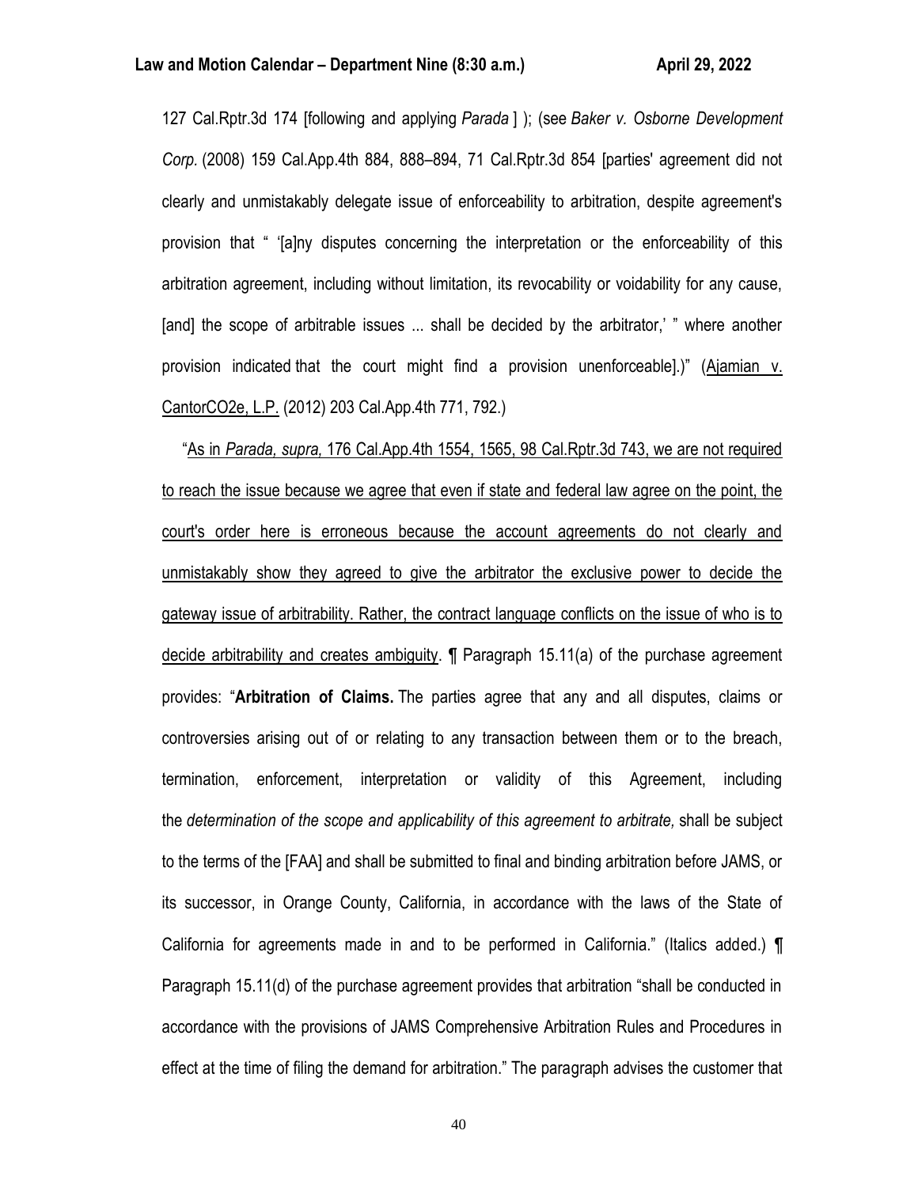127 Cal.Rptr.3d 174 [following and applying *Parada* ] ); (see *Baker v. Osborne Development Corp.* (2008) 159 Cal.App.4th 884, 888–894, 71 Cal.Rptr.3d 854 [parties' agreement did not clearly and unmistakably delegate issue of enforceability to arbitration, despite agreement's provision that " '[a]ny disputes concerning the interpretation or the enforceability of this arbitration agreement, including without limitation, its revocability or voidability for any cause, [and] the scope of arbitrable issues ... shall be decided by the arbitrator,' " where another provision indicated that the court might find a provision unenforceable].)" (<u>Ajamian v. CantorCO2e, L.P.</u> (2012) 203 Cal.App.4th 771, 792.)

"<u>As in *Parada, supra,* 176 Cal.App.4th 1554, 1565, 98 Cal.Rptr.3d 743, we are not required to reach the issue because we agree that even if state and federal law agree on the point, the court's order here is erroneous because the account agreements do not clearly and unmistakably show they agreed to give the arbitrator the exclusive power to decide the gateway issue of arbitrability. Rather, the contract language conflicts on the issue of who is to decide arbitrability and creates ambiguity</u>. ¶ Paragraph 15.11(a) of the purchase agreement provides: "**Arbitration of Claims.** The parties agree that any and all disputes, claims or controversies arising out of or relating to any transaction between them or to the breach, termination, enforcement, interpretation or validity of this Agreement, including the *determination of the scope and applicability of this agreement to arbitrate,* shall be subject to the terms of the [FAA] and shall be submitted to final and binding arbitration before JAMS, or its successor, in Orange County, California, in accordance with the laws of the State of California for agreements made in and to be performed in California." (Italics added.) ¶ Paragraph 15.11(d) of the purchase agreement provides that arbitration "shall be conducted in accordance with the provisions of JAMS Comprehensive Arbitration Rules and Procedures in effect at the time of filing the demand for arbitration." The paragraph advises the customer that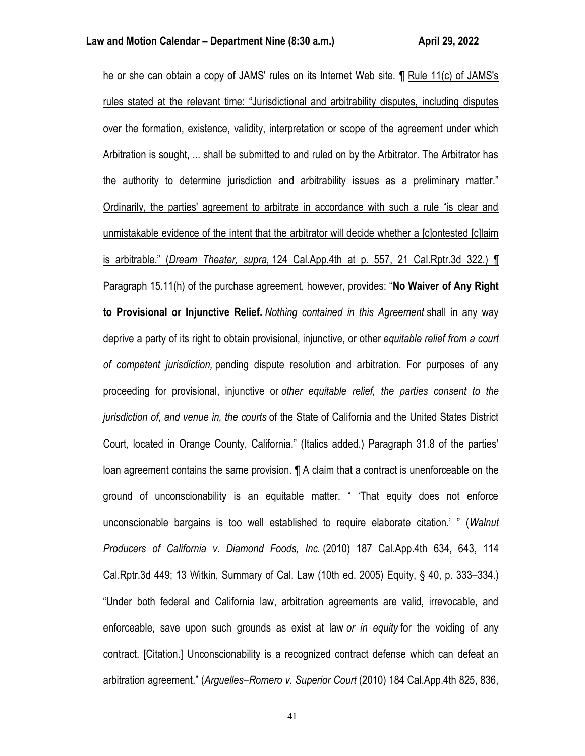he or she can obtain a copy of JAMS' rules on its Internet Web site. ¶ <u>Rule 11(c) of JAMS's rules stated at the relevant time: "Jurisdictional and arbitrability disputes, including disputes over the formation, existence, validity, interpretation or scope of the agreement under which Arbitration is sought, ... shall be submitted to and ruled on by the Arbitrator. The Arbitrator has the authority to determine jurisdiction and arbitrability issues as a preliminary matter." Ordinarily, the parties' agreement to arbitrate in accordance with such a rule "is clear and unmistakable evidence of the intent that the arbitrator will decide whether a [c]ontested [c]laim is arbitrable." (*Dream Theater, supra,* 124 Cal.App.4th at p. 557, 21 Cal.Rptr.3d 322.) ¶</u> Paragraph 15.11(h) of the purchase agreement, however, provides: "**No Waiver of Any Right to Provisional or Injunctive Relief.** *Nothing contained in this Agreement* shall in any way deprive a party of its right to obtain provisional, injunctive, or other *equitable relief from a court of competent jurisdiction,* pending dispute resolution and arbitration. For purposes of any proceeding for provisional, injunctive or *other equitable relief, the parties consent to the jurisdiction of, and venue in, the courts* of the State of California and the United States District Court, located in Orange County, California." (Italics added.) Paragraph 31.8 of the parties' loan agreement contains the same provision. ¶ A claim that a contract is unenforceable on the ground of unconscionability is an equitable matter. " 'That equity does not enforce unconscionable bargains is too well established to require elaborate citation.' " (*Walnut Producers of California v. Diamond Foods, Inc.* (2010) 187 Cal.App.4th 634, 643, 114 Cal.Rptr.3d 449; 13 Witkin, Summary of Cal. Law (10th ed. 2005) Equity, § 40, p. 333–334.) "Under both federal and California law, arbitration agreements are valid, irrevocable, and enforceable, save upon such grounds as exist at law *or in equity* for the voiding of any contract. [Citation.] Unconscionability is a recognized contract defense which can defeat an arbitration agreement." (*Arguelles–Romero v. Superior Court* (2010) 184 Cal.App.4th 825, 836,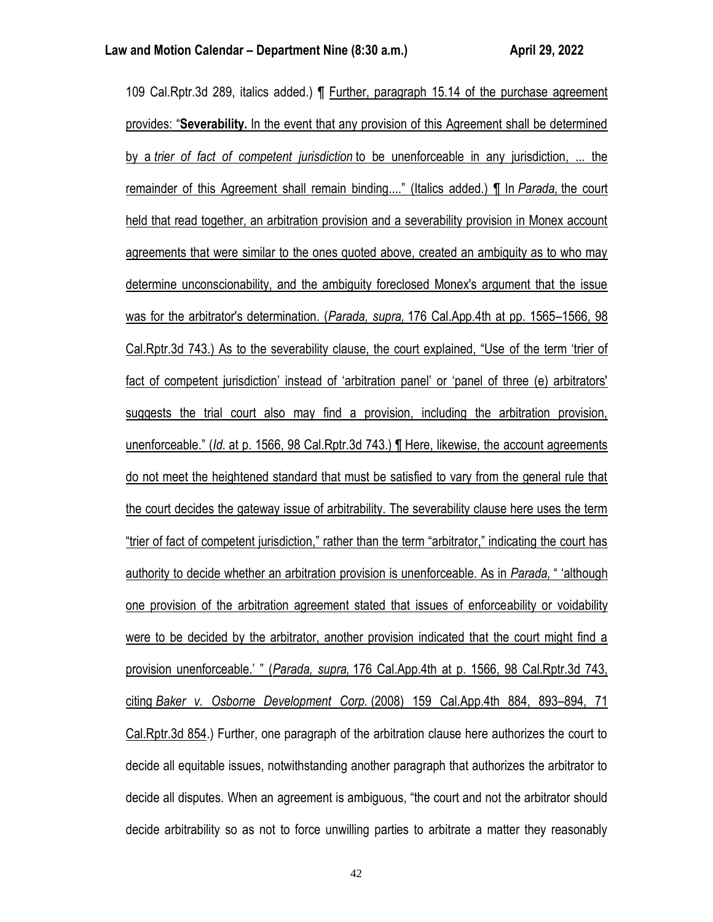109 Cal.Rptr.3d 289, italics added.) ¶ Further, paragraph 15.14 of the purchase agreement provides: "**Severability.** In the event that any provision of this Agreement shall be determined by a *trier of fact of competent jurisdiction* to be unenforceable in any jurisdiction, ... the remainder of this Agreement shall remain binding...." (Italics added.) ¶ In *Parada,* the court held that read together, an arbitration provision and a severability provision in Monex account agreements that were similar to the ones quoted above, created an ambiguity as to who may determine unconscionability, and the ambiguity foreclosed Monex's argument that the issue was for the arbitrator's determination. (*Parada, supra,* 176 Cal.App.4th at pp. 1565–1566, 98 Cal.Rptr.3d 743.) As to the severability clause, the court explained, "Use of the term 'trier of fact of competent jurisdiction' instead of 'arbitration panel' or 'panel of three (e) arbitrators' suggests the trial court also may find a provision, including the arbitration provision, unenforceable." (*Id.* at p. 1566, 98 Cal.Rptr.3d 743.) ¶ Here, likewise, the account agreements do not meet the heightened standard that must be satisfied to vary from the general rule that the court decides the gateway issue of arbitrability. The severability clause here uses the term "trier of fact of competent jurisdiction," rather than the term "arbitrator," indicating the court has authority to decide whether an arbitration provision is unenforceable. As in *Parada,* " 'although one provision of the arbitration agreement stated that issues of enforceability or voidability were to be decided by the arbitrator, another provision indicated that the court might find a provision unenforceable.' " (*Parada, supra,* 176 Cal.App.4th at p. 1566, 98 Cal.Rptr.3d 743, citing *Baker v. Osborne Development Corp.* (2008) 159 Cal.App.4th 884, 893–894, 71 Cal.Rptr.3d 854.) Further, one paragraph of the arbitration clause here authorizes the court to decide all equitable issues, notwithstanding another paragraph that authorizes the arbitrator to decide all disputes. When an agreement is ambiguous, "the court and not the arbitrator should decide arbitrability so as not to force unwilling parties to arbitrate a matter they reasonably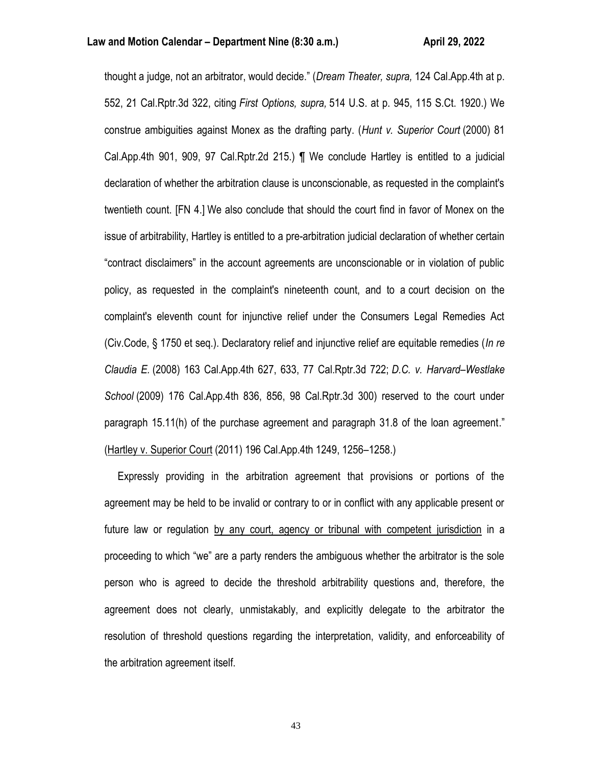thought a judge, not an arbitrator, would decide." (*Dream Theater, supra,* 124 Cal.App.4th at p. 552, 21 Cal.Rptr.3d 322, citing *First Options, supra,* 514 U.S. at p. 945, 115 S.Ct. 1920.) We construe ambiguities against Monex as the drafting party. (*Hunt v. Superior Court* (2000) 81 Cal.App.4th 901, 909, 97 Cal.Rptr.2d 215.) ¶ We conclude Hartley is entitled to a judicial declaration of whether the arbitration clause is unconscionable, as requested in the complaint's twentieth count. [FN 4.] We also conclude that should the court find in favor of Monex on the issue of arbitrability, Hartley is entitled to a pre-arbitration judicial declaration of whether certain "contract disclaimers" in the account agreements are unconscionable or in violation of public policy, as requested in the complaint's nineteenth count, and to a court decision on the complaint's eleventh count for injunctive relief under the Consumers Legal Remedies Act (Civ.Code, § 1750 et seq.). Declaratory relief and injunctive relief are equitable remedies (*In re Claudia E.* (2008) 163 Cal.App.4th 627, 633, 77 Cal.Rptr.3d 722; *D.C. v. Harvard–Westlake School* (2009) 176 Cal.App.4th 836, 856, 98 Cal.Rptr.3d 300) reserved to the court under paragraph 15.11(h) of the purchase agreement and paragraph 31.8 of the loan agreement." (Hartley v. Superior Court (2011) 196 Cal.App.4th 1249, 1256–1258.)

Expressly providing in the arbitration agreement that provisions or portions of the agreement may be held to be invalid or contrary to or in conflict with any applicable present or future law or regulation by any court, agency or tribunal with competent jurisdiction in a proceeding to which "we" are a party renders the ambiguous whether the arbitrator is the sole person who is agreed to decide the threshold arbitrability questions and, therefore, the agreement does not clearly, unmistakably, and explicitly delegate to the arbitrator the resolution of threshold questions regarding the interpretation, validity, and enforceability of the arbitration agreement itself.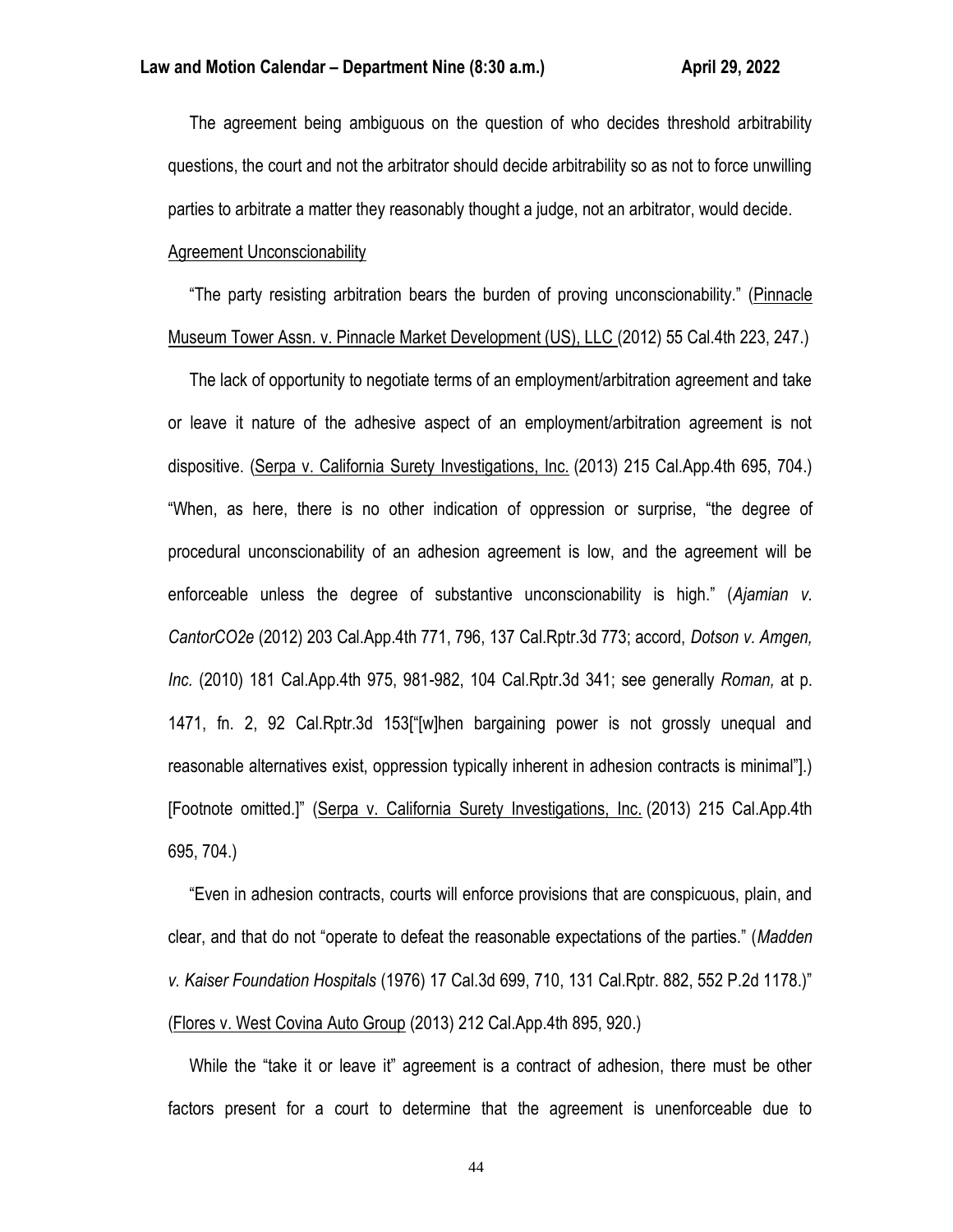The agreement being ambiguous on the question of who decides threshold arbitrability questions, the court and not the arbitrator should decide arbitrability so as not to force unwilling parties to arbitrate a matter they reasonably thought a judge, not an arbitrator, would decide.

Agreement Unconscionability

"The party resisting arbitration bears the burden of proving unconscionability." (Pinnacle Museum Tower Assn. v. Pinnacle Market Development (US), LLC (2012) 55 Cal.4th 223, 247.)

The lack of opportunity to negotiate terms of an employment/arbitration agreement and take or leave it nature of the adhesive aspect of an employment/arbitration agreement is not dispositive. (Serpa v. California Surety Investigations, Inc. (2013) 215 Cal.App.4th 695, 704.) "When, as here, there is no other indication of oppression or surprise, "the degree of procedural unconscionability of an adhesion agreement is low, and the agreement will be enforceable unless the degree of substantive unconscionability is high." (*Ajamian v. CantorCO2e* (2012) 203 Cal.App.4th 771, 796, 137 Cal.Rptr.3d 773; accord, *Dotson v. Amgen, Inc.* (2010) 181 Cal.App.4th 975, 981-982, 104 Cal.Rptr.3d 341; see generally *Roman,* at p. 1471, fn. 2, 92 Cal.Rptr.3d 153["[w]hen bargaining power is not grossly unequal and reasonable alternatives exist, oppression typically inherent in adhesion contracts is minimal"].) [Footnote omitted.]" (Serpa v. California Surety Investigations, Inc. (2013) 215 Cal.App.4th 695, 704.)

"Even in adhesion contracts, courts will enforce provisions that are conspicuous, plain, and clear, and that do not "operate to defeat the reasonable expectations of the parties." (*Madden v. Kaiser Foundation Hospitals* (1976) 17 Cal.3d 699, 710, 131 Cal.Rptr. 882, 552 P.2d 1178.)" (Flores v. West Covina Auto Group (2013) 212 Cal.App.4th 895, 920.)

While the "take it or leave it" agreement is a contract of adhesion, there must be other factors present for a court to determine that the agreement is unenforceable due to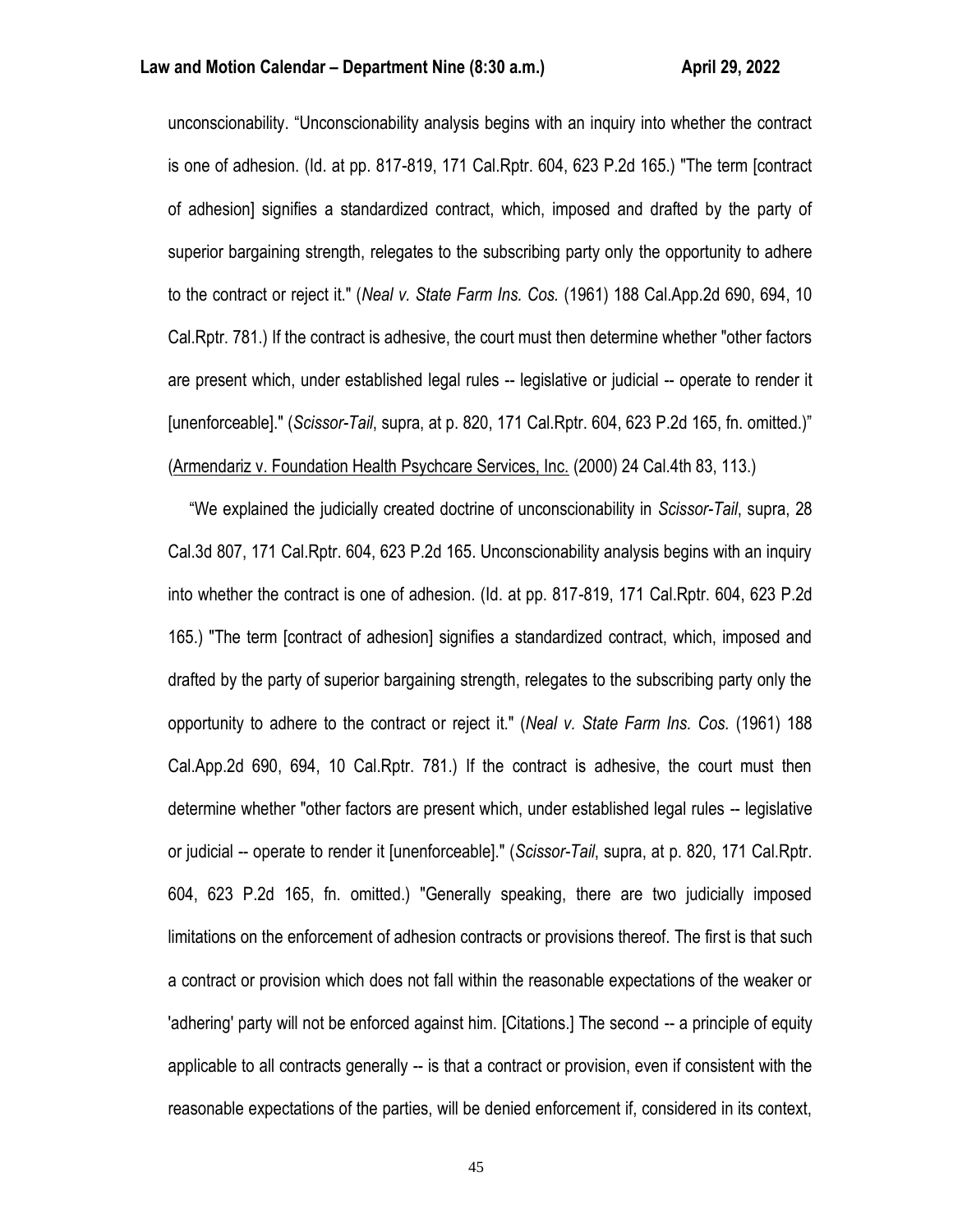unconscionability. "Unconscionability analysis begins with an inquiry into whether the contract is one of adhesion. (Id. at pp. 817-819, 171 Cal.Rptr. 604, 623 P.2d 165.) "The term [contract of adhesion] signifies a standardized contract, which, imposed and drafted by the party of superior bargaining strength, relegates to the subscribing party only the opportunity to adhere to the contract or reject it." (*Neal v. State Farm Ins. Cos.* (1961) 188 Cal.App.2d 690, 694, 10 Cal.Rptr. 781.) If the contract is adhesive, the court must then determine whether "other factors are present which, under established legal rules -- legislative or judicial -- operate to render it [unenforceable]." (*Scissor-Tail*, supra, at p. 820, 171 Cal.Rptr. 604, 623 P.2d 165, fn. omitted.)" (Armendariz v. Foundation Health Psychcare Services, Inc. (2000) 24 Cal.4th 83, 113.)

"We explained the judicially created doctrine of unconscionability in *Scissor-Tail*, supra, 28 Cal.3d 807, 171 Cal.Rptr. 604, 623 P.2d 165. Unconscionability analysis begins with an inquiry into whether the contract is one of adhesion. (Id. at pp. 817-819, 171 Cal.Rptr. 604, 623 P.2d 165.) "The term [contract of adhesion] signifies a standardized contract, which, imposed and drafted by the party of superior bargaining strength, relegates to the subscribing party only the opportunity to adhere to the contract or reject it." (*Neal v. State Farm Ins. Cos.* (1961) 188 Cal.App.2d 690, 694, 10 Cal.Rptr. 781.) If the contract is adhesive, the court must then determine whether "other factors are present which, under established legal rules -- legislative or judicial -- operate to render it [unenforceable]." (*Scissor-Tail*, supra, at p. 820, 171 Cal.Rptr. 604, 623 P.2d 165, fn. omitted.) "Generally speaking, there are two judicially imposed limitations on the enforcement of adhesion contracts or provisions thereof. The first is that such a contract or provision which does not fall within the reasonable expectations of the weaker or 'adhering' party will not be enforced against him. [Citations.] The second -- a principle of equity applicable to all contracts generally -- is that a contract or provision, even if consistent with the reasonable expectations of the parties, will be denied enforcement if, considered in its context,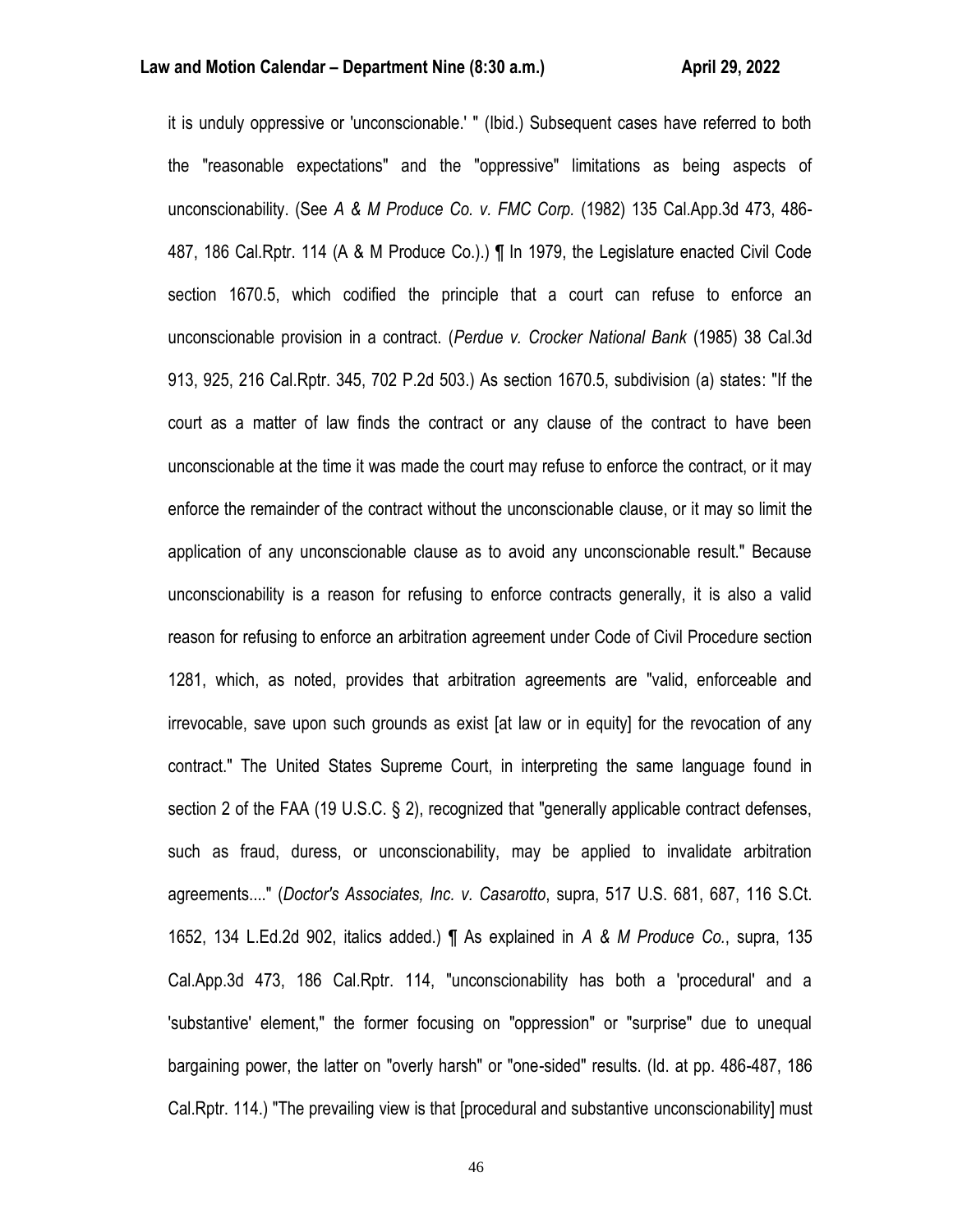it is unduly oppressive or 'unconscionable.' " (Ibid.) Subsequent cases have referred to both the "reasonable expectations" and the "oppressive" limitations as being aspects of unconscionability. (See *A & M Produce Co. v. FMC Corp.* (1982) 135 Cal.App.3d 473, 486-487, 186 Cal.Rptr. 114 (A & M Produce Co.).) ¶ In 1979, the Legislature enacted Civil Code section 1670.5, which codified the principle that a court can refuse to enforce an unconscionable provision in a contract. (*Perdue v. Crocker National Bank* (1985) 38 Cal.3d 913, 925, 216 Cal.Rptr. 345, 702 P.2d 503.) As section 1670.5, subdivision (a) states: "If the court as a matter of law finds the contract or any clause of the contract to have been unconscionable at the time it was made the court may refuse to enforce the contract, or it may enforce the remainder of the contract without the unconscionable clause, or it may so limit the application of any unconscionable clause as to avoid any unconscionable result." Because unconscionability is a reason for refusing to enforce contracts generally, it is also a valid reason for refusing to enforce an arbitration agreement under Code of Civil Procedure section 1281, which, as noted, provides that arbitration agreements are "valid, enforceable and irrevocable, save upon such grounds as exist [at law or in equity] for the revocation of any contract." The United States Supreme Court, in interpreting the same language found in section 2 of the FAA (19 U.S.C. § 2), recognized that "generally applicable contract defenses, such as fraud, duress, or unconscionability, may be applied to invalidate arbitration agreements...." (*Doctor's Associates, Inc. v. Casarotto*, supra, 517 U.S. 681, 687, 116 S.Ct. 1652, 134 L.Ed.2d 902, italics added.) ¶ As explained in *A & M Produce Co.*, supra, 135 Cal.App.3d 473, 186 Cal.Rptr. 114, "unconscionability has both a 'procedural' and a 'substantive' element," the former focusing on "oppression" or "surprise" due to unequal bargaining power, the latter on "overly harsh" or "one-sided" results. (Id. at pp. 486-487, 186 Cal.Rptr. 114.) "The prevailing view is that [procedural and substantive unconscionability] must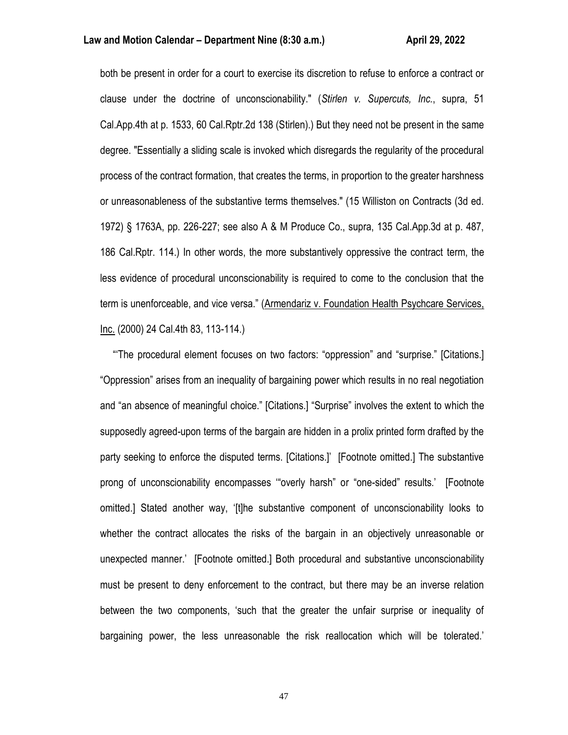both be present in order for a court to exercise its discretion to refuse to enforce a contract or clause under the doctrine of unconscionability." (*Stirlen v. Supercuts, Inc.*, supra, 51 Cal.App.4th at p. 1533, 60 Cal.Rptr.2d 138 (Stirlen).) But they need not be present in the same degree. "Essentially a sliding scale is invoked which disregards the regularity of the procedural process of the contract formation, that creates the terms, in proportion to the greater harshness or unreasonableness of the substantive terms themselves." (15 Williston on Contracts (3d ed. 1972) § 1763A, pp. 226-227; see also A & M Produce Co., supra, 135 Cal.App.3d at p. 487, 186 Cal.Rptr. 114.) In other words, the more substantively oppressive the contract term, the less evidence of procedural unconscionability is required to come to the conclusion that the term is unenforceable, and vice versa." (Armendariz v. Foundation Health Psychcare Services, Inc. (2000) 24 Cal.4th 83, 113-114.)

"'The procedural element focuses on two factors: "oppression" and "surprise." [Citations.] "Oppression" arises from an inequality of bargaining power which results in no real negotiation and "an absence of meaningful choice." [Citations.] "Surprise" involves the extent to which the supposedly agreed-upon terms of the bargain are hidden in a prolix printed form drafted by the party seeking to enforce the disputed terms. [Citations.]' [Footnote omitted.] The substantive prong of unconscionability encompasses '"overly harsh" or "one-sided" results.' [Footnote omitted.] Stated another way, '[t]he substantive component of unconscionability looks to whether the contract allocates the risks of the bargain in an objectively unreasonable or unexpected manner.' [Footnote omitted.] Both procedural and substantive unconscionability must be present to deny enforcement to the contract, but there may be an inverse relation between the two components, 'such that the greater the unfair surprise or inequality of bargaining power, the less unreasonable the risk reallocation which will be tolerated.'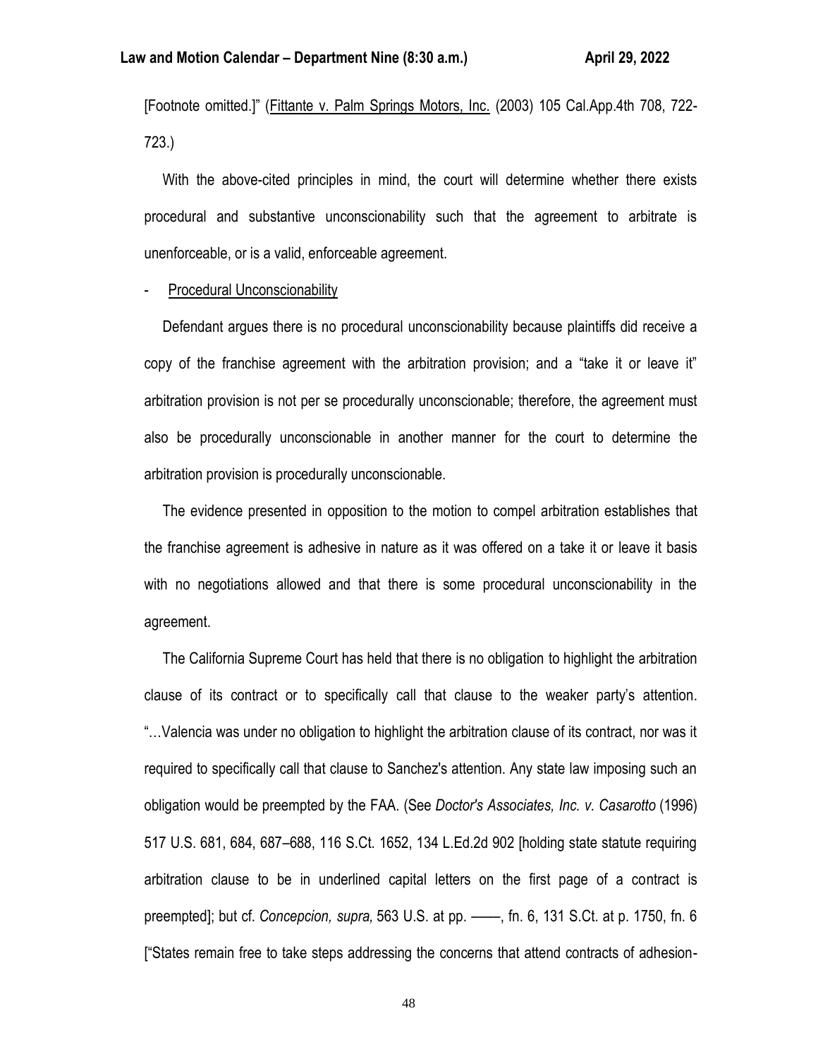[Footnote omitted.]" (Fittante v. Palm Springs Motors, Inc. (2003) 105 Cal.App.4th 708, 722-723.)

With the above-cited principles in mind, the court will determine whether there exists procedural and substantive unconscionability such that the agreement to arbitrate is unenforceable, or is a valid, enforceable agreement.

- Procedural Unconscionability

Defendant argues there is no procedural unconscionability because plaintiffs did receive a copy of the franchise agreement with the arbitration provision; and a "take it or leave it" arbitration provision is not per se procedurally unconscionable; therefore, the agreement must also be procedurally unconscionable in another manner for the court to determine the arbitration provision is procedurally unconscionable.

The evidence presented in opposition to the motion to compel arbitration establishes that the franchise agreement is adhesive in nature as it was offered on a take it or leave it basis with no negotiations allowed and that there is some procedural unconscionability in the agreement.

The California Supreme Court has held that there is no obligation to highlight the arbitration clause of its contract or to specifically call that clause to the weaker party's attention. "…Valencia was under no obligation to highlight the arbitration clause of its contract, nor was it required to specifically call that clause to Sanchez's attention. Any state law imposing such an obligation would be preempted by the FAA. (See *Doctor's Associates, Inc. v. Casarotto* (1996) 517 U.S. 681, 684, 687–688, 116 S.Ct. 1652, 134 L.Ed.2d 902 [holding state statute requiring arbitration clause to be in underlined capital letters on the first page of a contract is preempted]; but cf. *Concepcion, supra,* 563 U.S. at pp. ——, fn. 6, 131 S.Ct. at p. 1750, fn. 6 ["States remain free to take steps addressing the concerns that attend contracts of adhesion-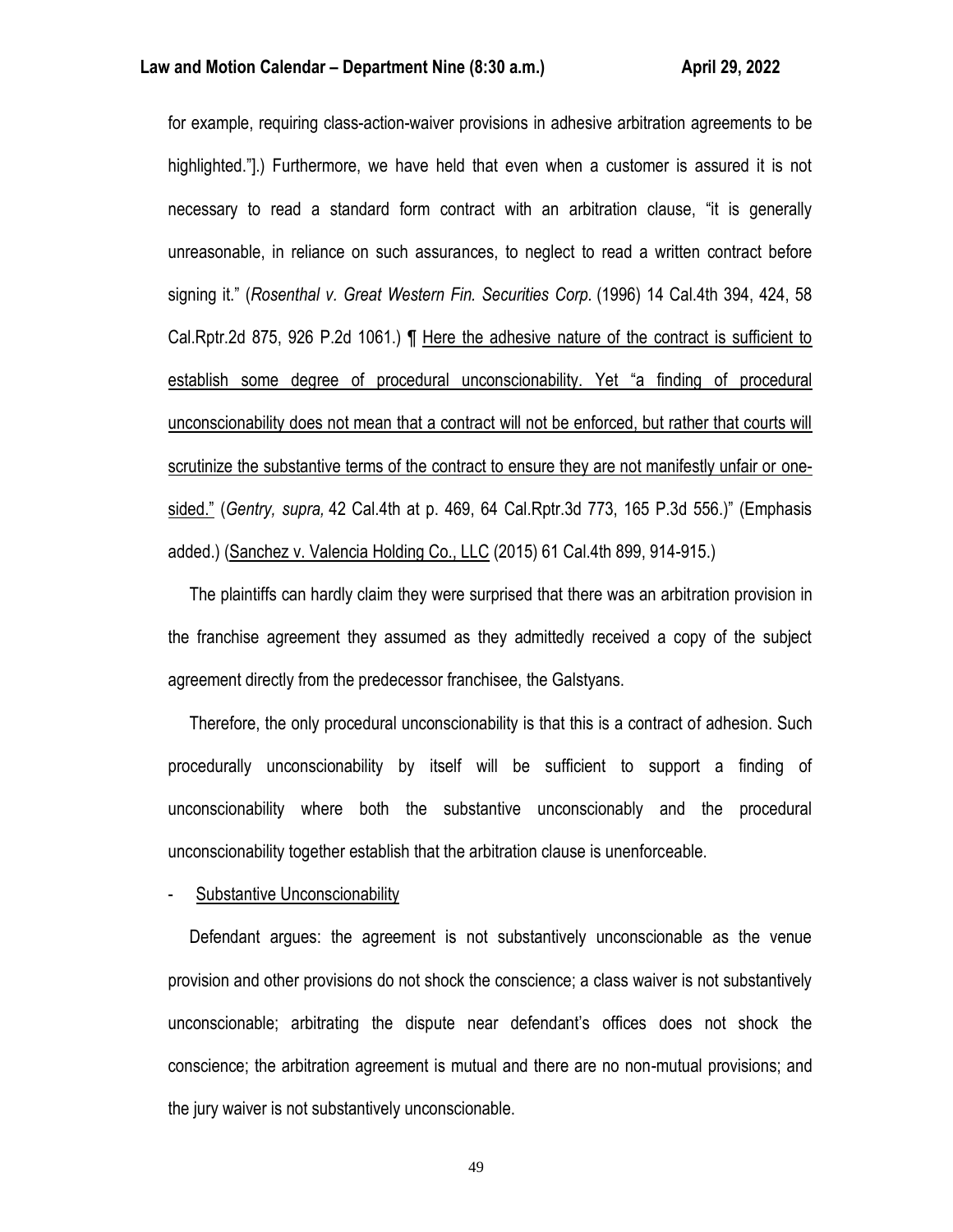for example, requiring class-action-waiver provisions in adhesive arbitration agreements to be highlighted."].) Furthermore, we have held that even when a customer is assured it is not necessary to read a standard form contract with an arbitration clause, "it is generally unreasonable, in reliance on such assurances, to neglect to read a written contract before signing it." (*Rosenthal v. Great Western Fin. Securities Corp.* (1996) 14 Cal.4th 394, 424, 58 Cal.Rptr.2d 875, 926 P.2d 1061.) ¶ Here the adhesive nature of the contract is sufficient to establish some degree of procedural unconscionability. Yet "a finding of procedural unconscionability does not mean that a contract will not be enforced, but rather that courts will scrutinize the substantive terms of the contract to ensure they are not manifestly unfair or one-sided." (*Gentry, supra,* 42 Cal.4th at p. 469, 64 Cal.Rptr.3d 773, 165 P.3d 556.)" (Emphasis added.) (Sanchez v. Valencia Holding Co., LLC (2015) 61 Cal.4th 899, 914-915.)

The plaintiffs can hardly claim they were surprised that there was an arbitration provision in the franchise agreement they assumed as they admittedly received a copy of the subject agreement directly from the predecessor franchisee, the Galstyans.

Therefore, the only procedural unconscionability is that this is a contract of adhesion. Such procedurally unconscionability by itself will be sufficient to support a finding of unconscionability where both the substantive unconscionably and the procedural unconscionability together establish that the arbitration clause is unenforceable.

- Substantive Unconscionability

Defendant argues: the agreement is not substantively unconscionable as the venue provision and other provisions do not shock the conscience; a class waiver is not substantively unconscionable; arbitrating the dispute near defendant's offices does not shock the conscience; the arbitration agreement is mutual and there are no non-mutual provisions; and the jury waiver is not substantively unconscionable.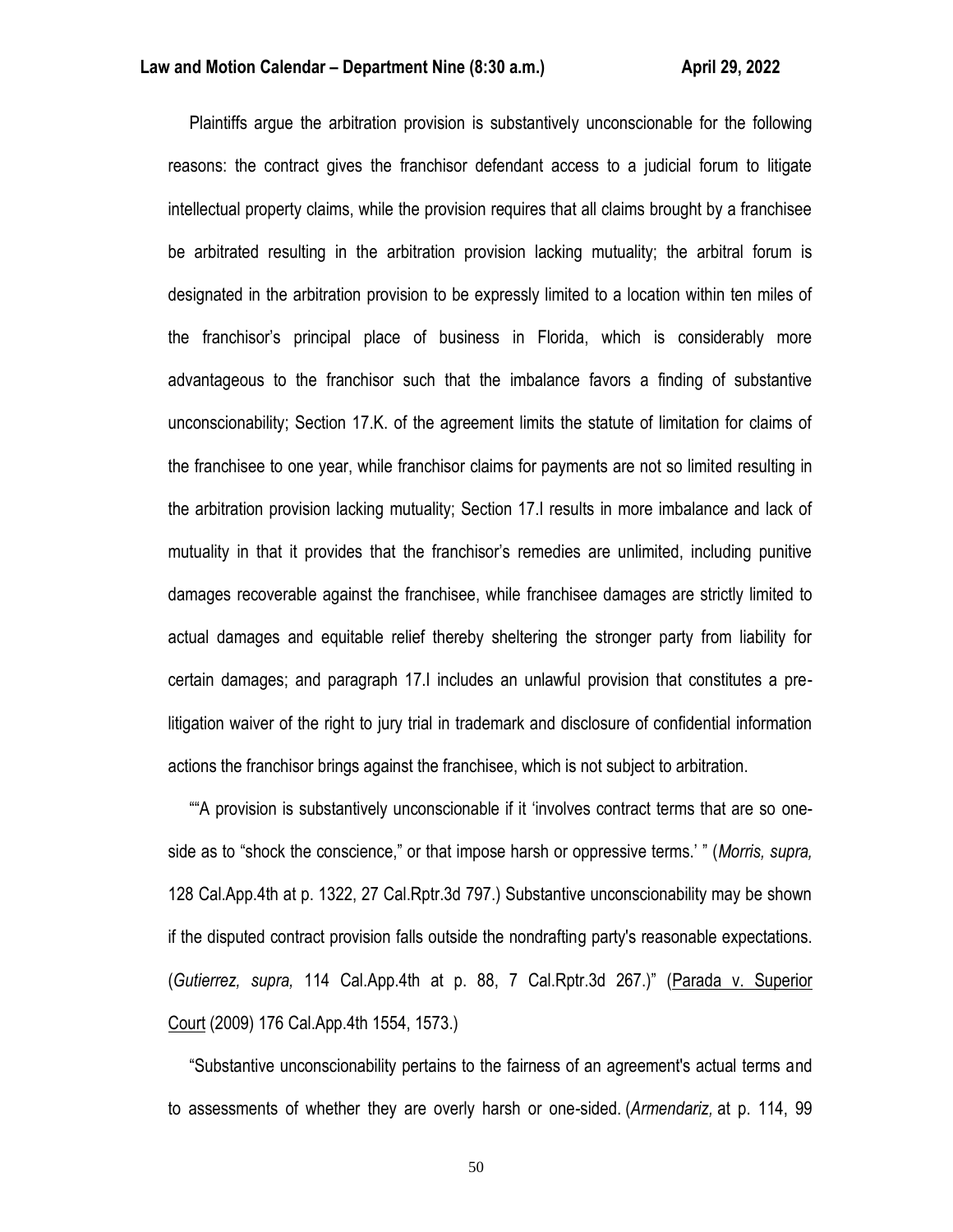Plaintiffs argue the arbitration provision is substantively unconscionable for the following reasons: the contract gives the franchisor defendant access to a judicial forum to litigate intellectual property claims, while the provision requires that all claims brought by a franchisee be arbitrated resulting in the arbitration provision lacking mutuality; the arbitral forum is designated in the arbitration provision to be expressly limited to a location within ten miles of the franchisor's principal place of business in Florida, which is considerably more advantageous to the franchisor such that the imbalance favors a finding of substantive unconscionability; Section 17.K. of the agreement limits the statute of limitation for claims of the franchisee to one year, while franchisor claims for payments are not so limited resulting in the arbitration provision lacking mutuality; Section 17.I results in more imbalance and lack of mutuality in that it provides that the franchisor's remedies are unlimited, including punitive damages recoverable against the franchisee, while franchisee damages are strictly limited to actual damages and equitable relief thereby sheltering the stronger party from liability for certain damages; and paragraph 17.I includes an unlawful provision that constitutes a pre-litigation waiver of the right to jury trial in trademark and disclosure of confidential information actions the franchisor brings against the franchisee, which is not subject to arbitration.

""A provision is substantively unconscionable if it 'involves contract terms that are so one-side as to "shock the conscience," or that impose harsh or oppressive terms.' " (*Morris, supra,* 128 Cal.App.4th at p. 1322, 27 Cal.Rptr.3d 797.) Substantive unconscionability may be shown if the disputed contract provision falls outside the nondrafting party's reasonable expectations. (*Gutierrez, supra,* 114 Cal.App.4th at p. 88, 7 Cal.Rptr.3d 267.)" (Parada v. Superior Court (2009) 176 Cal.App.4th 1554, 1573.)

"Substantive unconscionability pertains to the fairness of an agreement's actual terms and to assessments of whether they are overly harsh or one-sided. (*Armendariz,* at p. 114, 99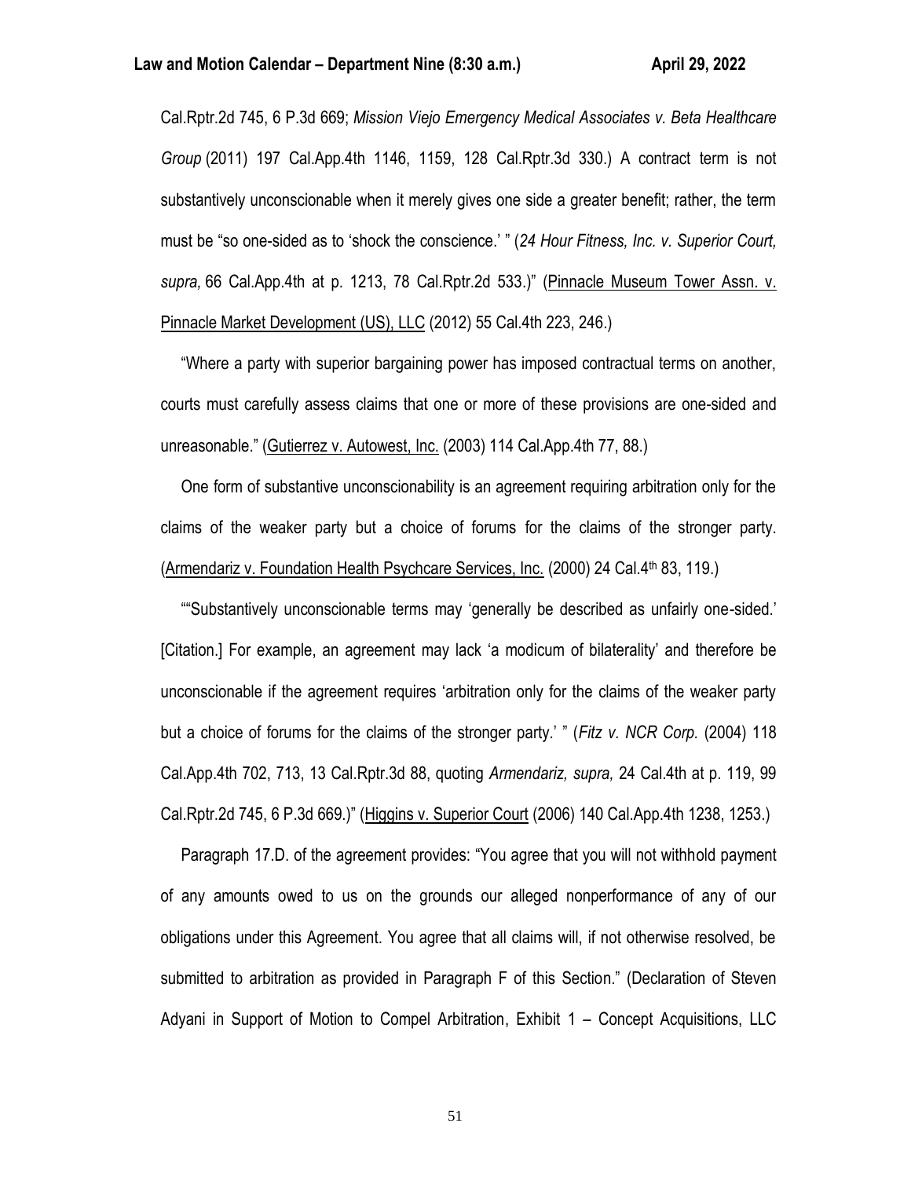Cal.Rptr.2d 745, 6 P.3d 669; *Mission Viejo Emergency Medical Associates v. Beta Healthcare Group* (2011) 197 Cal.App.4th 1146, 1159, 128 Cal.Rptr.3d 330.) A contract term is not substantively unconscionable when it merely gives one side a greater benefit; rather, the term must be "so one-sided as to 'shock the conscience.' " (*24 Hour Fitness, Inc. v. Superior Court, supra,* 66 Cal.App.4th at p. 1213, 78 Cal.Rptr.2d 533.)" (Pinnacle Museum Tower Assn. v. Pinnacle Market Development (US), LLC (2012) 55 Cal.4th 223, 246.)

"Where a party with superior bargaining power has imposed contractual terms on another, courts must carefully assess claims that one or more of these provisions are one-sided and unreasonable." (Gutierrez v. Autowest, Inc. (2003) 114 Cal.App.4th 77, 88.)

One form of substantive unconscionability is an agreement requiring arbitration only for the claims of the weaker party but a choice of forums for the claims of the stronger party. (Armendariz v. Foundation Health Psychcare Services, Inc. (2000) 24 Cal.4th 83, 119.)

""Substantively unconscionable terms may 'generally be described as unfairly one-sided.' [Citation.] For example, an agreement may lack 'a modicum of bilaterality' and therefore be unconscionable if the agreement requires 'arbitration only for the claims of the weaker party but a choice of forums for the claims of the stronger party.' " (*Fitz v. NCR Corp.* (2004) 118 Cal.App.4th 702, 713, 13 Cal.Rptr.3d 88, quoting *Armendariz, supra,* 24 Cal.4th at p. 119, 99 Cal.Rptr.2d 745, 6 P.3d 669.)" (Higgins v. Superior Court (2006) 140 Cal.App.4th 1238, 1253.)

Paragraph 17.D. of the agreement provides: "You agree that you will not withhold payment of any amounts owed to us on the grounds our alleged nonperformance of any of our obligations under this Agreement. You agree that all claims will, if not otherwise resolved, be submitted to arbitration as provided in Paragraph F of this Section." (Declaration of Steven Adyani in Support of Motion to Compel Arbitration, Exhibit 1 – Concept Acquisitions, LLC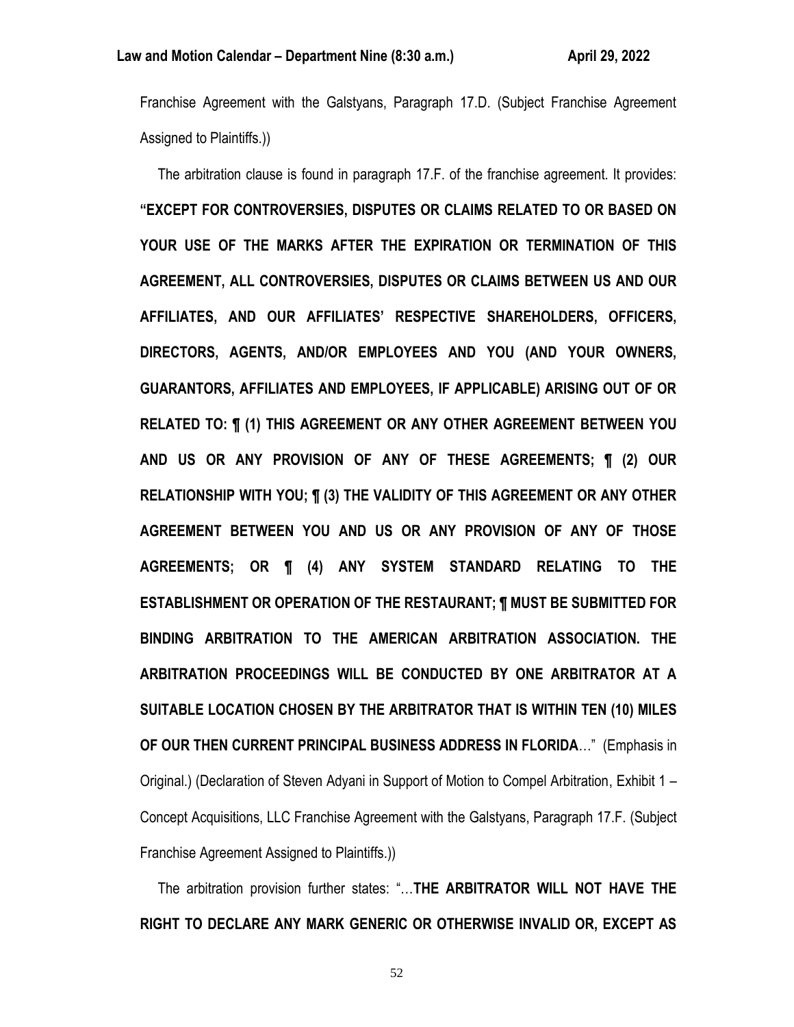Franchise Agreement with the Galstyans, Paragraph 17.D. (Subject Franchise Agreement Assigned to Plaintiffs.))

The arbitration clause is found in paragraph 17.F. of the franchise agreement. It provides: **"EXCEPT FOR CONTROVERSIES, DISPUTES OR CLAIMS RELATED TO OR BASED ON YOUR USE OF THE MARKS AFTER THE EXPIRATION OR TERMINATION OF THIS AGREEMENT, ALL CONTROVERSIES, DISPUTES OR CLAIMS BETWEEN US AND OUR AFFILIATES, AND OUR AFFILIATES' RESPECTIVE SHAREHOLDERS, OFFICERS, DIRECTORS, AGENTS, AND/OR EMPLOYEES AND YOU (AND YOUR OWNERS, GUARANTORS, AFFILIATES AND EMPLOYEES, IF APPLICABLE) ARISING OUT OF OR RELATED TO: ¶ (1) THIS AGREEMENT OR ANY OTHER AGREEMENT BETWEEN YOU AND US OR ANY PROVISION OF ANY OF THESE AGREEMENTS; ¶ (2) OUR RELATIONSHIP WITH YOU; ¶ (3) THE VALIDITY OF THIS AGREEMENT OR ANY OTHER AGREEMENT BETWEEN YOU AND US OR ANY PROVISION OF ANY OF THOSE AGREEMENTS; OR ¶ (4) ANY SYSTEM STANDARD RELATING TO THE ESTABLISHMENT OR OPERATION OF THE RESTAURANT; ¶ MUST BE SUBMITTED FOR BINDING ARBITRATION TO THE AMERICAN ARBITRATION ASSOCIATION. THE ARBITRATION PROCEEDINGS WILL BE CONDUCTED BY ONE ARBITRATOR AT A SUITABLE LOCATION CHOSEN BY THE ARBITRATOR THAT IS WITHIN TEN (10) MILES OF OUR THEN CURRENT PRINCIPAL BUSINESS ADDRESS IN FLORIDA**…" (Emphasis in Original.) (Declaration of Steven Adyani in Support of Motion to Compel Arbitration, Exhibit 1 – Concept Acquisitions, LLC Franchise Agreement with the Galstyans, Paragraph 17.F. (Subject Franchise Agreement Assigned to Plaintiffs.))

The arbitration provision further states: "…**THE ARBITRATOR WILL NOT HAVE THE RIGHT TO DECLARE ANY MARK GENERIC OR OTHERWISE INVALID OR, EXCEPT AS**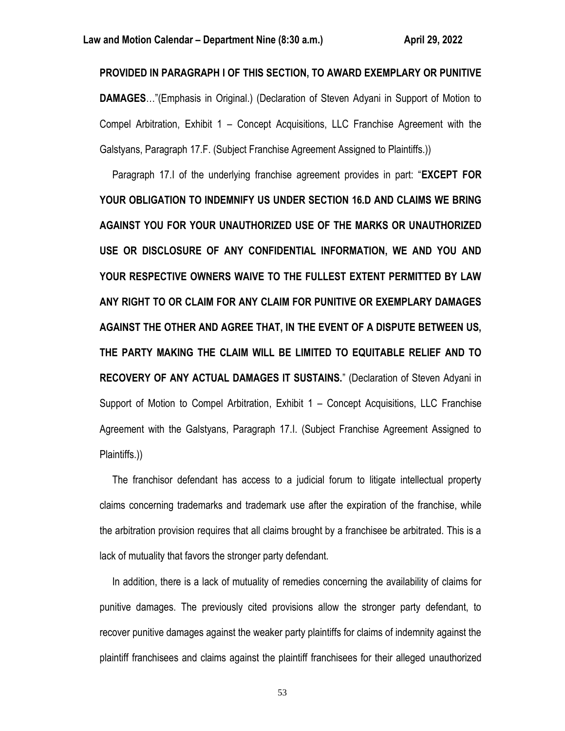**PROVIDED IN PARAGRAPH I OF THIS SECTION, TO AWARD EXEMPLARY OR PUNITIVE DAMAGES**…"(Emphasis in Original.) (Declaration of Steven Adyani in Support of Motion to Compel Arbitration, Exhibit 1 – Concept Acquisitions, LLC Franchise Agreement with the Galstyans, Paragraph 17.F. (Subject Franchise Agreement Assigned to Plaintiffs.))

Paragraph 17.I of the underlying franchise agreement provides in part: "**EXCEPT FOR YOUR OBLIGATION TO INDEMNIFY US UNDER SECTION 16.D AND CLAIMS WE BRING AGAINST YOU FOR YOUR UNAUTHORIZED USE OF THE MARKS OR UNAUTHORIZED USE OR DISCLOSURE OF ANY CONFIDENTIAL INFORMATION, WE AND YOU AND YOUR RESPECTIVE OWNERS WAIVE TO THE FULLEST EXTENT PERMITTED BY LAW ANY RIGHT TO OR CLAIM FOR ANY CLAIM FOR PUNITIVE OR EXEMPLARY DAMAGES AGAINST THE OTHER AND AGREE THAT, IN THE EVENT OF A DISPUTE BETWEEN US, THE PARTY MAKING THE CLAIM WILL BE LIMITED TO EQUITABLE RELIEF AND TO RECOVERY OF ANY ACTUAL DAMAGES IT SUSTAINS.**" (Declaration of Steven Adyani in Support of Motion to Compel Arbitration, Exhibit 1 – Concept Acquisitions, LLC Franchise Agreement with the Galstyans, Paragraph 17.I. (Subject Franchise Agreement Assigned to Plaintiffs.))

The franchisor defendant has access to a judicial forum to litigate intellectual property claims concerning trademarks and trademark use after the expiration of the franchise, while the arbitration provision requires that all claims brought by a franchisee be arbitrated. This is a lack of mutuality that favors the stronger party defendant.

In addition, there is a lack of mutuality of remedies concerning the availability of claims for punitive damages. The previously cited provisions allow the stronger party defendant, to recover punitive damages against the weaker party plaintiffs for claims of indemnity against the plaintiff franchisees and claims against the plaintiff franchisees for their alleged unauthorized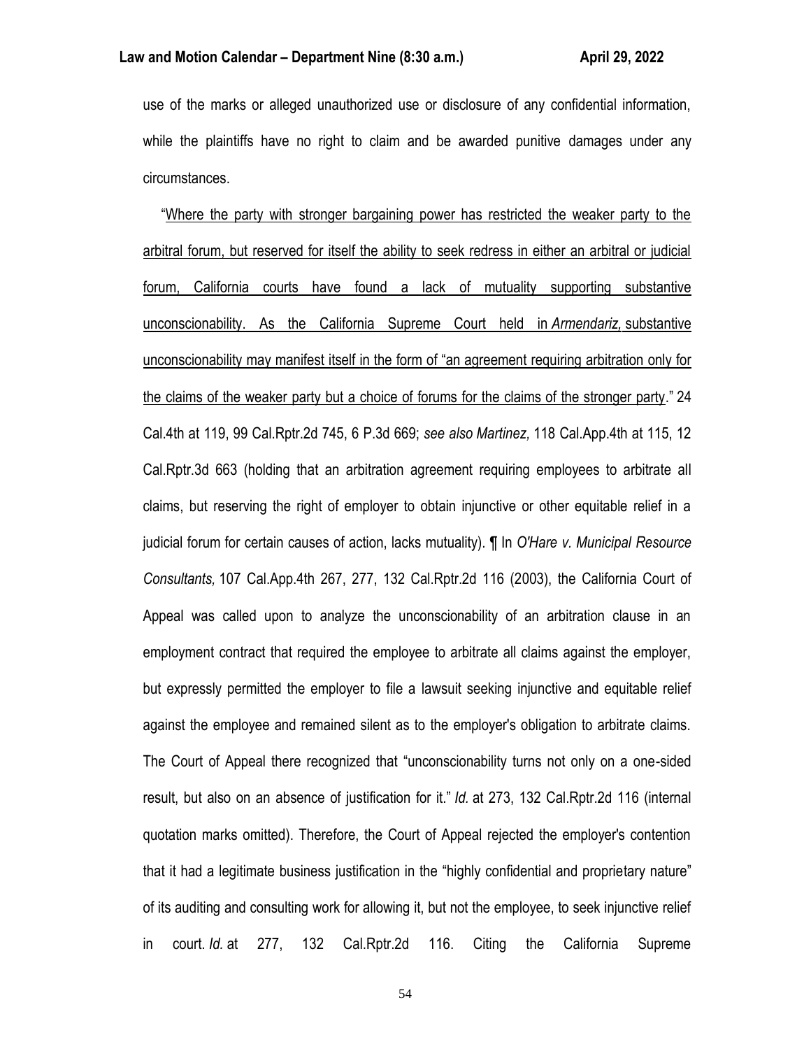use of the marks or alleged unauthorized use or disclosure of any confidential information, while the plaintiffs have no right to claim and be awarded punitive damages under any circumstances.

"Where the party with stronger bargaining power has restricted the weaker party to the arbitral forum, but reserved for itself the ability to seek redress in either an arbitral or judicial forum, California courts have found a lack of mutuality supporting substantive unconscionability. As the California Supreme Court held in *Armendariz,* substantive unconscionability may manifest itself in the form of "an agreement requiring arbitration only for the claims of the weaker party but a choice of forums for the claims of the stronger party." 24 Cal.4th at 119, 99 Cal.Rptr.2d 745, 6 P.3d 669; *see also Martinez,* 118 Cal.App.4th at 115, 12 Cal.Rptr.3d 663 (holding that an arbitration agreement requiring employees to arbitrate all claims, but reserving the right of employer to obtain injunctive or other equitable relief in a judicial forum for certain causes of action, lacks mutuality). ¶ In *O'Hare v. Municipal Resource Consultants,* 107 Cal.App.4th 267, 277, 132 Cal.Rptr.2d 116 (2003), the California Court of Appeal was called upon to analyze the unconscionability of an arbitration clause in an employment contract that required the employee to arbitrate all claims against the employer, but expressly permitted the employer to file a lawsuit seeking injunctive and equitable relief against the employee and remained silent as to the employer's obligation to arbitrate claims. The Court of Appeal there recognized that "unconscionability turns not only on a one-sided result, but also on an absence of justification for it." *Id.* at 273, 132 Cal.Rptr.2d 116 (internal quotation marks omitted). Therefore, the Court of Appeal rejected the employer's contention that it had a legitimate business justification in the "highly confidential and proprietary nature" of its auditing and consulting work for allowing it, but not the employee, to seek injunctive relief in court. *Id.* at 277, 132 Cal.Rptr.2d 116. Citing the California Supreme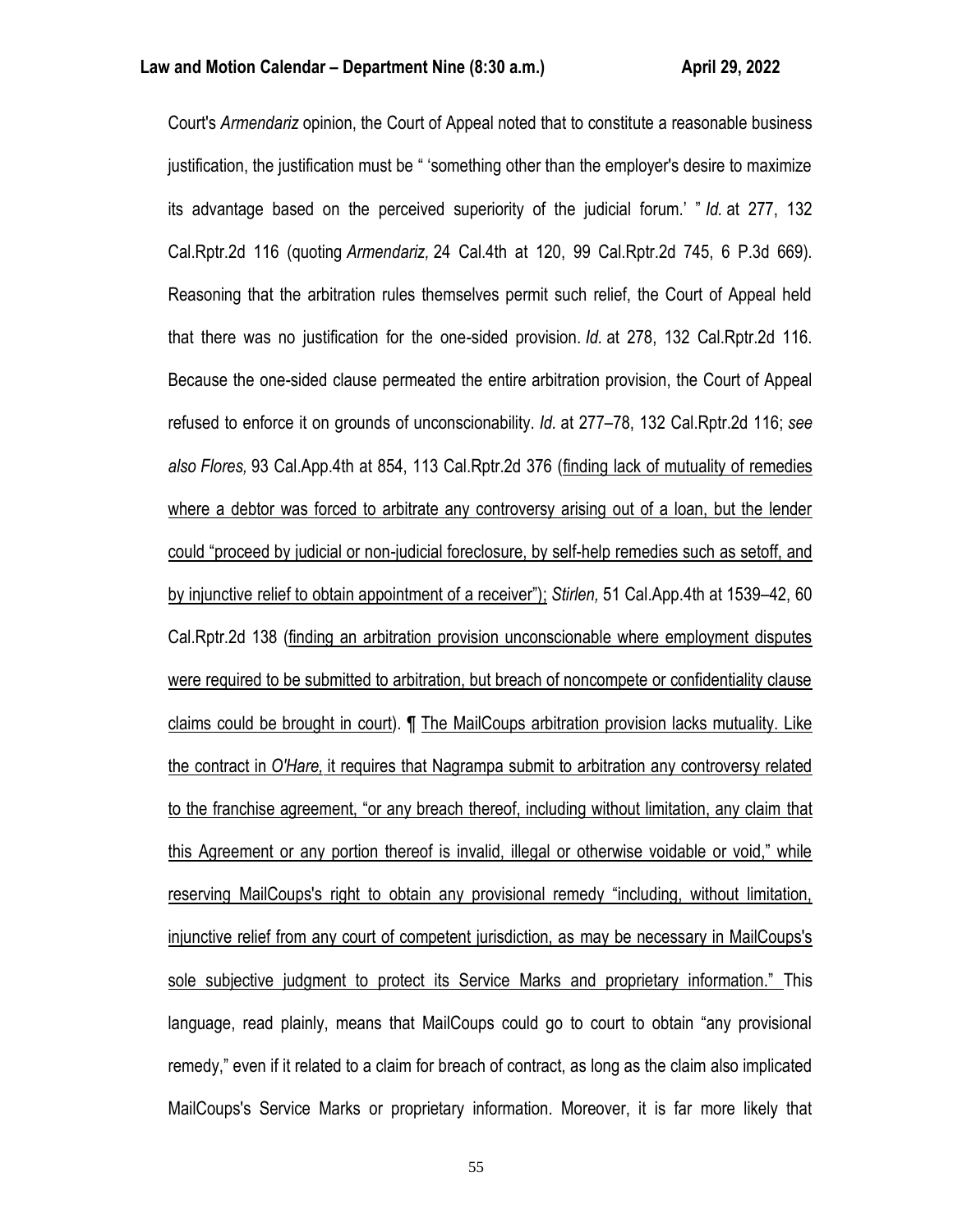Court's *Armendariz* opinion, the Court of Appeal noted that to constitute a reasonable business justification, the justification must be " 'something other than the employer's desire to maximize its advantage based on the perceived superiority of the judicial forum.' " *Id.* at 277, 132 Cal.Rptr.2d 116 (quoting *Armendariz,* 24 Cal.4th at 120, 99 Cal.Rptr.2d 745, 6 P.3d 669). Reasoning that the arbitration rules themselves permit such relief, the Court of Appeal held that there was no justification for the one-sided provision. *Id.* at 278, 132 Cal.Rptr.2d 116. Because the one-sided clause permeated the entire arbitration provision, the Court of Appeal refused to enforce it on grounds of unconscionability. *Id.* at 277–78, 132 Cal.Rptr.2d 116; *see also Flores,* 93 Cal.App.4th at 854, 113 Cal.Rptr.2d 376 (finding lack of mutuality of remedies where a debtor was forced to arbitrate any controversy arising out of a loan, but the lender could "proceed by judicial or non-judicial foreclosure, by self-help remedies such as setoff, and by injunctive relief to obtain appointment of a receiver"); *Stirlen,* 51 Cal.App.4th at 1539–42, 60 Cal.Rptr.2d 138 (finding an arbitration provision unconscionable where employment disputes were required to be submitted to arbitration, but breach of noncompete or confidentiality clause claims could be brought in court). ¶ The MailCoups arbitration provision lacks mutuality. Like the contract in *O'Hare,* it requires that Nagrampa submit to arbitration any controversy related to the franchise agreement, "or any breach thereof, including without limitation, any claim that this Agreement or any portion thereof is invalid, illegal or otherwise voidable or void," while reserving MailCoups's right to obtain any provisional remedy "including, without limitation, injunctive relief from any court of competent jurisdiction, as may be necessary in MailCoups's sole subjective judgment to protect its Service Marks and proprietary information." This language, read plainly, means that MailCoups could go to court to obtain "any provisional remedy," even if it related to a claim for breach of contract, as long as the claim also implicated MailCoups's Service Marks or proprietary information. Moreover, it is far more likely that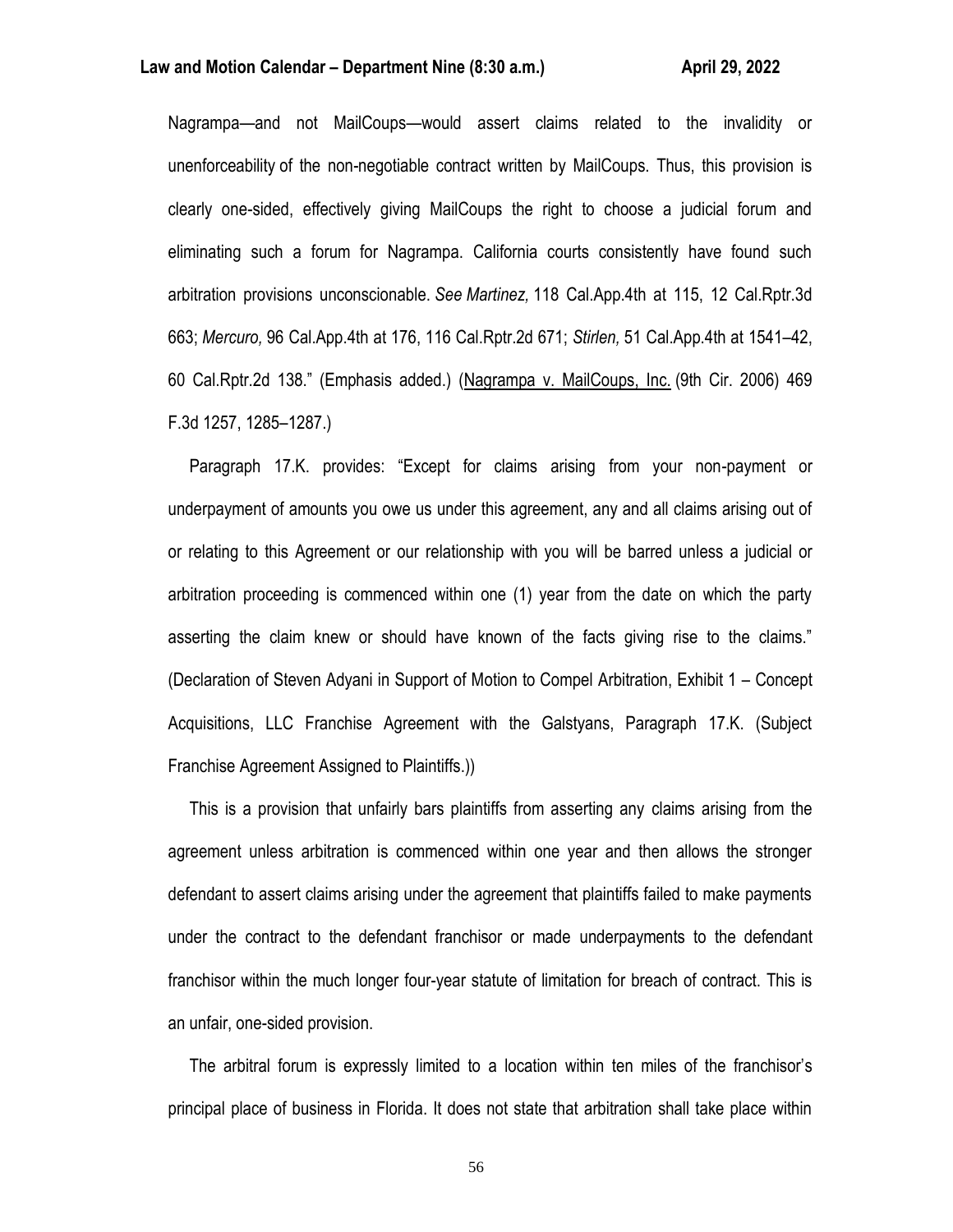Nagrampa—and not MailCoups—would assert claims related to the invalidity or unenforceability of the non-negotiable contract written by MailCoups. Thus, this provision is clearly one-sided, effectively giving MailCoups the right to choose a judicial forum and eliminating such a forum for Nagrampa. California courts consistently have found such arbitration provisions unconscionable. *See Martinez,* 118 Cal.App.4th at 115, 12 Cal.Rptr.3d 663; *Mercuro,* 96 Cal.App.4th at 176, 116 Cal.Rptr.2d 671; *Stirlen,* 51 Cal.App.4th at 1541–42, 60 Cal.Rptr.2d 138." (Emphasis added.) (Nagrampa v. MailCoups, Inc. (9th Cir. 2006) 469 F.3d 1257, 1285–1287.)

Paragraph 17.K. provides: "Except for claims arising from your non-payment or underpayment of amounts you owe us under this agreement, any and all claims arising out of or relating to this Agreement or our relationship with you will be barred unless a judicial or arbitration proceeding is commenced within one (1) year from the date on which the party asserting the claim knew or should have known of the facts giving rise to the claims." (Declaration of Steven Adyani in Support of Motion to Compel Arbitration, Exhibit 1 – Concept Acquisitions, LLC Franchise Agreement with the Galstyans, Paragraph 17.K. (Subject Franchise Agreement Assigned to Plaintiffs.))

This is a provision that unfairly bars plaintiffs from asserting any claims arising from the agreement unless arbitration is commenced within one year and then allows the stronger defendant to assert claims arising under the agreement that plaintiffs failed to make payments under the contract to the defendant franchisor or made underpayments to the defendant franchisor within the much longer four-year statute of limitation for breach of contract. This is an unfair, one-sided provision.

The arbitral forum is expressly limited to a location within ten miles of the franchisor's principal place of business in Florida. It does not state that arbitration shall take place within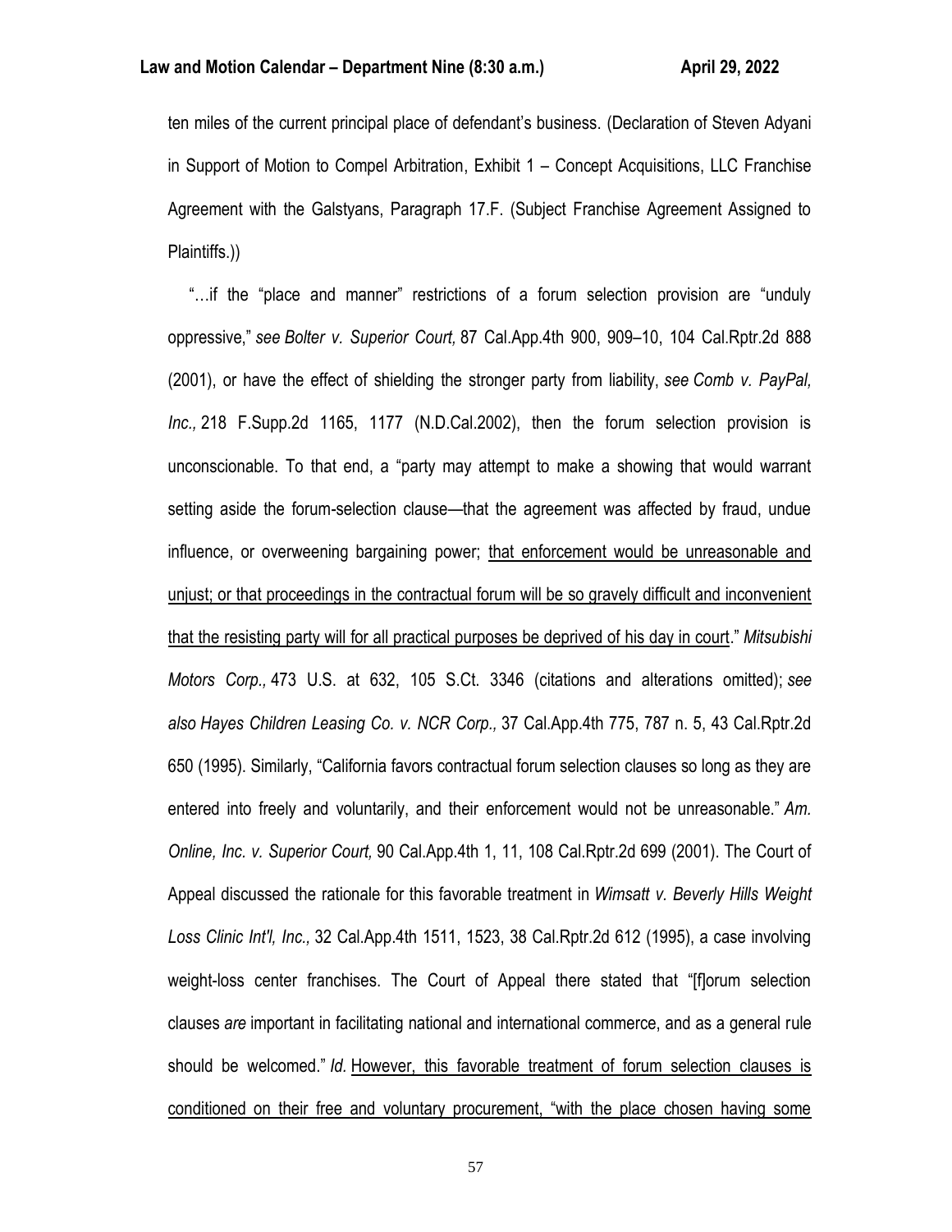ten miles of the current principal place of defendant's business. (Declaration of Steven Adyani in Support of Motion to Compel Arbitration, Exhibit 1 – Concept Acquisitions, LLC Franchise Agreement with the Galstyans, Paragraph 17.F. (Subject Franchise Agreement Assigned to Plaintiffs.))

"…if the "place and manner" restrictions of a forum selection provision are "unduly oppressive," *see Bolter v. Superior Court,* 87 Cal.App.4th 900, 909–10, 104 Cal.Rptr.2d 888 (2001), or have the effect of shielding the stronger party from liability, *see Comb v. PayPal, Inc.,* 218 F.Supp.2d 1165, 1177 (N.D.Cal.2002), then the forum selection provision is unconscionable. To that end, a "party may attempt to make a showing that would warrant setting aside the forum-selection clause—that the agreement was affected by fraud, undue influence, or overweening bargaining power; <u>that enforcement would be unreasonable and unjust; or that proceedings in the contractual forum will be so gravely difficult and inconvenient that the resisting party will for all practical purposes be deprived of his day in court</u>." *Mitsubishi Motors Corp.,* 473 U.S. at 632, 105 S.Ct. 3346 (citations and alterations omitted); *see also Hayes Children Leasing Co. v. NCR Corp.,* 37 Cal.App.4th 775, 787 n. 5, 43 Cal.Rptr.2d 650 (1995). Similarly, "California favors contractual forum selection clauses so long as they are entered into freely and voluntarily, and their enforcement would not be unreasonable." *Am. Online, Inc. v. Superior Court,* 90 Cal.App.4th 1, 11, 108 Cal.Rptr.2d 699 (2001). The Court of Appeal discussed the rationale for this favorable treatment in *Wimsatt v. Beverly Hills Weight Loss Clinic Int'l, Inc.,* 32 Cal.App.4th 1511, 1523, 38 Cal.Rptr.2d 612 (1995), a case involving weight-loss center franchises. The Court of Appeal there stated that "[f]orum selection clauses *are* important in facilitating national and international commerce, and as a general rule should be welcomed." *Id.* <u>However, this favorable treatment of forum selection clauses is conditioned on their free and voluntary procurement, "with the place chosen having some</u>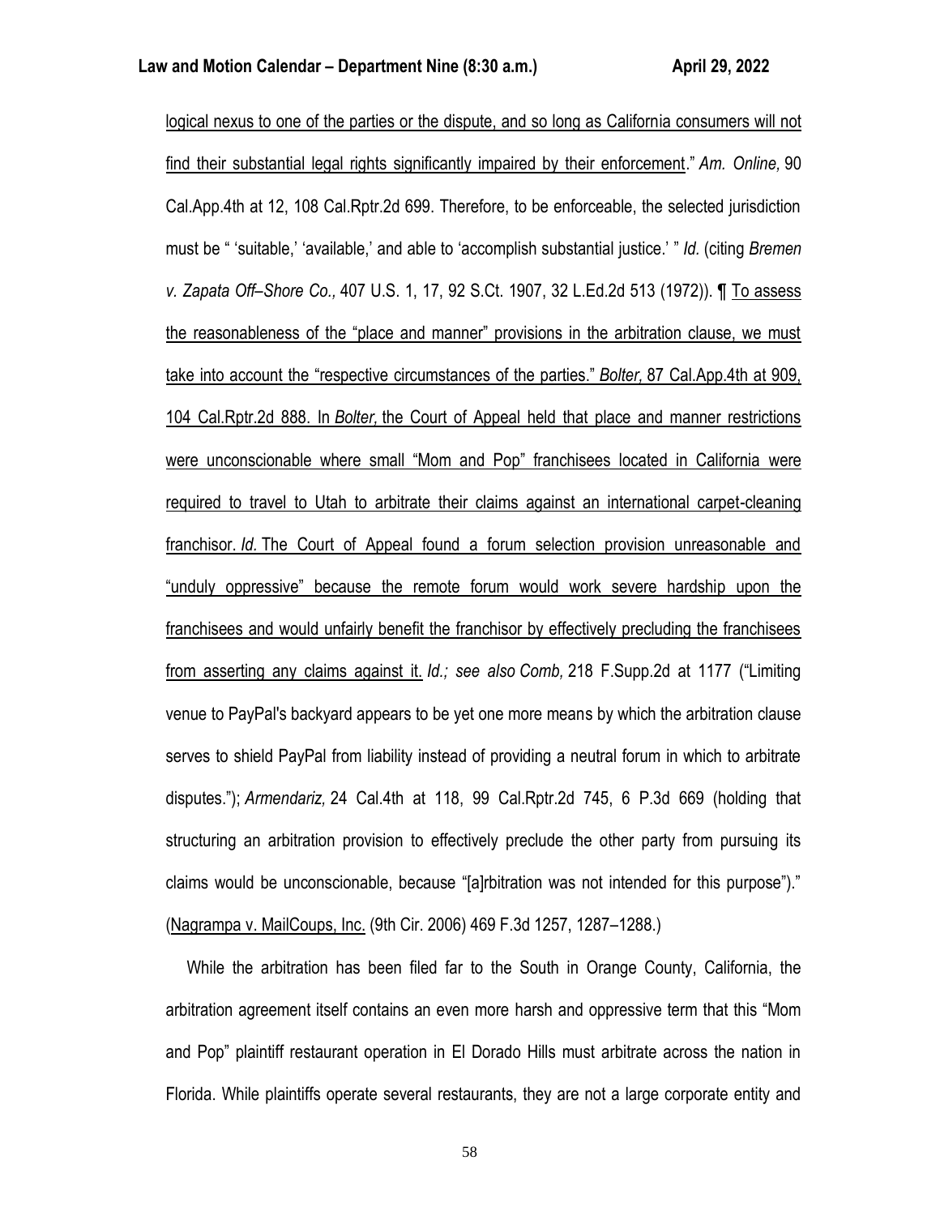logical nexus to one of the parties or the dispute, and so long as California consumers will not find their substantial legal rights significantly impaired by their enforcement." *Am. Online,* 90 Cal.App.4th at 12, 108 Cal.Rptr.2d 699. Therefore, to be enforceable, the selected jurisdiction must be " 'suitable,' 'available,' and able to 'accomplish substantial justice.' " *Id.* (citing *Bremen v. Zapata Off–Shore Co.,* 407 U.S. 1, 17, 92 S.Ct. 1907, 32 L.Ed.2d 513 (1972)). ¶ To assess the reasonableness of the "place and manner" provisions in the arbitration clause, we must take into account the "respective circumstances of the parties." *Bolter,* 87 Cal.App.4th at 909, 104 Cal.Rptr.2d 888. In *Bolter,* the Court of Appeal held that place and manner restrictions were unconscionable where small "Mom and Pop" franchisees located in California were required to travel to Utah to arbitrate their claims against an international carpet-cleaning franchisor. *Id.* The Court of Appeal found a forum selection provision unreasonable and "unduly oppressive" because the remote forum would work severe hardship upon the franchisees and would unfairly benefit the franchisor by effectively precluding the franchisees from asserting any claims against it. *Id.; see also Comb,* 218 F.Supp.2d at 1177 ("Limiting venue to PayPal's backyard appears to be yet one more means by which the arbitration clause serves to shield PayPal from liability instead of providing a neutral forum in which to arbitrate disputes."); *Armendariz,* 24 Cal.4th at 118, 99 Cal.Rptr.2d 745, 6 P.3d 669 (holding that structuring an arbitration provision to effectively preclude the other party from pursuing its claims would be unconscionable, because "[a]rbitration was not intended for this purpose")." (Nagrampa v. MailCoups, Inc. (9th Cir. 2006) 469 F.3d 1257, 1287–1288.)

While the arbitration has been filed far to the South in Orange County, California, the arbitration agreement itself contains an even more harsh and oppressive term that this "Mom and Pop" plaintiff restaurant operation in El Dorado Hills must arbitrate across the nation in Florida. While plaintiffs operate several restaurants, they are not a large corporate entity and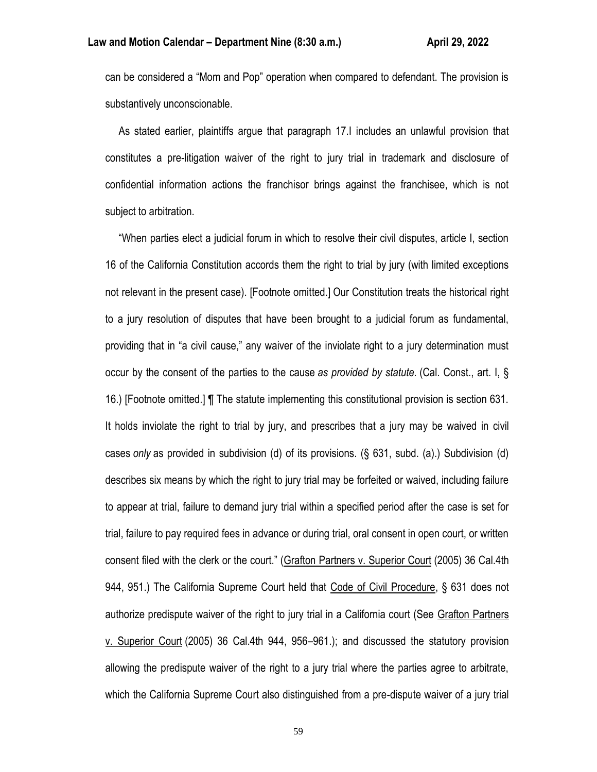can be considered a "Mom and Pop" operation when compared to defendant. The provision is substantively unconscionable.

As stated earlier, plaintiffs argue that paragraph 17.I includes an unlawful provision that constitutes a pre-litigation waiver of the right to jury trial in trademark and disclosure of confidential information actions the franchisor brings against the franchisee, which is not subject to arbitration.

"When parties elect a judicial forum in which to resolve their civil disputes, article I, section 16 of the California Constitution accords them the right to trial by jury (with limited exceptions not relevant in the present case). [Footnote omitted.] Our Constitution treats the historical right to a jury resolution of disputes that have been brought to a judicial forum as fundamental, providing that in "a civil cause," any waiver of the inviolate right to a jury determination must occur by the consent of the parties to the cause *as provided by statute.* (Cal. Const., art. I, § 16.) [Footnote omitted.] ¶ The statute implementing this constitutional provision is section 631. It holds inviolate the right to trial by jury, and prescribes that a jury may be waived in civil cases *only* as provided in subdivision (d) of its provisions. (§ 631, subd. (a).) Subdivision (d) describes six means by which the right to jury trial may be forfeited or waived, including failure to appear at trial, failure to demand jury trial within a specified period after the case is set for trial, failure to pay required fees in advance or during trial, oral consent in open court, or written consent filed with the clerk or the court." (Grafton Partners v. Superior Court (2005) 36 Cal.4th 944, 951.) The California Supreme Court held that Code of Civil Procedure, § 631 does not authorize predispute waiver of the right to jury trial in a California court (See Grafton Partners v. Superior Court (2005) 36 Cal.4th 944, 956–961.); and discussed the statutory provision allowing the predispute waiver of the right to a jury trial where the parties agree to arbitrate, which the California Supreme Court also distinguished from a pre-dispute waiver of a jury trial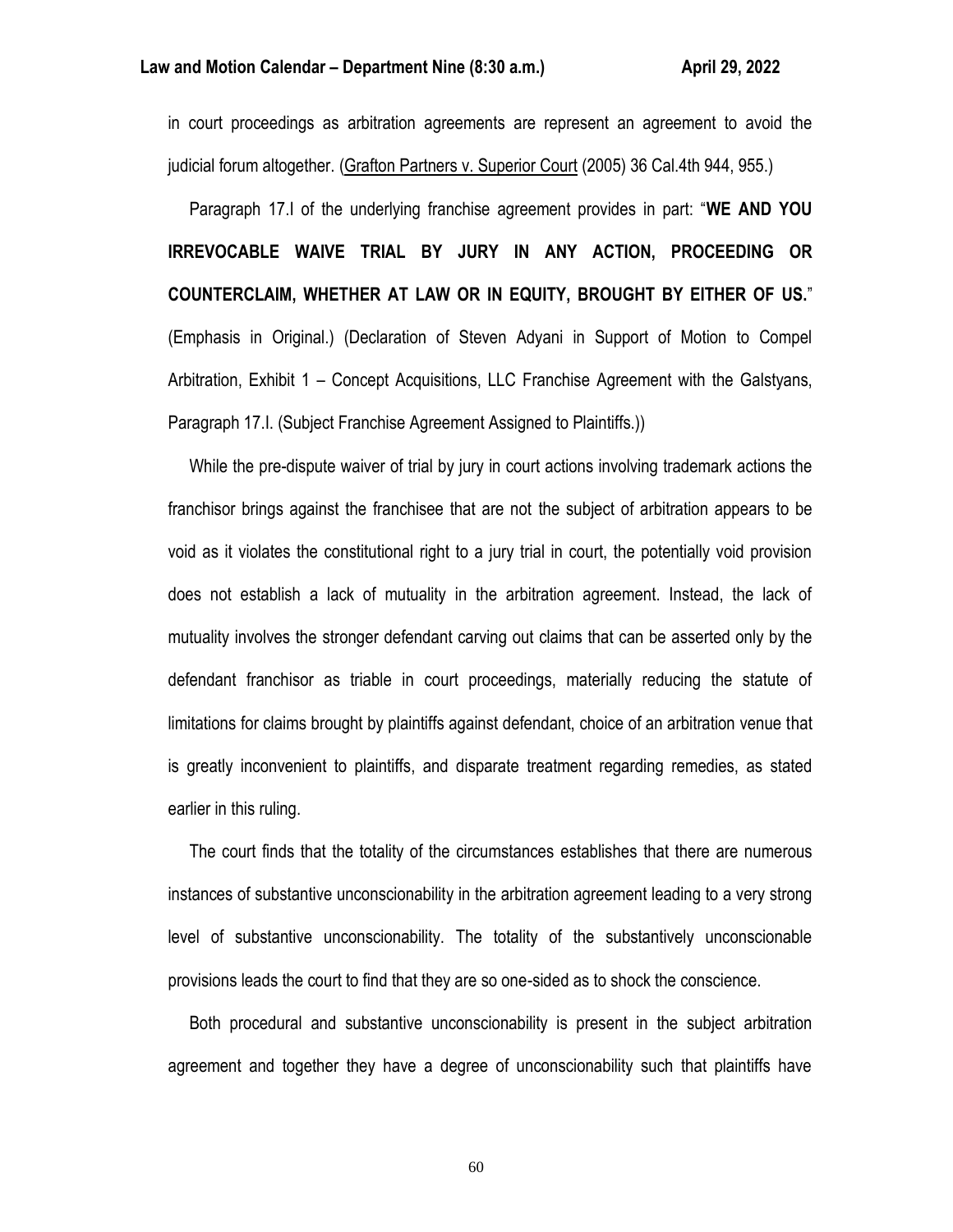in court proceedings as arbitration agreements are represent an agreement to avoid the judicial forum altogether. (Grafton Partners v. Superior Court (2005) 36 Cal.4th 944, 955.)

Paragraph 17.I of the underlying franchise agreement provides in part: "**WE AND YOU IRREVOCABLE WAIVE TRIAL BY JURY IN ANY ACTION, PROCEEDING OR COUNTERCLAIM, WHETHER AT LAW OR IN EQUITY, BROUGHT BY EITHER OF US.**" (Emphasis in Original.) (Declaration of Steven Adyani in Support of Motion to Compel Arbitration, Exhibit 1 – Concept Acquisitions, LLC Franchise Agreement with the Galstyans, Paragraph 17.I. (Subject Franchise Agreement Assigned to Plaintiffs.))

While the pre-dispute waiver of trial by jury in court actions involving trademark actions the franchisor brings against the franchisee that are not the subject of arbitration appears to be void as it violates the constitutional right to a jury trial in court, the potentially void provision does not establish a lack of mutuality in the arbitration agreement. Instead, the lack of mutuality involves the stronger defendant carving out claims that can be asserted only by the defendant franchisor as triable in court proceedings, materially reducing the statute of limitations for claims brought by plaintiffs against defendant, choice of an arbitration venue that is greatly inconvenient to plaintiffs, and disparate treatment regarding remedies, as stated earlier in this ruling.

The court finds that the totality of the circumstances establishes that there are numerous instances of substantive unconscionability in the arbitration agreement leading to a very strong level of substantive unconscionability. The totality of the substantively unconscionable provisions leads the court to find that they are so one-sided as to shock the conscience.

Both procedural and substantive unconscionability is present in the subject arbitration agreement and together they have a degree of unconscionability such that plaintiffs have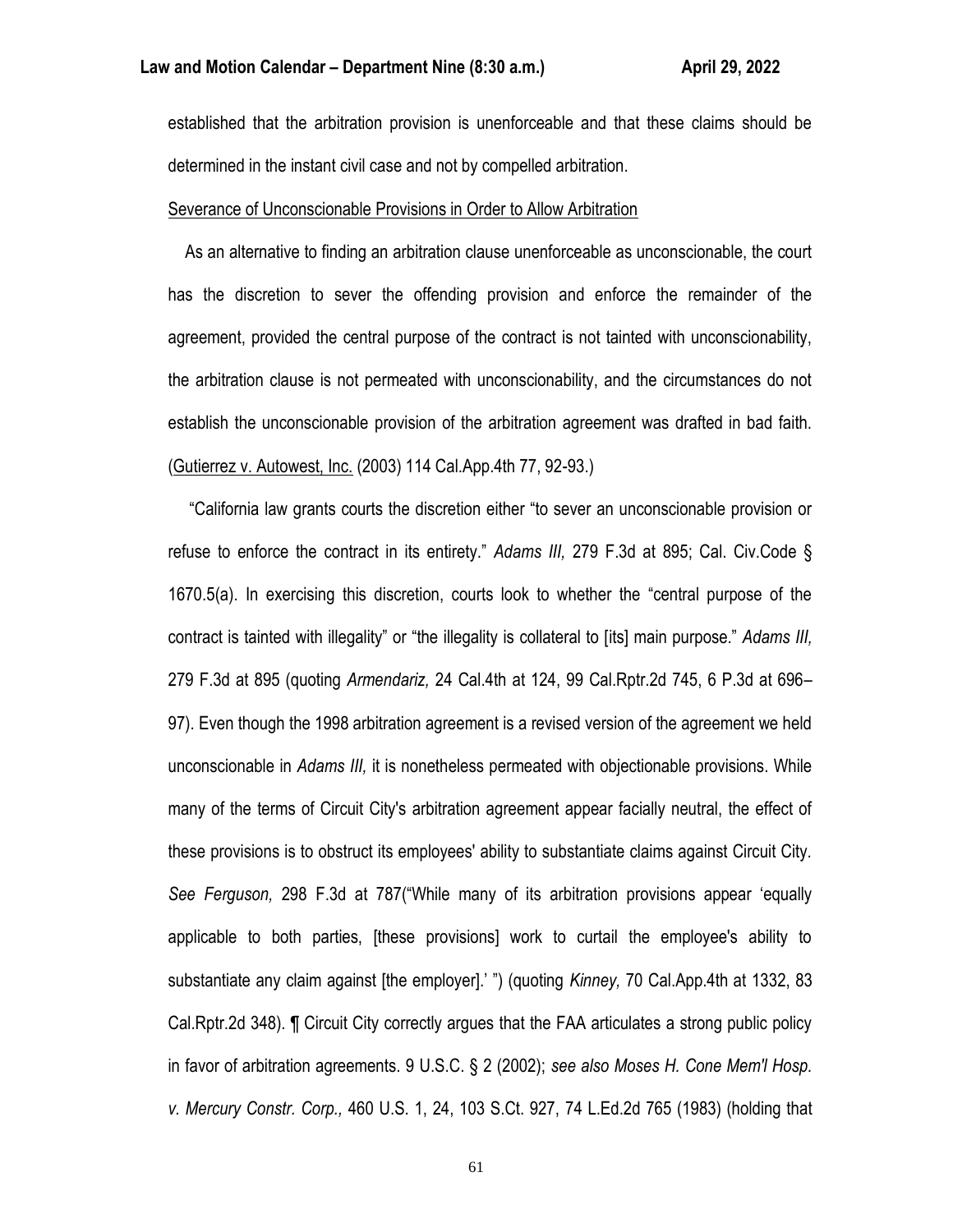established that the arbitration provision is unenforceable and that these claims should be determined in the instant civil case and not by compelled arbitration.

Severance of Unconscionable Provisions in Order to Allow Arbitration

As an alternative to finding an arbitration clause unenforceable as unconscionable, the court has the discretion to sever the offending provision and enforce the remainder of the agreement, provided the central purpose of the contract is not tainted with unconscionability, the arbitration clause is not permeated with unconscionability, and the circumstances do not establish the unconscionable provision of the arbitration agreement was drafted in bad faith. (Gutierrez v. Autowest, Inc. (2003) 114 Cal.App.4th 77, 92-93.)

"California law grants courts the discretion either "to sever an unconscionable provision or refuse to enforce the contract in its entirety." *Adams III,* 279 F.3d at 895; Cal. Civ.Code § 1670.5(a). In exercising this discretion, courts look to whether the "central purpose of the contract is tainted with illegality" or "the illegality is collateral to [its] main purpose." *Adams III,* 279 F.3d at 895 (quoting *Armendariz,* 24 Cal.4th at 124, 99 Cal.Rptr.2d 745, 6 P.3d at 696–97). Even though the 1998 arbitration agreement is a revised version of the agreement we held unconscionable in *Adams III,* it is nonetheless permeated with objectionable provisions. While many of the terms of Circuit City's arbitration agreement appear facially neutral, the effect of these provisions is to obstruct its employees' ability to substantiate claims against Circuit City. *See Ferguson,* 298 F.3d at 787("While many of its arbitration provisions appear 'equally applicable to both parties, [these provisions] work to curtail the employee's ability to substantiate any claim against [the employer].' ") (quoting *Kinney,* 70 Cal.App.4th at 1332, 83 Cal.Rptr.2d 348). ¶ Circuit City correctly argues that the FAA articulates a strong public policy in favor of arbitration agreements. 9 U.S.C. § 2 (2002); *see also Moses H. Cone Mem'l Hosp. v. Mercury Constr. Corp.,* 460 U.S. 1, 24, 103 S.Ct. 927, 74 L.Ed.2d 765 (1983) (holding that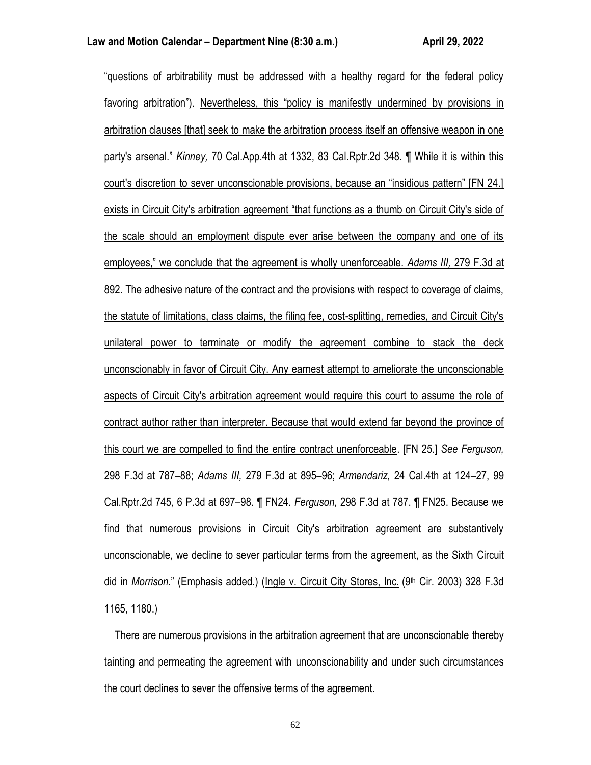"questions of arbitrability must be addressed with a healthy regard for the federal policy favoring arbitration"). <u>Nevertheless, this "policy is manifestly undermined by provisions in arbitration clauses [that] seek to make the arbitration process itself an offensive weapon in one party's arsenal." *Kinney,* 70 Cal.App.4th at 1332, 83 Cal.Rptr.2d 348. ¶ While it is within this court's discretion to sever unconscionable provisions, because an "insidious pattern" [FN 24.] exists in Circuit City's arbitration agreement "that functions as a thumb on Circuit City's side of the scale should an employment dispute ever arise between the company and one of its employees," we conclude that the agreement is wholly unenforceable. *Adams III,* 279 F.3d at 892. The adhesive nature of the contract and the provisions with respect to coverage of claims, the statute of limitations, class claims, the filing fee, cost-splitting, remedies, and Circuit City's unilateral power to terminate or modify the agreement combine to stack the deck unconscionably in favor of Circuit City. Any earnest attempt to ameliorate the unconscionable aspects of Circuit City's arbitration agreement would require this court to assume the role of contract author rather than interpreter. Because that would extend far beyond the province of this court we are compelled to find the entire contract unenforceable</u>. [FN 25.] *See Ferguson,* 298 F.3d at 787–88; *Adams III,* 279 F.3d at 895–96; *Armendariz,* 24 Cal.4th at 124–27, 99 Cal.Rptr.2d 745, 6 P.3d at 697–98. ¶ FN24. *Ferguson,* 298 F.3d at 787. ¶ FN25. Because we find that numerous provisions in Circuit City's arbitration agreement are substantively unconscionable, we decline to sever particular terms from the agreement, as the Sixth Circuit did in *Morrison.*" (Emphasis added.) (<u>Ingle v. Circuit City Stores, Inc.</u> (9th Cir. 2003) 328 F.3d 1165, 1180.)

There are numerous provisions in the arbitration agreement that are unconscionable thereby tainting and permeating the agreement with unconscionability and under such circumstances the court declines to sever the offensive terms of the agreement.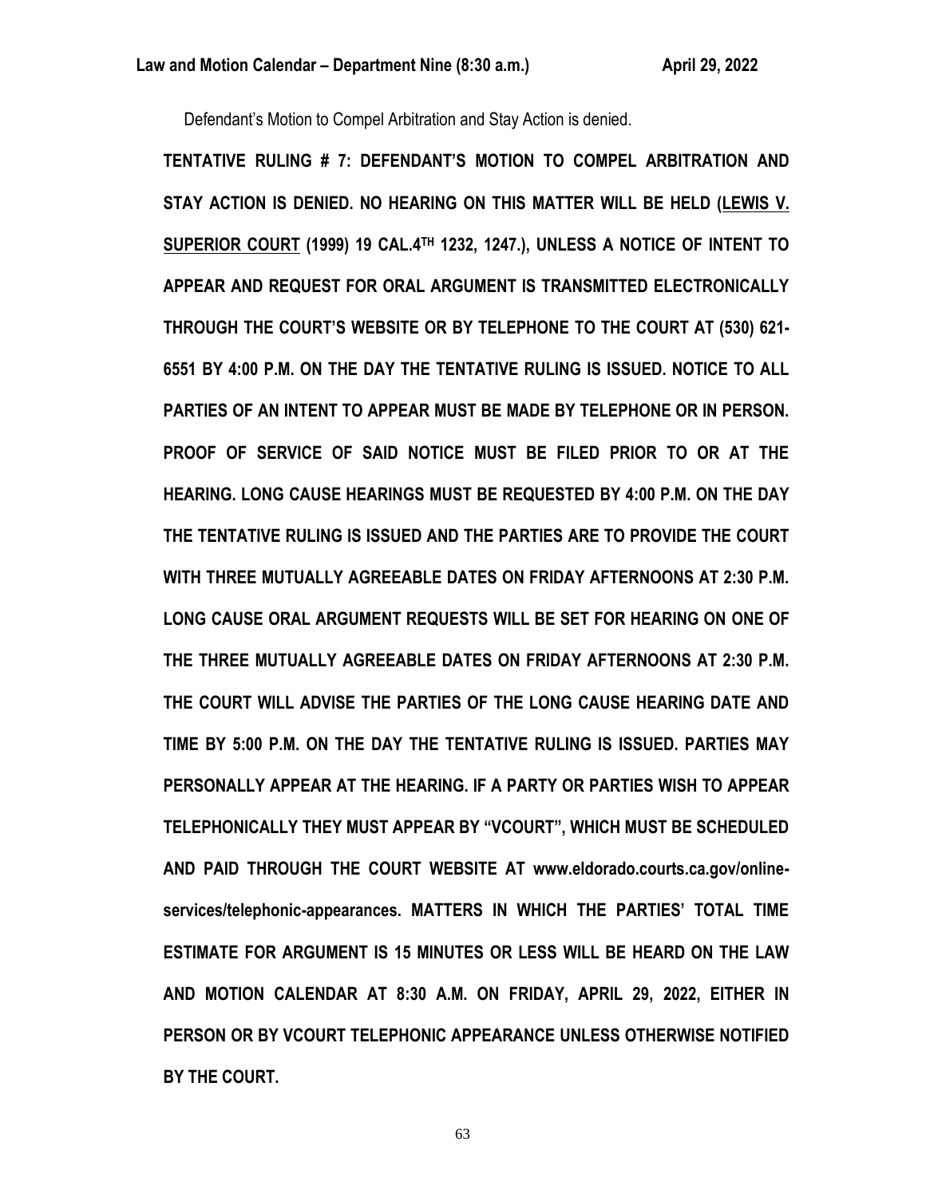Defendant's Motion to Compel Arbitration and Stay Action is denied.

**TENTATIVE RULING # 7: DEFENDANT'S MOTION TO COMPEL ARBITRATION AND STAY ACTION IS DENIED. NO HEARING ON THIS MATTER WILL BE HELD (LEWIS V. SUPERIOR COURT (1999) 19 CAL.4TH 1232, 1247.), UNLESS A NOTICE OF INTENT TO APPEAR AND REQUEST FOR ORAL ARGUMENT IS TRANSMITTED ELECTRONICALLY THROUGH THE COURT'S WEBSITE OR BY TELEPHONE TO THE COURT AT (530) 621-6551 BY 4:00 P.M. ON THE DAY THE TENTATIVE RULING IS ISSUED. NOTICE TO ALL PARTIES OF AN INTENT TO APPEAR MUST BE MADE BY TELEPHONE OR IN PERSON. PROOF OF SERVICE OF SAID NOTICE MUST BE FILED PRIOR TO OR AT THE HEARING. LONG CAUSE HEARINGS MUST BE REQUESTED BY 4:00 P.M. ON THE DAY THE TENTATIVE RULING IS ISSUED AND THE PARTIES ARE TO PROVIDE THE COURT WITH THREE MUTUALLY AGREEABLE DATES ON FRIDAY AFTERNOONS AT 2:30 P.M. LONG CAUSE ORAL ARGUMENT REQUESTS WILL BE SET FOR HEARING ON ONE OF THE THREE MUTUALLY AGREEABLE DATES ON FRIDAY AFTERNOONS AT 2:30 P.M. THE COURT WILL ADVISE THE PARTIES OF THE LONG CAUSE HEARING DATE AND TIME BY 5:00 P.M. ON THE DAY THE TENTATIVE RULING IS ISSUED. PARTIES MAY PERSONALLY APPEAR AT THE HEARING. IF A PARTY OR PARTIES WISH TO APPEAR TELEPHONICALLY THEY MUST APPEAR BY "VCOURT", WHICH MUST BE SCHEDULED AND PAID THROUGH THE COURT WEBSITE AT www.eldorado.courts.ca.gov/online-services/telephonic-appearances. MATTERS IN WHICH THE PARTIES' TOTAL TIME ESTIMATE FOR ARGUMENT IS 15 MINUTES OR LESS WILL BE HEARD ON THE LAW AND MOTION CALENDAR AT 8:30 A.M. ON FRIDAY, APRIL 29, 2022, EITHER IN PERSON OR BY VCOURT TELEPHONIC APPEARANCE UNLESS OTHERWISE NOTIFIED BY THE COURT.**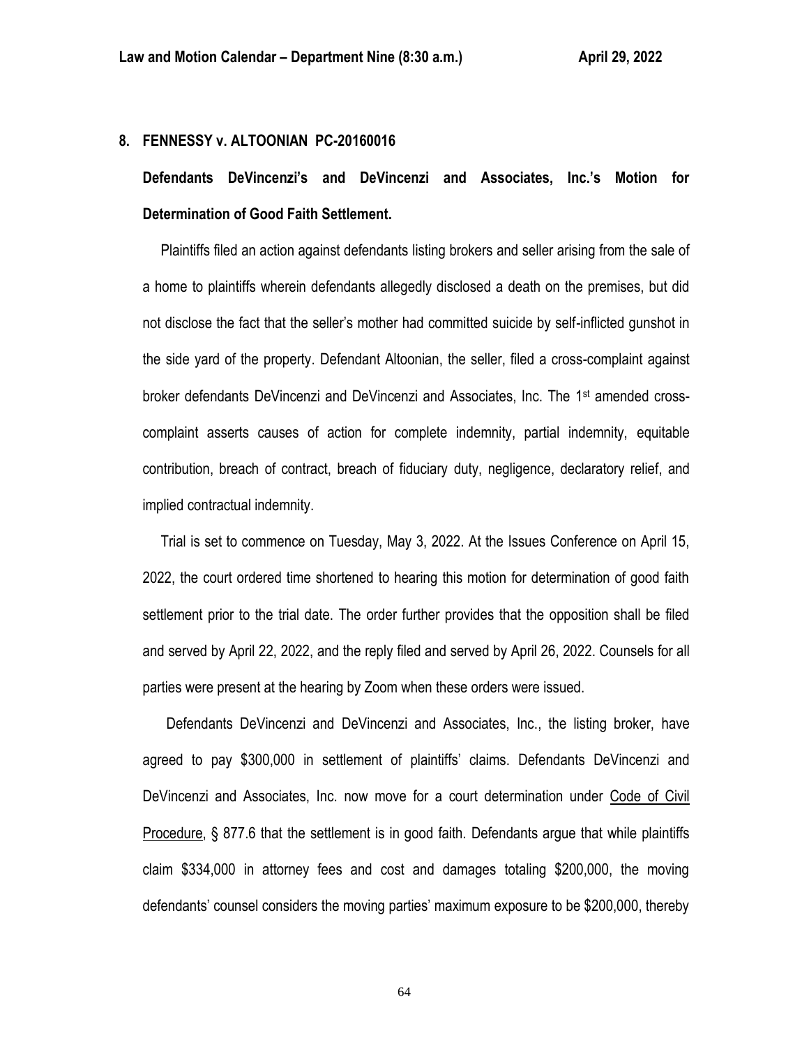## 8. FENNESSY v. ALTOONIAN PC-20160016

**Defendants DeVincenzi's and DeVincenzi and Associates, Inc.'s Motion for Determination of Good Faith Settlement.**

Plaintiffs filed an action against defendants listing brokers and seller arising from the sale of a home to plaintiffs wherein defendants allegedly disclosed a death on the premises, but did not disclose the fact that the seller's mother had committed suicide by self-inflicted gunshot in the side yard of the property. Defendant Altoonian, the seller, filed a cross-complaint against broker defendants DeVincenzi and DeVincenzi and Associates, Inc. The 1st amended cross-complaint asserts causes of action for complete indemnity, partial indemnity, equitable contribution, breach of contract, breach of fiduciary duty, negligence, declaratory relief, and implied contractual indemnity.

Trial is set to commence on Tuesday, May 3, 2022. At the Issues Conference on April 15, 2022, the court ordered time shortened to hearing this motion for determination of good faith settlement prior to the trial date. The order further provides that the opposition shall be filed and served by April 22, 2022, and the reply filed and served by April 26, 2022. Counsels for all parties were present at the hearing by Zoom when these orders were issued.

Defendants DeVincenzi and DeVincenzi and Associates, Inc., the listing broker, have agreed to pay $300,000 in settlement of plaintiffs' claims. Defendants DeVincenzi and DeVincenzi and Associates, Inc. now move for a court determination under Code of Civil Procedure, § 877.6 that the settlement is in good faith. Defendants argue that while plaintiffs claim $334,000 in attorney fees and cost and damages totaling $200,000, the moving defendants' counsel considers the moving parties' maximum exposure to be $200,000, thereby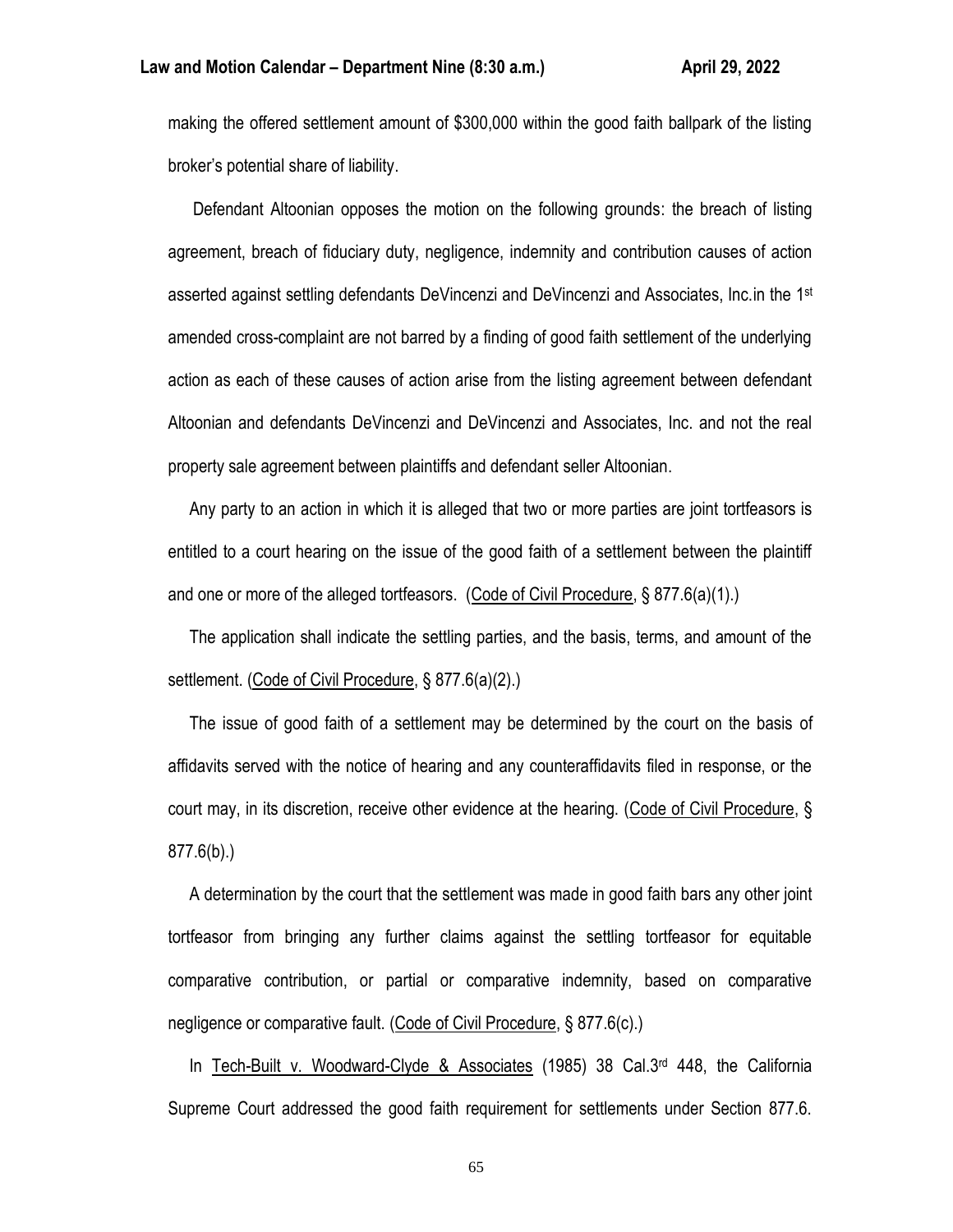making the offered settlement amount of $300,000 within the good faith ballpark of the listing broker's potential share of liability.

Defendant Altoonian opposes the motion on the following grounds: the breach of listing agreement, breach of fiduciary duty, negligence, indemnity and contribution causes of action asserted against settling defendants DeVincenzi and DeVincenzi and Associates, Inc.in the 1st amended cross-complaint are not barred by a finding of good faith settlement of the underlying action as each of these causes of action arise from the listing agreement between defendant Altoonian and defendants DeVincenzi and DeVincenzi and Associates, Inc. and not the real property sale agreement between plaintiffs and defendant seller Altoonian.

Any party to an action in which it is alleged that two or more parties are joint tortfeasors is entitled to a court hearing on the issue of the good faith of a settlement between the plaintiff and one or more of the alleged tortfeasors. (Code of Civil Procedure, § 877.6(a)(1).)

The application shall indicate the settling parties, and the basis, terms, and amount of the settlement. (Code of Civil Procedure, § 877.6(a)(2).)

The issue of good faith of a settlement may be determined by the court on the basis of affidavits served with the notice of hearing and any counteraffidavits filed in response, or the court may, in its discretion, receive other evidence at the hearing. (Code of Civil Procedure, § 877.6(b).)

A determination by the court that the settlement was made in good faith bars any other joint tortfeasor from bringing any further claims against the settling tortfeasor for equitable comparative contribution, or partial or comparative indemnity, based on comparative negligence or comparative fault. (Code of Civil Procedure, § 877.6(c).)

In Tech-Built v. Woodward-Clyde & Associates (1985) 38 Cal.3rd 448, the California Supreme Court addressed the good faith requirement for settlements under Section 877.6.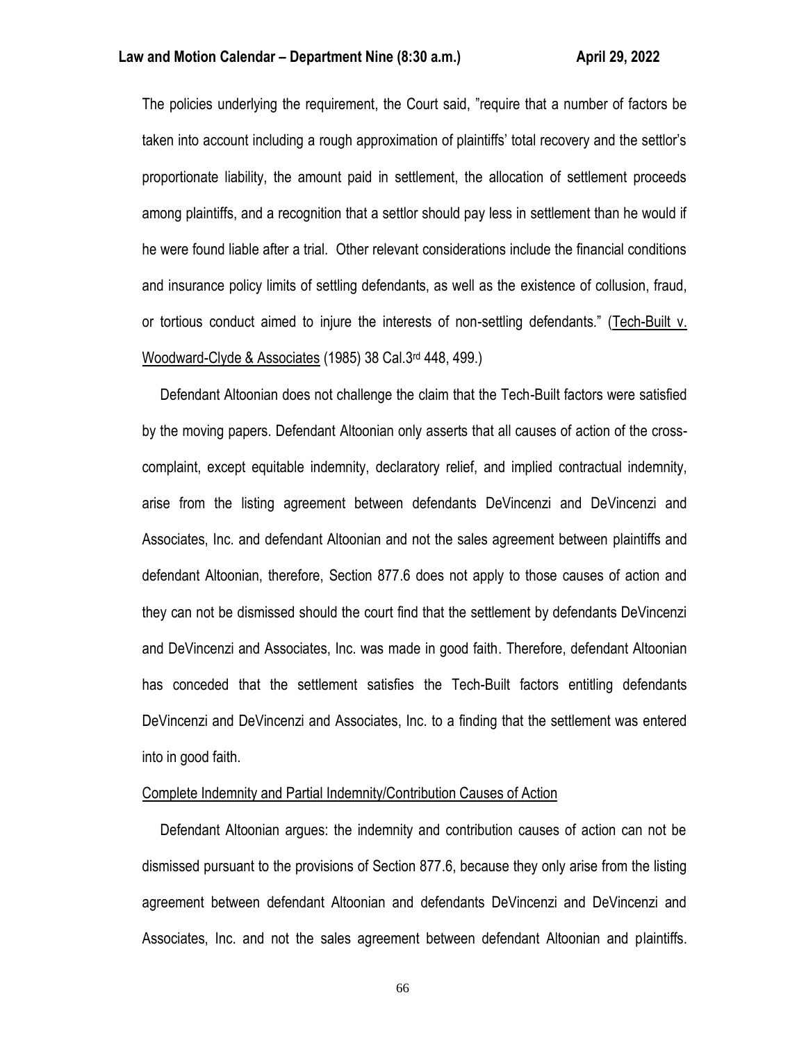The policies underlying the requirement, the Court said, "require that a number of factors be taken into account including a rough approximation of plaintiffs' total recovery and the settlor's proportionate liability, the amount paid in settlement, the allocation of settlement proceeds among plaintiffs, and a recognition that a settlor should pay less in settlement than he would if he were found liable after a trial. Other relevant considerations include the financial conditions and insurance policy limits of settling defendants, as well as the existence of collusion, fraud, or tortious conduct aimed to injure the interests of non-settling defendants." (Tech-Built v. Woodward-Clyde & Associates (1985) 38 Cal.3rd 448, 499.)

Defendant Altoonian does not challenge the claim that the Tech-Built factors were satisfied by the moving papers. Defendant Altoonian only asserts that all causes of action of the cross-complaint, except equitable indemnity, declaratory relief, and implied contractual indemnity, arise from the listing agreement between defendants DeVincenzi and DeVincenzi and Associates, Inc. and defendant Altoonian and not the sales agreement between plaintiffs and defendant Altoonian, therefore, Section 877.6 does not apply to those causes of action and they can not be dismissed should the court find that the settlement by defendants DeVincenzi and DeVincenzi and Associates, Inc. was made in good faith. Therefore, defendant Altoonian has conceded that the settlement satisfies the Tech-Built factors entitling defendants DeVincenzi and DeVincenzi and Associates, Inc. to a finding that the settlement was entered into in good faith.

Complete Indemnity and Partial Indemnity/Contribution Causes of Action

Defendant Altoonian argues: the indemnity and contribution causes of action can not be dismissed pursuant to the provisions of Section 877.6, because they only arise from the listing agreement between defendant Altoonian and defendants DeVincenzi and DeVincenzi and Associates, Inc. and not the sales agreement between defendant Altoonian and plaintiffs.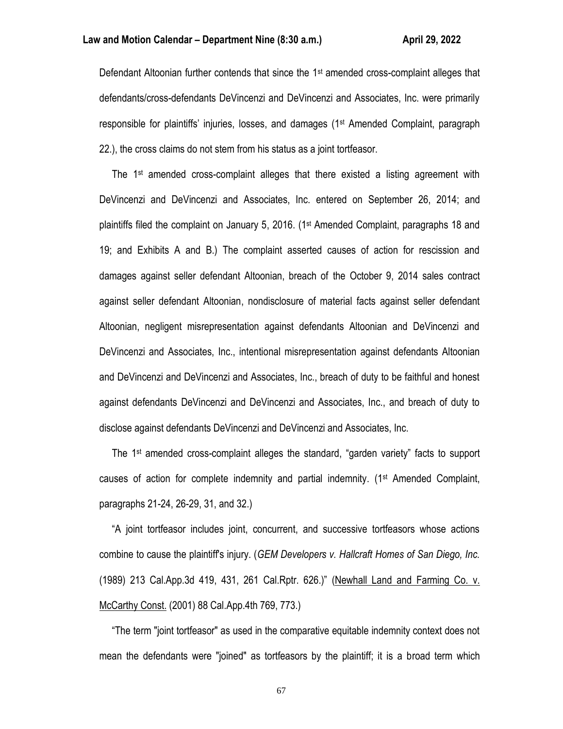Defendant Altoonian further contends that since the 1st amended cross-complaint alleges that defendants/cross-defendants DeVincenzi and DeVincenzi and Associates, Inc. were primarily responsible for plaintiffs' injuries, losses, and damages (1st Amended Complaint, paragraph 22.), the cross claims do not stem from his status as a joint tortfeasor.

The 1st amended cross-complaint alleges that there existed a listing agreement with DeVincenzi and DeVincenzi and Associates, Inc. entered on September 26, 2014; and plaintiffs filed the complaint on January 5, 2016. (1st Amended Complaint, paragraphs 18 and 19; and Exhibits A and B.) The complaint asserted causes of action for rescission and damages against seller defendant Altoonian, breach of the October 9, 2014 sales contract against seller defendant Altoonian, nondisclosure of material facts against seller defendant Altoonian, negligent misrepresentation against defendants Altoonian and DeVincenzi and DeVincenzi and Associates, Inc., intentional misrepresentation against defendants Altoonian and DeVincenzi and DeVincenzi and Associates, Inc., breach of duty to be faithful and honest against defendants DeVincenzi and DeVincenzi and Associates, Inc., and breach of duty to disclose against defendants DeVincenzi and DeVincenzi and Associates, Inc.

The 1st amended cross-complaint alleges the standard, "garden variety" facts to support causes of action for complete indemnity and partial indemnity. (1st Amended Complaint, paragraphs 21-24, 26-29, 31, and 32.)

"A joint tortfeasor includes joint, concurrent, and successive tortfeasors whose actions combine to cause the plaintiff's injury. (*GEM Developers v. Hallcraft Homes of San Diego, Inc.* (1989) 213 Cal.App.3d 419, 431, 261 Cal.Rptr. 626.)" (Newhall Land and Farming Co. v. McCarthy Const. (2001) 88 Cal.App.4th 769, 773.)

"The term "joint tortfeasor" as used in the comparative equitable indemnity context does not mean the defendants were "joined" as tortfeasors by the plaintiff; it is a broad term which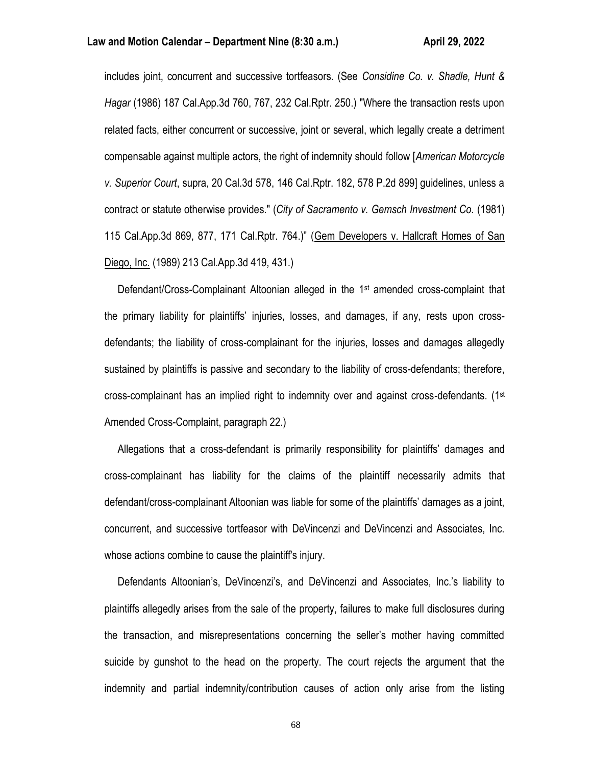includes joint, concurrent and successive tortfeasors. (See *Considine Co. v. Shadle, Hunt & Hagar* (1986) 187 Cal.App.3d 760, 767, 232 Cal.Rptr. 250.) "Where the transaction rests upon related facts, either concurrent or successive, joint or several, which legally create a detriment compensable against multiple actors, the right of indemnity should follow [*American Motorcycle v. Superior Court*, supra, 20 Cal.3d 578, 146 Cal.Rptr. 182, 578 P.2d 899] guidelines, unless a contract or statute otherwise provides." (*City of Sacramento v. Gemsch Investment Co.* (1981) 115 Cal.App.3d 869, 877, 171 Cal.Rptr. 764.)" (Gem Developers v. Hallcraft Homes of San Diego, Inc. (1989) 213 Cal.App.3d 419, 431.)

Defendant/Cross-Complainant Altoonian alleged in the 1st amended cross-complaint that the primary liability for plaintiffs' injuries, losses, and damages, if any, rests upon cross-defendants; the liability of cross-complainant for the injuries, losses and damages allegedly sustained by plaintiffs is passive and secondary to the liability of cross-defendants; therefore, cross-complainant has an implied right to indemnity over and against cross-defendants. (1st Amended Cross-Complaint, paragraph 22.)

Allegations that a cross-defendant is primarily responsibility for plaintiffs' damages and cross-complainant has liability for the claims of the plaintiff necessarily admits that defendant/cross-complainant Altoonian was liable for some of the plaintiffs' damages as a joint, concurrent, and successive tortfeasor with DeVincenzi and DeVincenzi and Associates, Inc. whose actions combine to cause the plaintiff's injury.

Defendants Altoonian's, DeVincenzi's, and DeVincenzi and Associates, Inc.'s liability to plaintiffs allegedly arises from the sale of the property, failures to make full disclosures during the transaction, and misrepresentations concerning the seller's mother having committed suicide by gunshot to the head on the property. The court rejects the argument that the indemnity and partial indemnity/contribution causes of action only arise from the listing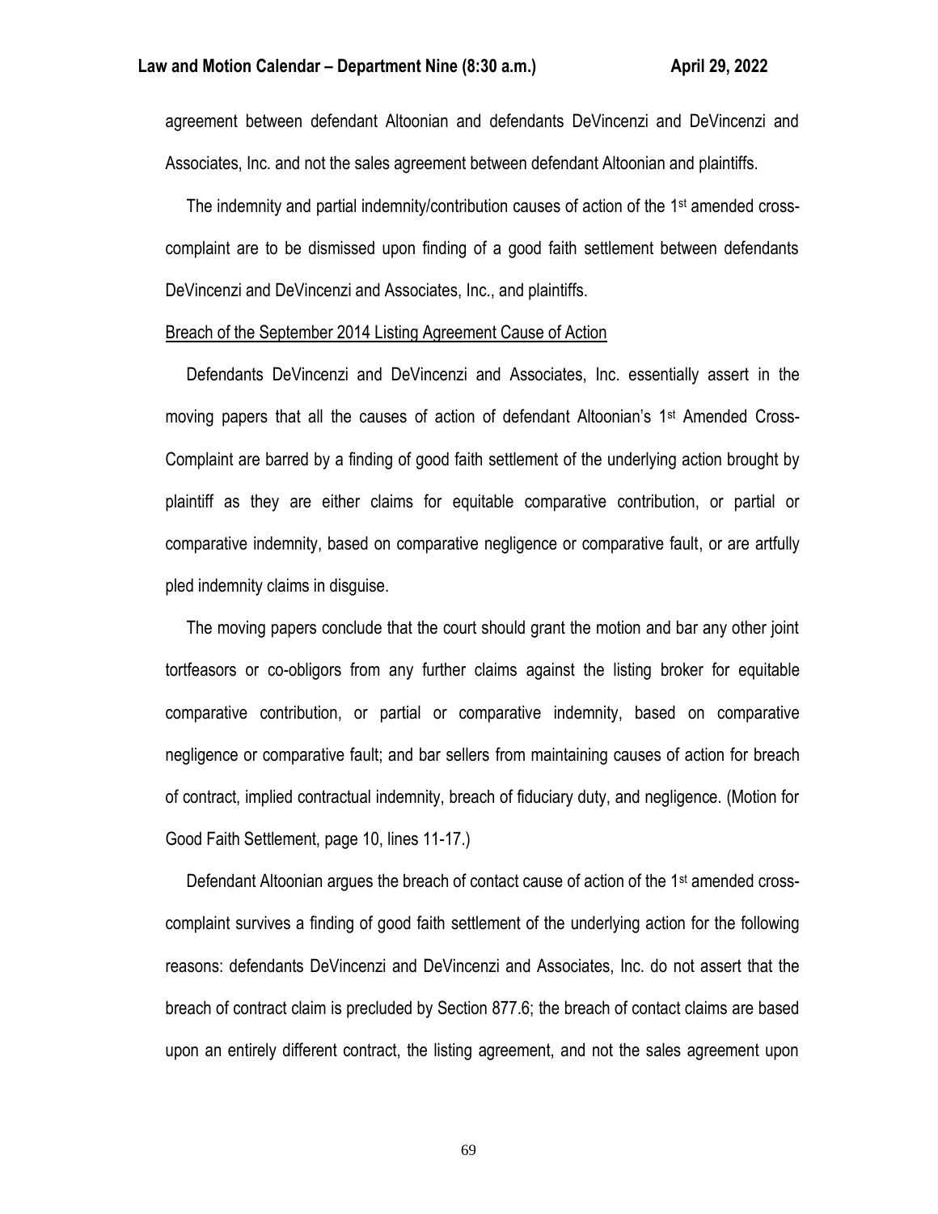agreement between defendant Altoonian and defendants DeVincenzi and DeVincenzi and Associates, Inc. and not the sales agreement between defendant Altoonian and plaintiffs.

The indemnity and partial indemnity/contribution causes of action of the 1st amended cross-complaint are to be dismissed upon finding of a good faith settlement between defendants DeVincenzi and DeVincenzi and Associates, Inc., and plaintiffs.

Breach of the September 2014 Listing Agreement Cause of Action

Defendants DeVincenzi and DeVincenzi and Associates, Inc. essentially assert in the moving papers that all the causes of action of defendant Altoonian's 1st Amended Cross-Complaint are barred by a finding of good faith settlement of the underlying action brought by plaintiff as they are either claims for equitable comparative contribution, or partial or comparative indemnity, based on comparative negligence or comparative fault, or are artfully pled indemnity claims in disguise.

The moving papers conclude that the court should grant the motion and bar any other joint tortfeasors or co-obligors from any further claims against the listing broker for equitable comparative contribution, or partial or comparative indemnity, based on comparative negligence or comparative fault; and bar sellers from maintaining causes of action for breach of contract, implied contractual indemnity, breach of fiduciary duty, and negligence. (Motion for Good Faith Settlement, page 10, lines 11-17.)

Defendant Altoonian argues the breach of contact cause of action of the 1st amended cross-complaint survives a finding of good faith settlement of the underlying action for the following reasons: defendants DeVincenzi and DeVincenzi and Associates, Inc. do not assert that the breach of contract claim is precluded by Section 877.6; the breach of contact claims are based upon an entirely different contract, the listing agreement, and not the sales agreement upon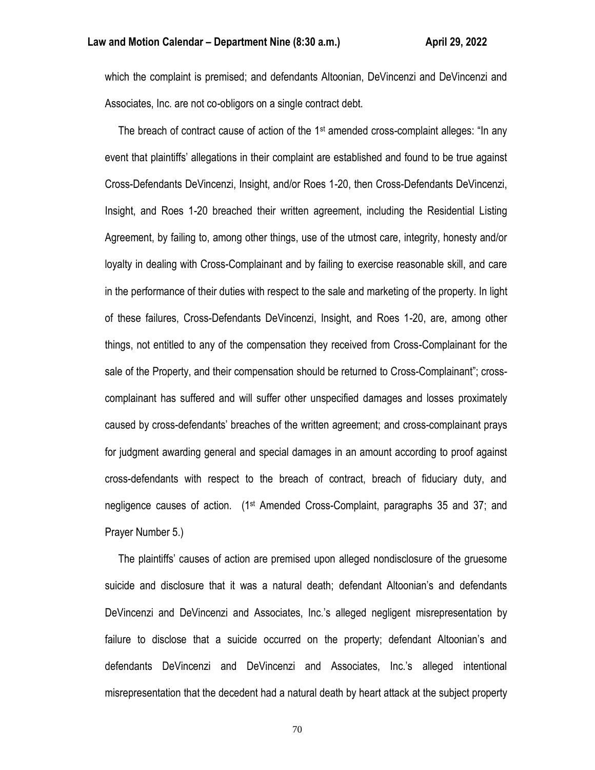which the complaint is premised; and defendants Altoonian, DeVincenzi and DeVincenzi and Associates, Inc. are not co-obligors on a single contract debt.

The breach of contract cause of action of the 1st amended cross-complaint alleges: "In any event that plaintiffs' allegations in their complaint are established and found to be true against Cross-Defendants DeVincenzi, Insight, and/or Roes 1-20, then Cross-Defendants DeVincenzi, Insight, and Roes 1-20 breached their written agreement, including the Residential Listing Agreement, by failing to, among other things, use of the utmost care, integrity, honesty and/or loyalty in dealing with Cross-Complainant and by failing to exercise reasonable skill, and care in the performance of their duties with respect to the sale and marketing of the property. In light of these failures, Cross-Defendants DeVincenzi, Insight, and Roes 1-20, are, among other things, not entitled to any of the compensation they received from Cross-Complainant for the sale of the Property, and their compensation should be returned to Cross-Complainant"; cross-complainant has suffered and will suffer other unspecified damages and losses proximately caused by cross-defendants' breaches of the written agreement; and cross-complainant prays for judgment awarding general and special damages in an amount according to proof against cross-defendants with respect to the breach of contract, breach of fiduciary duty, and negligence causes of action. (1st Amended Cross-Complaint, paragraphs 35 and 37; and Prayer Number 5.)

The plaintiffs' causes of action are premised upon alleged nondisclosure of the gruesome suicide and disclosure that it was a natural death; defendant Altoonian's and defendants DeVincenzi and DeVincenzi and Associates, Inc.'s alleged negligent misrepresentation by failure to disclose that a suicide occurred on the property; defendant Altoonian's and defendants DeVincenzi and DeVincenzi and Associates, Inc.'s alleged intentional misrepresentation that the decedent had a natural death by heart attack at the subject property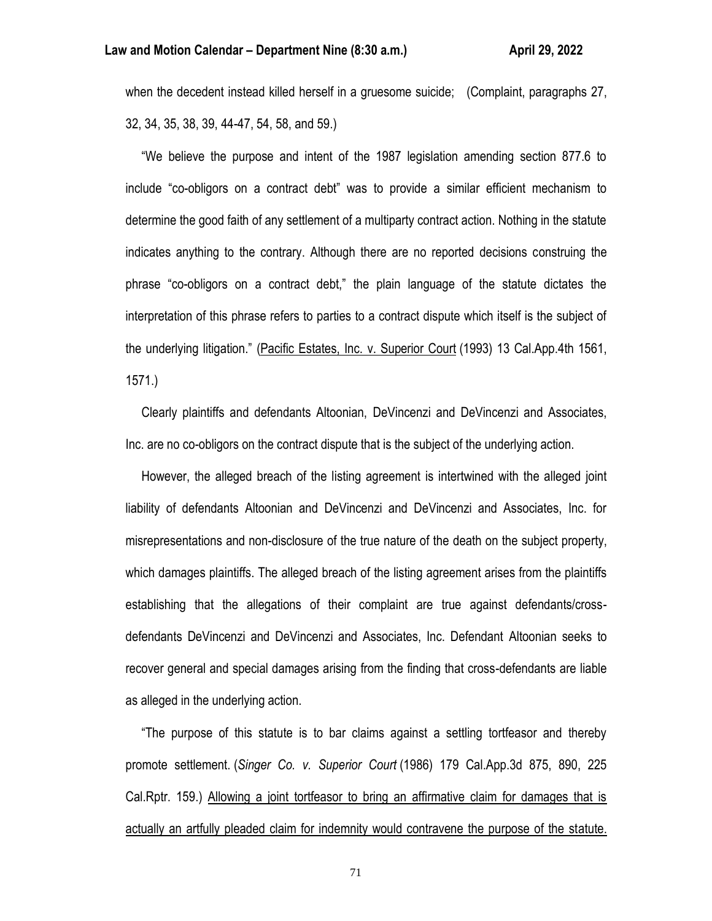when the decedent instead killed herself in a gruesome suicide; (Complaint, paragraphs 27, 32, 34, 35, 38, 39, 44-47, 54, 58, and 59.)

"We believe the purpose and intent of the 1987 legislation amending section 877.6 to include "co-obligors on a contract debt" was to provide a similar efficient mechanism to determine the good faith of any settlement of a multiparty contract action. Nothing in the statute indicates anything to the contrary. Although there are no reported decisions construing the phrase "co-obligors on a contract debt," the plain language of the statute dictates the interpretation of this phrase refers to parties to a contract dispute which itself is the subject of the underlying litigation." (<u>Pacific Estates, Inc. v. Superior Court</u> (1993) 13 Cal.App.4th 1561, 1571.)

Clearly plaintiffs and defendants Altoonian, DeVincenzi and DeVincenzi and Associates, Inc. are no co-obligors on the contract dispute that is the subject of the underlying action.

However, the alleged breach of the listing agreement is intertwined with the alleged joint liability of defendants Altoonian and DeVincenzi and DeVincenzi and Associates, Inc. for misrepresentations and non-disclosure of the true nature of the death on the subject property, which damages plaintiffs. The alleged breach of the listing agreement arises from the plaintiffs establishing that the allegations of their complaint are true against defendants/cross-defendants DeVincenzi and DeVincenzi and Associates, Inc. Defendant Altoonian seeks to recover general and special damages arising from the finding that cross-defendants are liable as alleged in the underlying action.

"The purpose of this statute is to bar claims against a settling tortfeasor and thereby promote settlement. (*Singer Co. v. Superior Court* (1986) 179 Cal.App.3d 875, 890, 225 Cal.Rptr. 159.) <u>Allowing a joint tortfeasor to bring an affirmative claim for damages that is actually an artfully pleaded claim for indemnity would contravene the purpose of the statute.</u>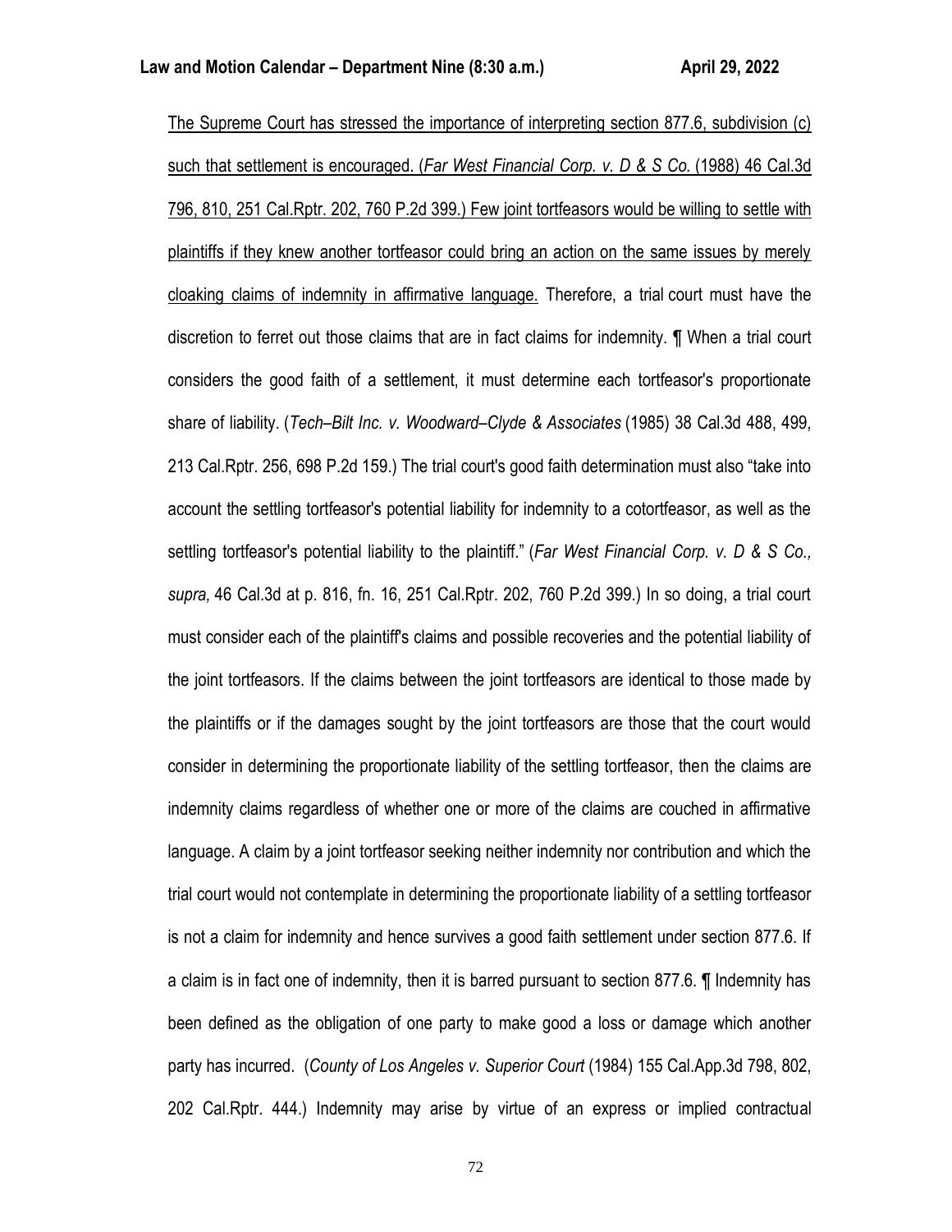The Supreme Court has stressed the importance of interpreting section 877.6, subdivision (c) such that settlement is encouraged. (*Far West Financial Corp. v. D & S Co.* (1988) 46 Cal.3d 796, 810, 251 Cal.Rptr. 202, 760 P.2d 399.) Few joint tortfeasors would be willing to settle with plaintiffs if they knew another tortfeasor could bring an action on the same issues by merely cloaking claims of indemnity in affirmative language. Therefore, a trial court must have the discretion to ferret out those claims that are in fact claims for indemnity. ¶ When a trial court considers the good faith of a settlement, it must determine each tortfeasor's proportionate share of liability. (*Tech–Bilt Inc. v. Woodward–Clyde & Associates* (1985) 38 Cal.3d 488, 499, 213 Cal.Rptr. 256, 698 P.2d 159.) The trial court's good faith determination must also "take into account the settling tortfeasor's potential liability for indemnity to a cotortfeasor, as well as the settling tortfeasor's potential liability to the plaintiff." (*Far West Financial Corp. v. D & S Co., supra,* 46 Cal.3d at p. 816, fn. 16, 251 Cal.Rptr. 202, 760 P.2d 399.) In so doing, a trial court must consider each of the plaintiff's claims and possible recoveries and the potential liability of the joint tortfeasors. If the claims between the joint tortfeasors are identical to those made by the plaintiffs or if the damages sought by the joint tortfeasors are those that the court would consider in determining the proportionate liability of the settling tortfeasor, then the claims are indemnity claims regardless of whether one or more of the claims are couched in affirmative language. A claim by a joint tortfeasor seeking neither indemnity nor contribution and which the trial court would not contemplate in determining the proportionate liability of a settling tortfeasor is not a claim for indemnity and hence survives a good faith settlement under section 877.6. If a claim is in fact one of indemnity, then it is barred pursuant to section 877.6. ¶ Indemnity has been defined as the obligation of one party to make good a loss or damage which another party has incurred. (*County of Los Angeles v. Superior Court* (1984) 155 Cal.App.3d 798, 802, 202 Cal.Rptr. 444.) Indemnity may arise by virtue of an express or implied contractual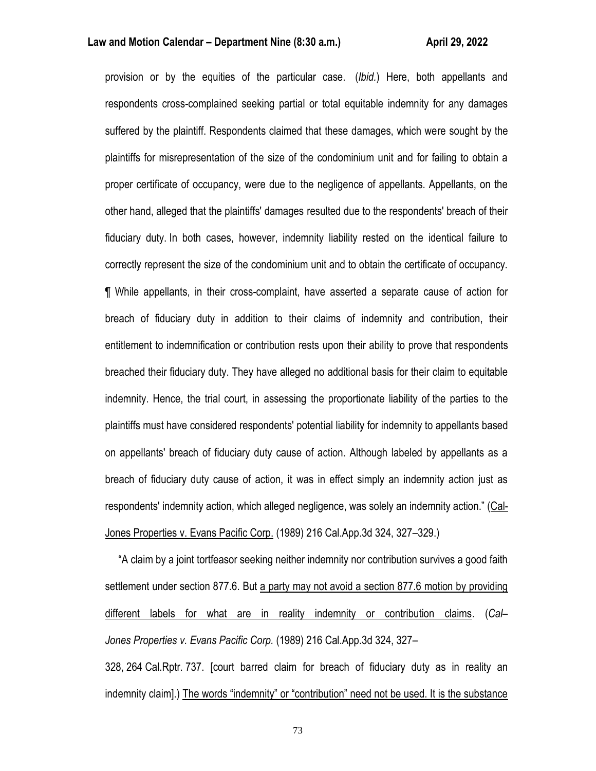provision or by the equities of the particular case. (*Ibid.*) Here, both appellants and respondents cross-complained seeking partial or total equitable indemnity for any damages suffered by the plaintiff. Respondents claimed that these damages, which were sought by the plaintiffs for misrepresentation of the size of the condominium unit and for failing to obtain a proper certificate of occupancy, were due to the negligence of appellants. Appellants, on the other hand, alleged that the plaintiffs' damages resulted due to the respondents' breach of their fiduciary duty. In both cases, however, indemnity liability rested on the identical failure to correctly represent the size of the condominium unit and to obtain the certificate of occupancy. ¶ While appellants, in their cross-complaint, have asserted a separate cause of action for breach of fiduciary duty in addition to their claims of indemnity and contribution, their entitlement to indemnification or contribution rests upon their ability to prove that respondents breached their fiduciary duty. They have alleged no additional basis for their claim to equitable indemnity. Hence, the trial court, in assessing the proportionate liability of the parties to the plaintiffs must have considered respondents' potential liability for indemnity to appellants based on appellants' breach of fiduciary duty cause of action. Although labeled by appellants as a breach of fiduciary duty cause of action, it was in effect simply an indemnity action just as respondents' indemnity action, which alleged negligence, was solely an indemnity action." (<u>Cal-Jones Properties v. Evans Pacific Corp.</u> (1989) 216 Cal.App.3d 324, 327–329.)

"A claim by a joint tortfeasor seeking neither indemnity nor contribution survives a good faith settlement under section 877.6. But <u>a party may not avoid a section 877.6 motion by providing different labels for what are in reality indemnity or contribution claims</u>. (*Cal–Jones Properties v. Evans Pacific Corp.* (1989) 216 Cal.App.3d 324, 327–328, 264 Cal.Rptr. 737. [court barred claim for breach of fiduciary duty as in reality an indemnity claim].) <u>The words "indemnity" or "contribution" need not be used. It is the substance</u>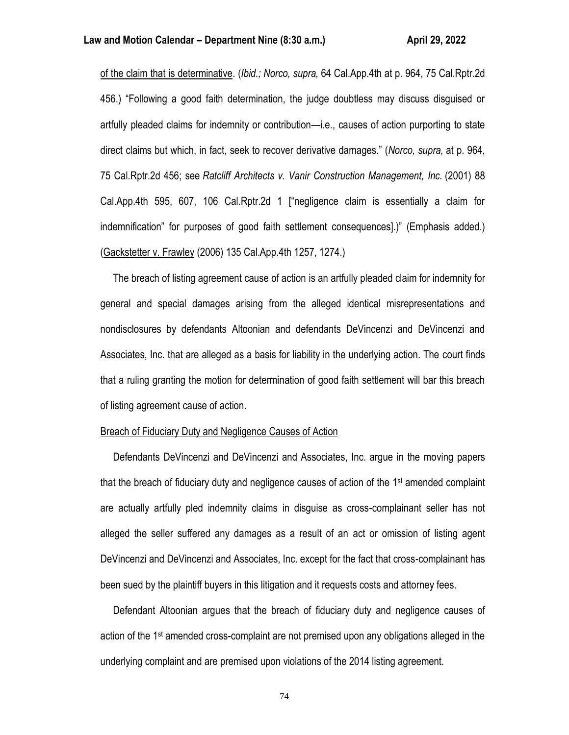of the claim that is determinative. (*Ibid.; Norco, supra,* 64 Cal.App.4th at p. 964, 75 Cal.Rptr.2d 456.) "Following a good faith determination, the judge doubtless may discuss disguised or artfully pleaded claims for indemnity or contribution—i.e., causes of action purporting to state direct claims but which, in fact, seek to recover derivative damages." (*Norco, supra,* at p. 964, 75 Cal.Rptr.2d 456; see *Ratcliff Architects v. Vanir Construction Management, Inc.* (2001) 88 Cal.App.4th 595, 607, 106 Cal.Rptr.2d 1 ["negligence claim is essentially a claim for indemnification" for purposes of good faith settlement consequences].)" (Emphasis added.) (Gackstetter v. Frawley (2006) 135 Cal.App.4th 1257, 1274.)

The breach of listing agreement cause of action is an artfully pleaded claim for indemnity for general and special damages arising from the alleged identical misrepresentations and nondisclosures by defendants Altoonian and defendants DeVincenzi and DeVincenzi and Associates, Inc. that are alleged as a basis for liability in the underlying action. The court finds that a ruling granting the motion for determination of good faith settlement will bar this breach of listing agreement cause of action.

Breach of Fiduciary Duty and Negligence Causes of Action

Defendants DeVincenzi and DeVincenzi and Associates, Inc. argue in the moving papers that the breach of fiduciary duty and negligence causes of action of the 1st amended complaint are actually artfully pled indemnity claims in disguise as cross-complainant seller has not alleged the seller suffered any damages as a result of an act or omission of listing agent DeVincenzi and DeVincenzi and Associates, Inc. except for the fact that cross-complainant has been sued by the plaintiff buyers in this litigation and it requests costs and attorney fees.

Defendant Altoonian argues that the breach of fiduciary duty and negligence causes of action of the 1st amended cross-complaint are not premised upon any obligations alleged in the underlying complaint and are premised upon violations of the 2014 listing agreement.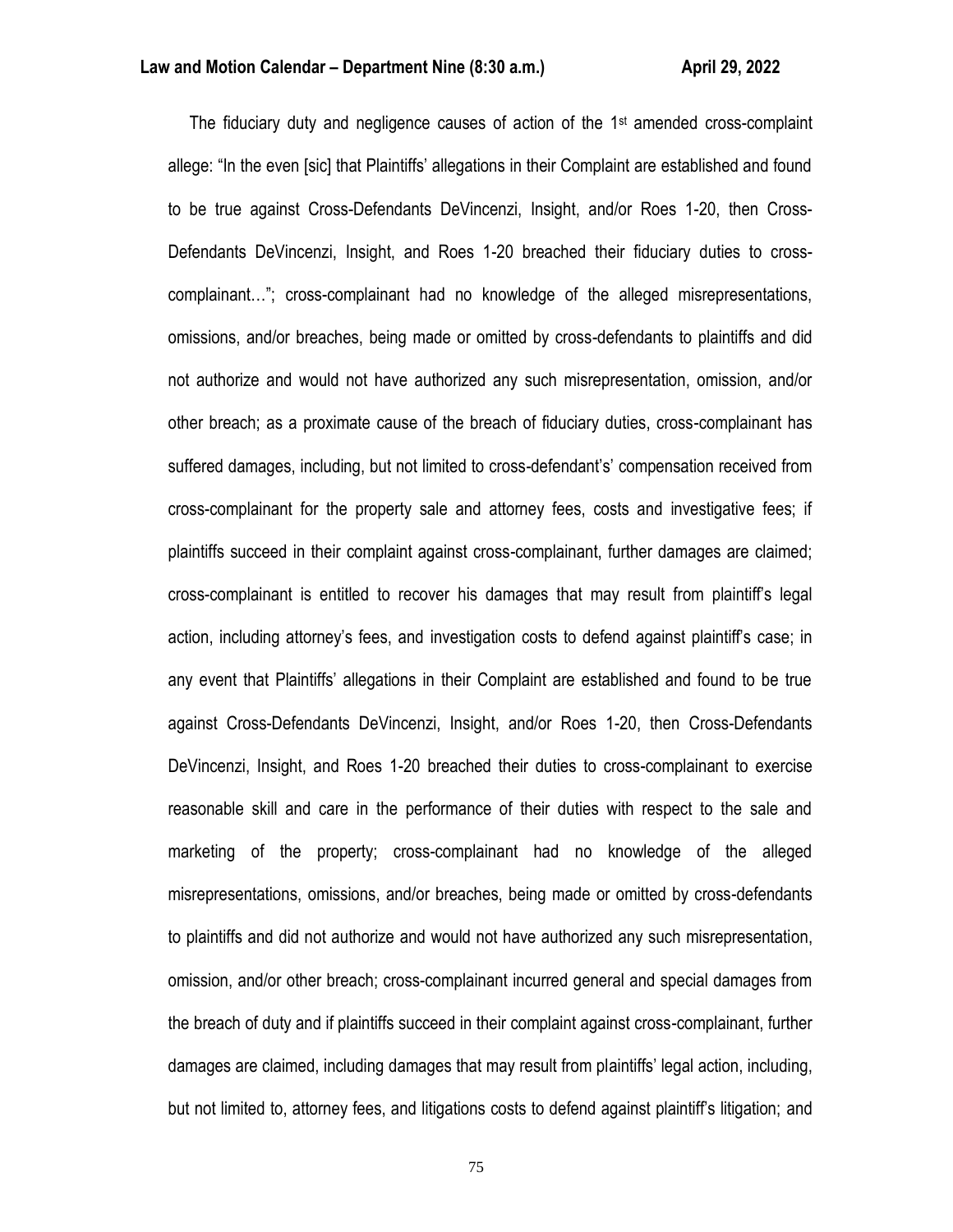The fiduciary duty and negligence causes of action of the 1st amended cross-complaint allege: "In the even [sic] that Plaintiffs' allegations in their Complaint are established and found to be true against Cross-Defendants DeVincenzi, Insight, and/or Roes 1-20, then Cross-Defendants DeVincenzi, Insight, and Roes 1-20 breached their fiduciary duties to cross-complainant…"; cross-complainant had no knowledge of the alleged misrepresentations, omissions, and/or breaches, being made or omitted by cross-defendants to plaintiffs and did not authorize and would not have authorized any such misrepresentation, omission, and/or other breach; as a proximate cause of the breach of fiduciary duties, cross-complainant has suffered damages, including, but not limited to cross-defendant's' compensation received from cross-complainant for the property sale and attorney fees, costs and investigative fees; if plaintiffs succeed in their complaint against cross-complainant, further damages are claimed; cross-complainant is entitled to recover his damages that may result from plaintiff's legal action, including attorney's fees, and investigation costs to defend against plaintiff's case; in any event that Plaintiffs' allegations in their Complaint are established and found to be true against Cross-Defendants DeVincenzi, Insight, and/or Roes 1-20, then Cross-Defendants DeVincenzi, Insight, and Roes 1-20 breached their duties to cross-complainant to exercise reasonable skill and care in the performance of their duties with respect to the sale and marketing of the property; cross-complainant had no knowledge of the alleged misrepresentations, omissions, and/or breaches, being made or omitted by cross-defendants to plaintiffs and did not authorize and would not have authorized any such misrepresentation, omission, and/or other breach; cross-complainant incurred general and special damages from the breach of duty and if plaintiffs succeed in their complaint against cross-complainant, further damages are claimed, including damages that may result from plaintiffs' legal action, including, but not limited to, attorney fees, and litigations costs to defend against plaintiff's litigation; and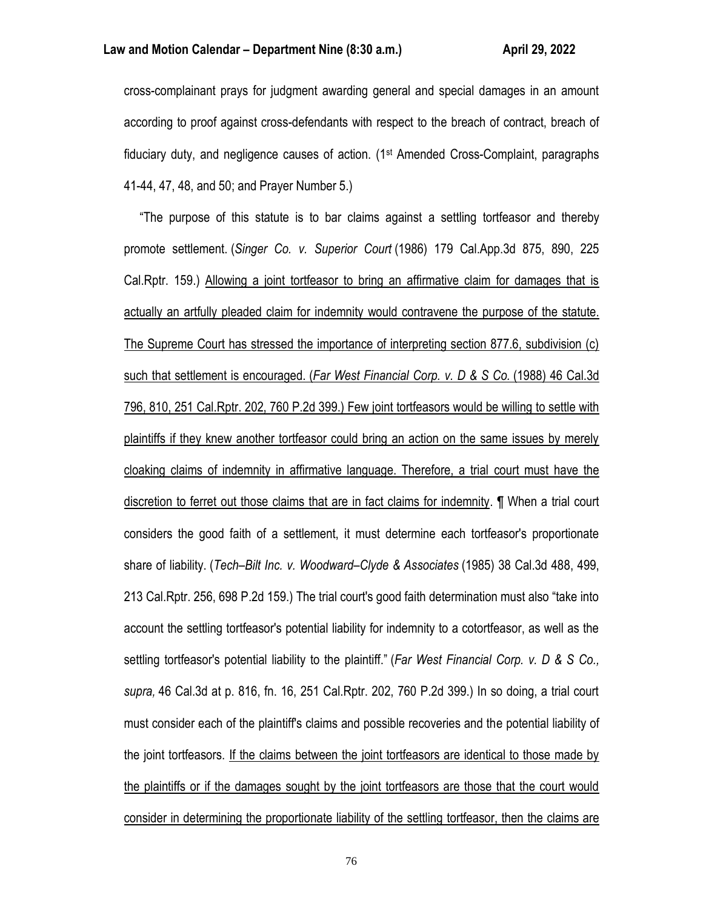cross-complainant prays for judgment awarding general and special damages in an amount according to proof against cross-defendants with respect to the breach of contract, breach of fiduciary duty, and negligence causes of action. (1st Amended Cross-Complaint, paragraphs 41-44, 47, 48, and 50; and Prayer Number 5.)

"The purpose of this statute is to bar claims against a settling tortfeasor and thereby promote settlement. (*Singer Co. v. Superior Court* (1986) 179 Cal.App.3d 875, 890, 225 Cal.Rptr. 159.) <u>Allowing a joint tortfeasor to bring an affirmative claim for damages that is actually an artfully pleaded claim for indemnity would contravene the purpose of the statute. The Supreme Court has stressed the importance of interpreting section 877.6, subdivision (c) such that settlement is encouraged. (*Far West Financial Corp. v. D & S Co.* (1988) 46 Cal.3d 796, 810, 251 Cal.Rptr. 202, 760 P.2d 399.) Few joint tortfeasors would be willing to settle with plaintiffs if they knew another tortfeasor could bring an action on the same issues by merely cloaking claims of indemnity in affirmative language. Therefore, a trial court must have the discretion to ferret out those claims that are in fact claims for indemnity</u>. ¶ When a trial court considers the good faith of a settlement, it must determine each tortfeasor's proportionate share of liability. (*Tech–Bilt Inc. v. Woodward–Clyde & Associates* (1985) 38 Cal.3d 488, 499, 213 Cal.Rptr. 256, 698 P.2d 159.) The trial court's good faith determination must also "take into account the settling tortfeasor's potential liability for indemnity to a cotortfeasor, as well as the settling tortfeasor's potential liability to the plaintiff." (*Far West Financial Corp. v. D & S Co., supra,* 46 Cal.3d at p. 816, fn. 16, 251 Cal.Rptr. 202, 760 P.2d 399.) In so doing, a trial court must consider each of the plaintiff's claims and possible recoveries and the potential liability of the joint tortfeasors. <u>If the claims between the joint tortfeasors are identical to those made by the plaintiffs or if the damages sought by the joint tortfeasors are those that the court would consider in determining the proportionate liability of the settling tortfeasor, then the claims are</u>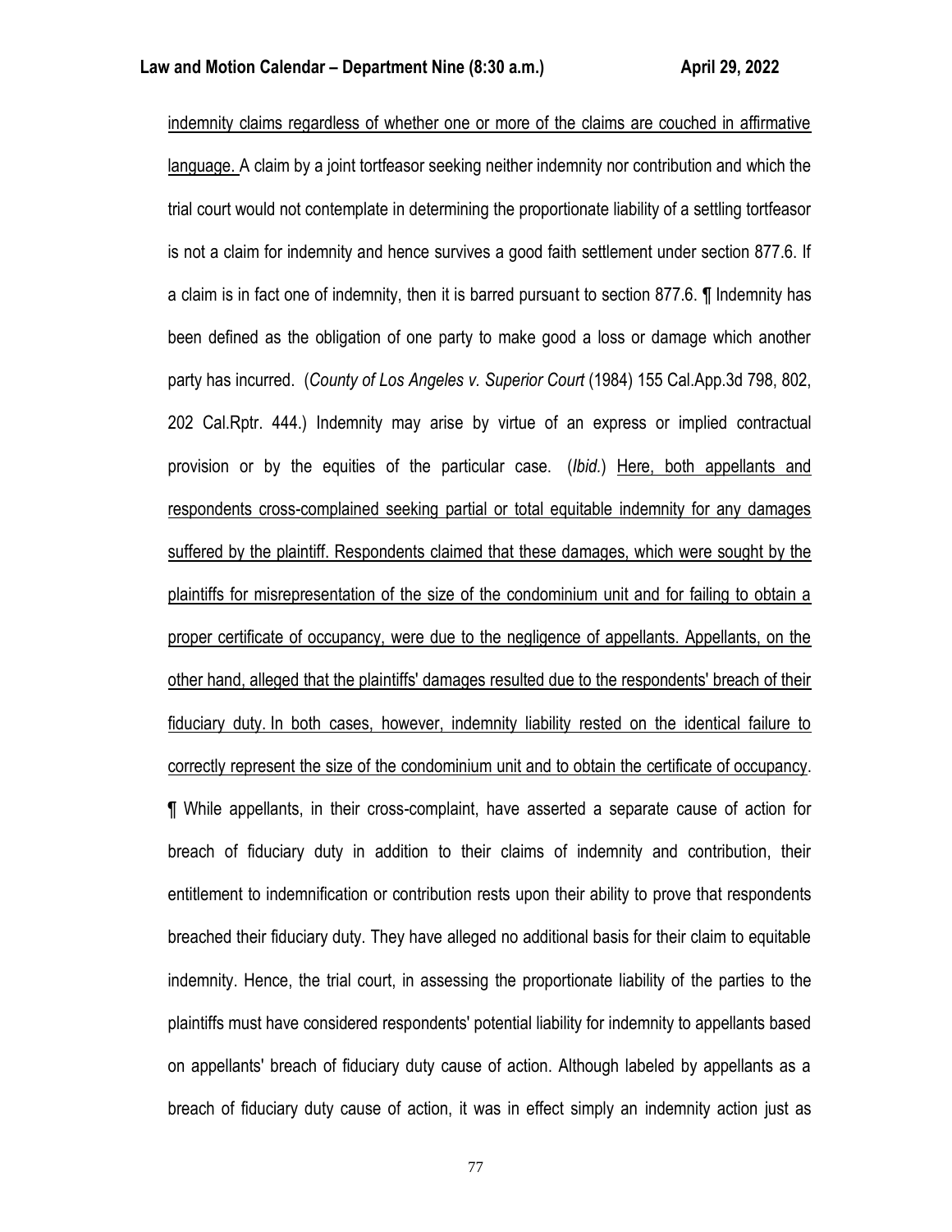indemnity claims regardless of whether one or more of the claims are couched in affirmative language. A claim by a joint tortfeasor seeking neither indemnity nor contribution and which the trial court would not contemplate in determining the proportionate liability of a settling tortfeasor is not a claim for indemnity and hence survives a good faith settlement under section 877.6. If a claim is in fact one of indemnity, then it is barred pursuant to section 877.6. ¶ Indemnity has been defined as the obligation of one party to make good a loss or damage which another party has incurred. (*County of Los Angeles v. Superior Court* (1984) 155 Cal.App.3d 798, 802, 202 Cal.Rptr. 444.) Indemnity may arise by virtue of an express or implied contractual provision or by the equities of the particular case. (*Ibid.*) Here, both appellants and respondents cross-complained seeking partial or total equitable indemnity for any damages suffered by the plaintiff. Respondents claimed that these damages, which were sought by the plaintiffs for misrepresentation of the size of the condominium unit and for failing to obtain a proper certificate of occupancy, were due to the negligence of appellants. Appellants, on the other hand, alleged that the plaintiffs' damages resulted due to the respondents' breach of their fiduciary duty. In both cases, however, indemnity liability rested on the identical failure to correctly represent the size of the condominium unit and to obtain the certificate of occupancy. ¶ While appellants, in their cross-complaint, have asserted a separate cause of action for breach of fiduciary duty in addition to their claims of indemnity and contribution, their entitlement to indemnification or contribution rests upon their ability to prove that respondents breached their fiduciary duty. They have alleged no additional basis for their claim to equitable indemnity. Hence, the trial court, in assessing the proportionate liability of the parties to the plaintiffs must have considered respondents' potential liability for indemnity to appellants based on appellants' breach of fiduciary duty cause of action. Although labeled by appellants as a breach of fiduciary duty cause of action, it was in effect simply an indemnity action just as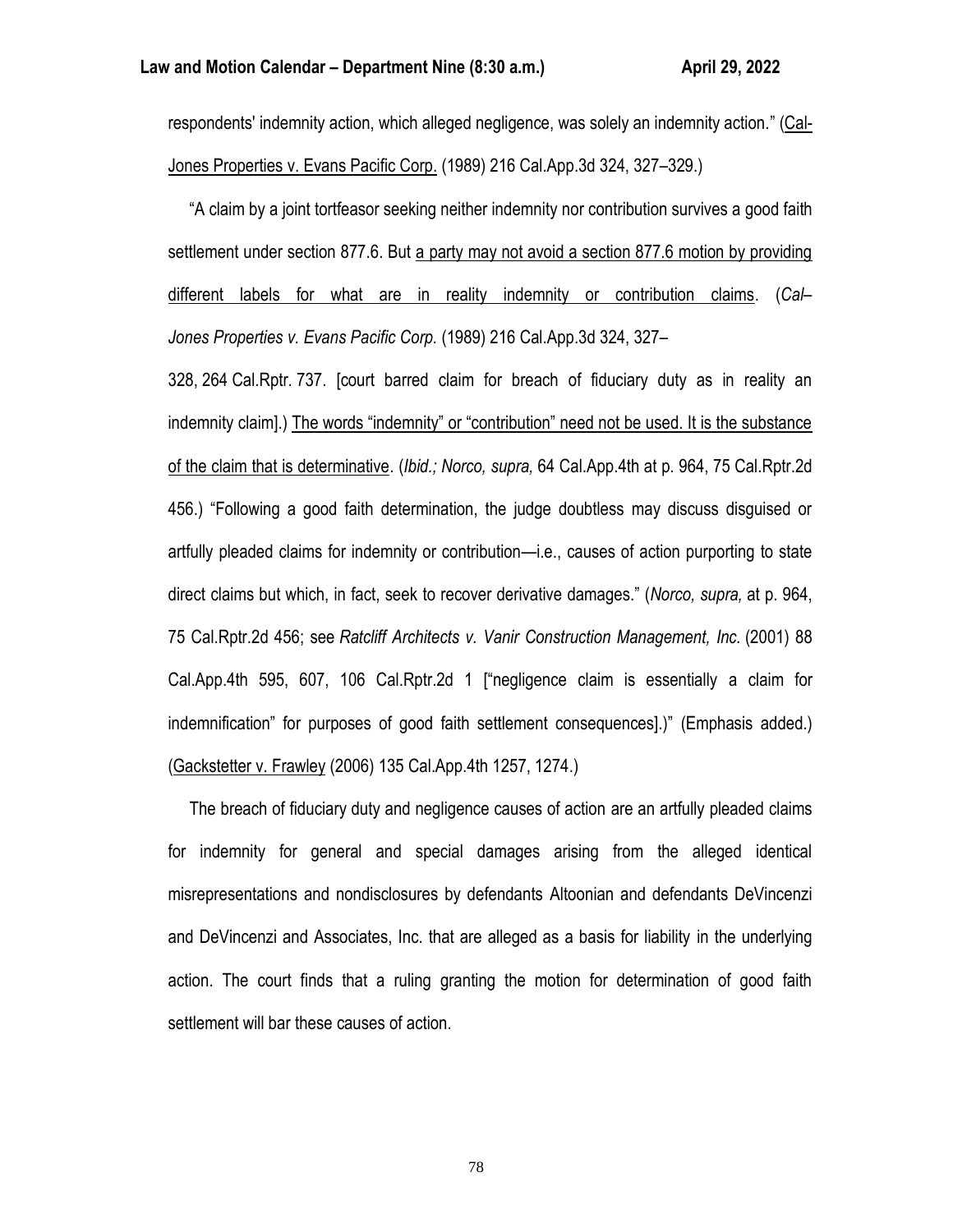respondents' indemnity action, which alleged negligence, was solely an indemnity action." (Cal-Jones Properties v. Evans Pacific Corp. (1989) 216 Cal.App.3d 324, 327–329.)

"A claim by a joint tortfeasor seeking neither indemnity nor contribution survives a good faith settlement under section 877.6. But a party may not avoid a section 877.6 motion by providing different labels for what are in reality indemnity or contribution claims. (*Cal–Jones Properties v. Evans Pacific Corp.* (1989) 216 Cal.App.3d 324, 327–328, 264 Cal.Rptr. 737. [court barred claim for breach of fiduciary duty as in reality an indemnity claim].) The words "indemnity" or "contribution" need not be used. It is the substance of the claim that is determinative. (*Ibid.; Norco, supra,* 64 Cal.App.4th at p. 964, 75 Cal.Rptr.2d 456.) "Following a good faith determination, the judge doubtless may discuss disguised or artfully pleaded claims for indemnity or contribution—i.e., causes of action purporting to state direct claims but which, in fact, seek to recover derivative damages." (*Norco, supra,* at p. 964, 75 Cal.Rptr.2d 456; see *Ratcliff Architects v. Vanir Construction Management, Inc.* (2001) 88 Cal.App.4th 595, 607, 106 Cal.Rptr.2d 1 ["negligence claim is essentially a claim for indemnification" for purposes of good faith settlement consequences].)" (Emphasis added.) (Gackstetter v. Frawley (2006) 135 Cal.App.4th 1257, 1274.)

The breach of fiduciary duty and negligence causes of action are an artfully pleaded claims for indemnity for general and special damages arising from the alleged identical misrepresentations and nondisclosures by defendants Altoonian and defendants DeVincenzi and DeVincenzi and Associates, Inc. that are alleged as a basis for liability in the underlying action. The court finds that a ruling granting the motion for determination of good faith settlement will bar these causes of action.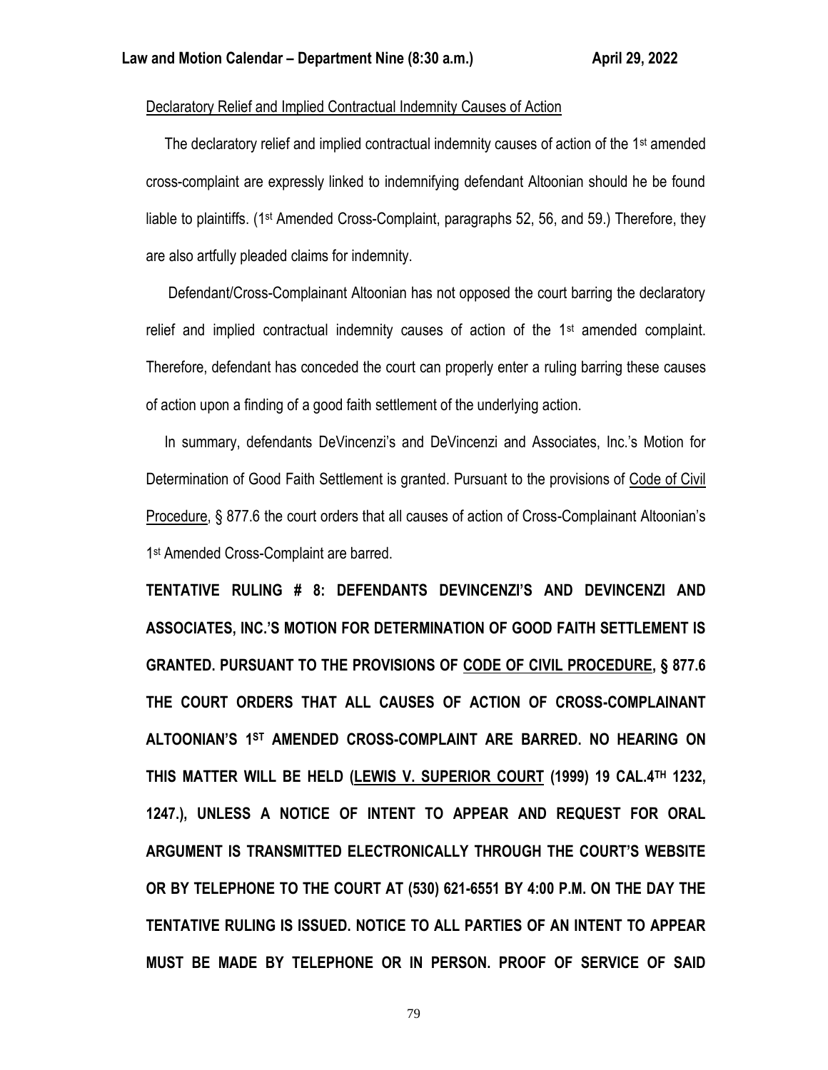Declaratory Relief and Implied Contractual Indemnity Causes of Action

The declaratory relief and implied contractual indemnity causes of action of the 1st amended cross-complaint are expressly linked to indemnifying defendant Altoonian should he be found liable to plaintiffs. (1st Amended Cross-Complaint, paragraphs 52, 56, and 59.) Therefore, they are also artfully pleaded claims for indemnity.

Defendant/Cross-Complainant Altoonian has not opposed the court barring the declaratory relief and implied contractual indemnity causes of action of the 1st amended complaint. Therefore, defendant has conceded the court can properly enter a ruling barring these causes of action upon a finding of a good faith settlement of the underlying action.

In summary, defendants DeVincenzi's and DeVincenzi and Associates, Inc.'s Motion for Determination of Good Faith Settlement is granted. Pursuant to the provisions of Code of Civil Procedure, § 877.6 the court orders that all causes of action of Cross-Complainant Altoonian's 1st Amended Cross-Complaint are barred.

**TENTATIVE RULING # 8: DEFENDANTS DEVINCENZI'S AND DEVINCENZI AND ASSOCIATES, INC.'S MOTION FOR DETERMINATION OF GOOD FAITH SETTLEMENT IS GRANTED. PURSUANT TO THE PROVISIONS OF CODE OF CIVIL PROCEDURE, § 877.6 THE COURT ORDERS THAT ALL CAUSES OF ACTION OF CROSS-COMPLAINANT ALTOONIAN'S 1ST AMENDED CROSS-COMPLAINT ARE BARRED. NO HEARING ON THIS MATTER WILL BE HELD (LEWIS V. SUPERIOR COURT (1999) 19 CAL.4TH 1232, 1247.), UNLESS A NOTICE OF INTENT TO APPEAR AND REQUEST FOR ORAL ARGUMENT IS TRANSMITTED ELECTRONICALLY THROUGH THE COURT'S WEBSITE OR BY TELEPHONE TO THE COURT AT (530) 621-6551 BY 4:00 P.M. ON THE DAY THE TENTATIVE RULING IS ISSUED. NOTICE TO ALL PARTIES OF AN INTENT TO APPEAR MUST BE MADE BY TELEPHONE OR IN PERSON. PROOF OF SERVICE OF SAID**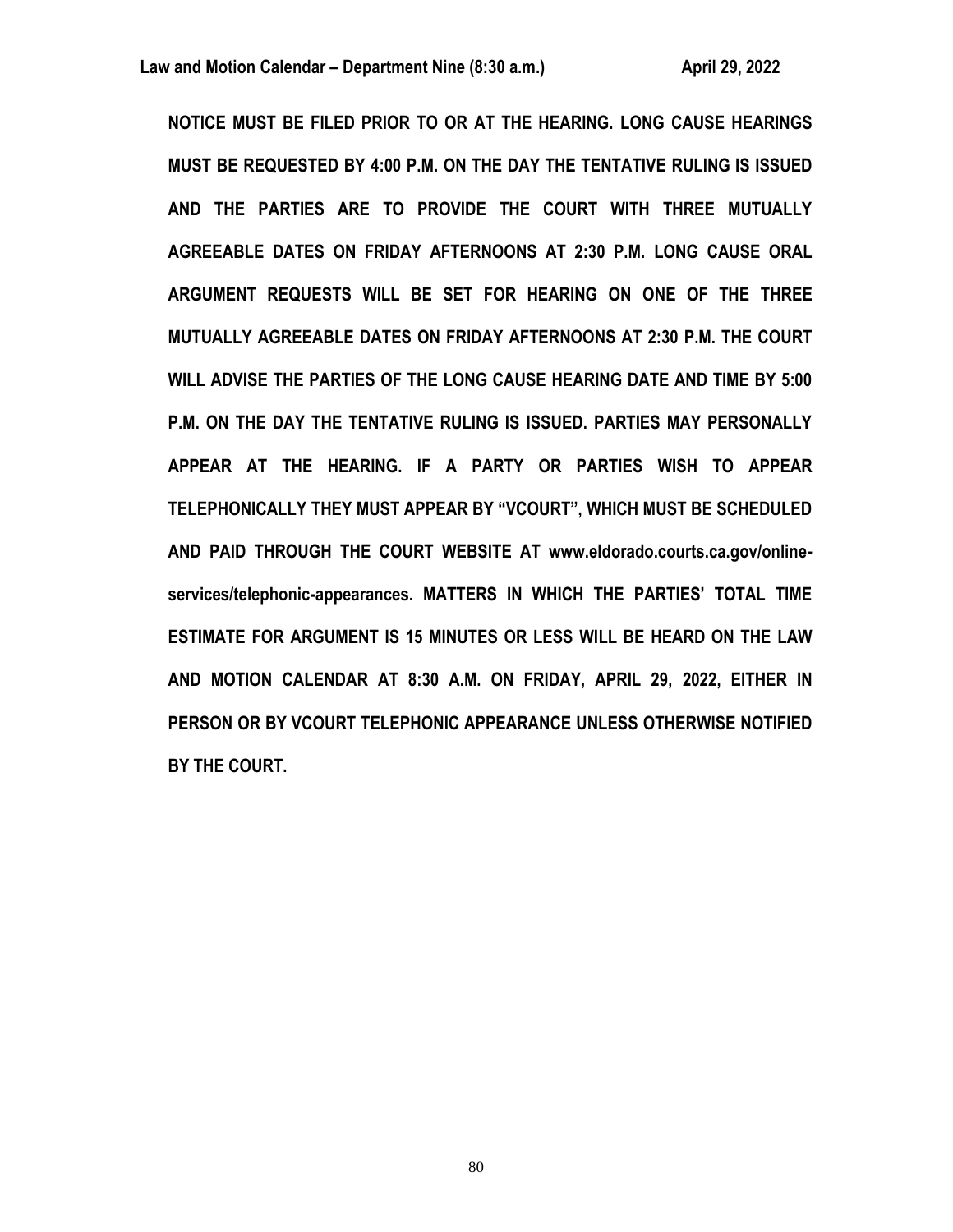**NOTICE MUST BE FILED PRIOR TO OR AT THE HEARING. LONG CAUSE HEARINGS MUST BE REQUESTED BY 4:00 P.M. ON THE DAY THE TENTATIVE RULING IS ISSUED AND THE PARTIES ARE TO PROVIDE THE COURT WITH THREE MUTUALLY AGREEABLE DATES ON FRIDAY AFTERNOONS AT 2:30 P.M. LONG CAUSE ORAL ARGUMENT REQUESTS WILL BE SET FOR HEARING ON ONE OF THE THREE MUTUALLY AGREEABLE DATES ON FRIDAY AFTERNOONS AT 2:30 P.M. THE COURT WILL ADVISE THE PARTIES OF THE LONG CAUSE HEARING DATE AND TIME BY 5:00 P.M. ON THE DAY THE TENTATIVE RULING IS ISSUED. PARTIES MAY PERSONALLY APPEAR AT THE HEARING. IF A PARTY OR PARTIES WISH TO APPEAR TELEPHONICALLY THEY MUST APPEAR BY "VCOURT", WHICH MUST BE SCHEDULED AND PAID THROUGH THE COURT WEBSITE AT www.eldorado.courts.ca.gov/online-services/telephonic-appearances. MATTERS IN WHICH THE PARTIES' TOTAL TIME ESTIMATE FOR ARGUMENT IS 15 MINUTES OR LESS WILL BE HEARD ON THE LAW AND MOTION CALENDAR AT 8:30 A.M. ON FRIDAY, APRIL 29, 2022, EITHER IN PERSON OR BY VCOURT TELEPHONIC APPEARANCE UNLESS OTHERWISE NOTIFIED BY THE COURT.**